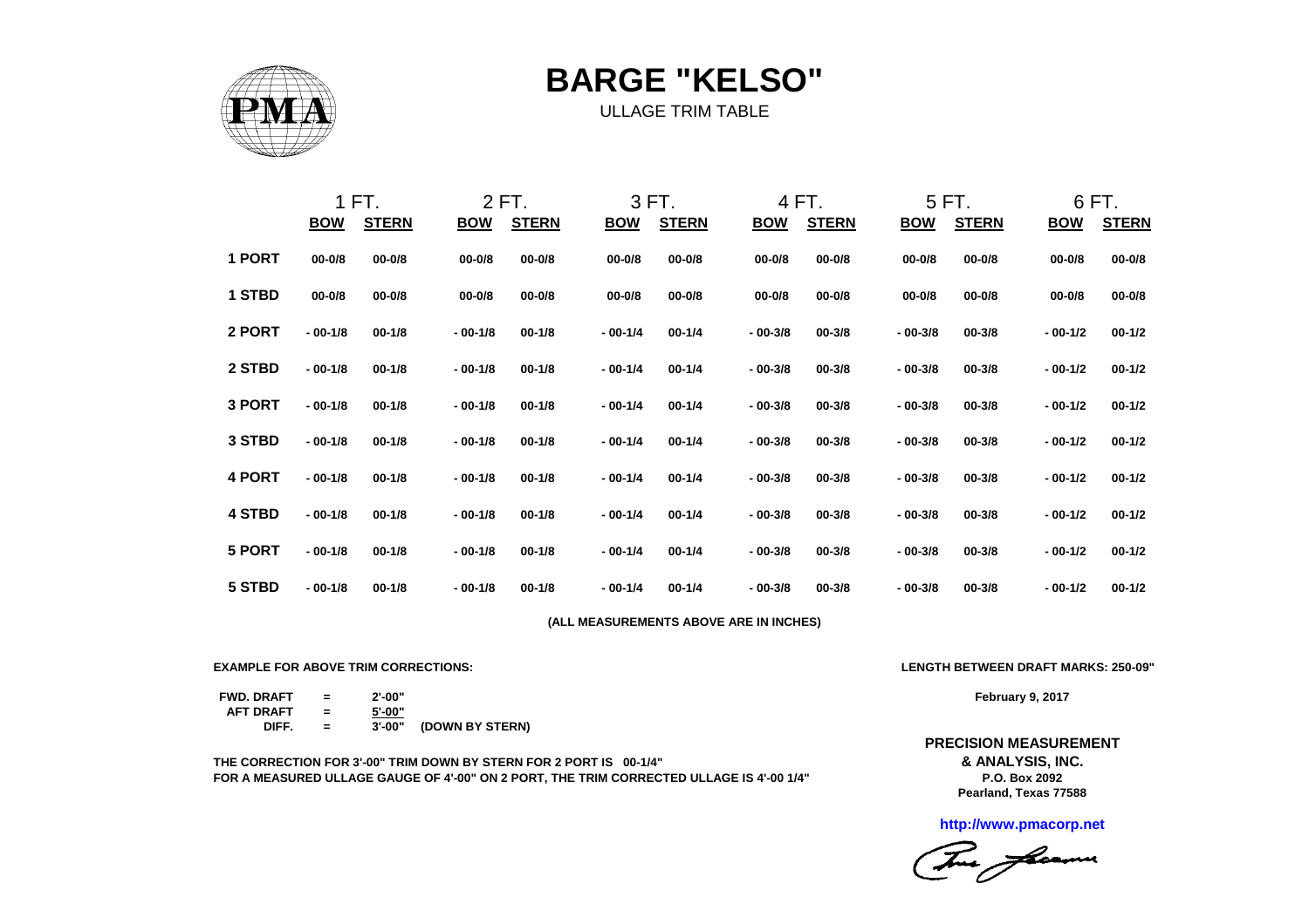# BARGE "KELSO"

ULLAGE TRIM TABLE

| | 1 FT. | | 2 FT. | | 3 FT. | | 4 FT. | | 5 FT. | | 6 FT. | |
|---|---|---|---|---|---|---|---|---|---|---|---|---|
| | **BOW** | **STERN** | **BOW** | **STERN** | **BOW** | **STERN** | **BOW** | **STERN** | **BOW** | **STERN** | **BOW** | **STERN** |
| **1 PORT** | 00-0/8 | 00-0/8 | 00-0/8 | 00-0/8 | 00-0/8 | 00-0/8 | 00-0/8 | 00-0/8 | 00-0/8 | 00-0/8 | 00-0/8 | 00-0/8 |
| **1 STBD** | 00-0/8 | 00-0/8 | 00-0/8 | 00-0/8 | 00-0/8 | 00-0/8 | 00-0/8 | 00-0/8 | 00-0/8 | 00-0/8 | 00-0/8 | 00-0/8 |
| **2 PORT** | - 00-1/8 | 00-1/8 | - 00-1/8 | 00-1/8 | - 00-1/4 | 00-1/4 | - 00-3/8 | 00-3/8 | - 00-3/8 | 00-3/8 | - 00-1/2 | 00-1/2 |
| **2 STBD** | - 00-1/8 | 00-1/8 | - 00-1/8 | 00-1/8 | - 00-1/4 | 00-1/4 | - 00-3/8 | 00-3/8 | - 00-3/8 | 00-3/8 | - 00-1/2 | 00-1/2 |
| **3 PORT** | - 00-1/8 | 00-1/8 | - 00-1/8 | 00-1/8 | - 00-1/4 | 00-1/4 | - 00-3/8 | 00-3/8 | - 00-3/8 | 00-3/8 | - 00-1/2 | 00-1/2 |
| **3 STBD** | - 00-1/8 | 00-1/8 | - 00-1/8 | 00-1/8 | - 00-1/4 | 00-1/4 | - 00-3/8 | 00-3/8 | - 00-3/8 | 00-3/8 | - 00-1/2 | 00-1/2 |
| **4 PORT** | - 00-1/8 | 00-1/8 | - 00-1/8 | 00-1/8 | - 00-1/4 | 00-1/4 | - 00-3/8 | 00-3/8 | - 00-3/8 | 00-3/8 | - 00-1/2 | 00-1/2 |
| **4 STBD** | - 00-1/8 | 00-1/8 | - 00-1/8 | 00-1/8 | - 00-1/4 | 00-1/4 | - 00-3/8 | 00-3/8 | - 00-3/8 | 00-3/8 | - 00-1/2 | 00-1/2 |
| **5 PORT** | - 00-1/8 | 00-1/8 | - 00-1/8 | 00-1/8 | - 00-1/4 | 00-1/4 | - 00-3/8 | 00-3/8 | - 00-3/8 | 00-3/8 | - 00-1/2 | 00-1/2 |
| **5 STBD** | - 00-1/8 | 00-1/8 | - 00-1/8 | 00-1/8 | - 00-1/4 | 00-1/4 | - 00-3/8 | 00-3/8 | - 00-3/8 | 00-3/8 | - 00-1/2 | 00-1/2 |

**(ALL MEASUREMENTS ABOVE ARE IN INCHES)**

**EXAMPLE FOR ABOVE TRIM CORRECTIONS:**

**LENGTH BETWEEN DRAFT MARKS: 250-09"**

| | | | |
|---|---|---|---|
| **FWD. DRAFT** | = | 2'-00" | |
| **AFT DRAFT** | = | 5'-00" | |
| **DIFF.** | = | 3'-00" | **(DOWN BY STERN)** |

**February 9, 2017**

**THE CORRECTION FOR 3'-00" TRIM DOWN BY STERN FOR 2 PORT IS 00-1/4"**
**FOR A MEASURED ULLAGE GAUGE OF 4'-00" ON 2 PORT, THE TRIM CORRECTED ULLAGE IS 4'-00 1/4"**

**PRECISION MEASUREMENT & ANALYSIS, INC.**
**P.O. Box 2092**
**Pearland, Texas 77588**

**http://www.pmacorp.net**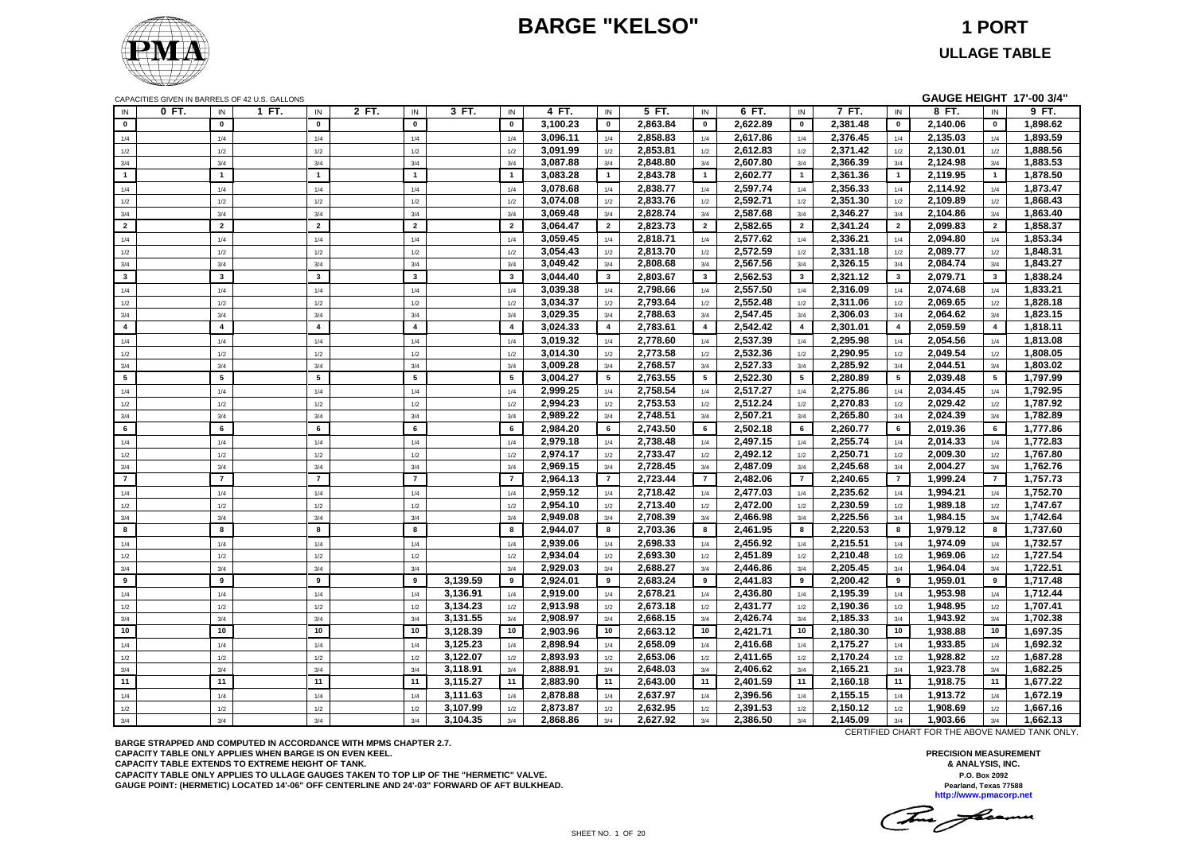# BARGE "KELSO"

## 1 PORT

## ULLAGE TABLE

CAPACITIES GIVEN IN BARRELS OF 42 U.S. GALLONS

**GAUGE HEIGHT 17'-00 3/4"**

| IN | 0 FT. | IN | 1 FT. | IN | 2 FT. | IN | 3 FT. | IN | 4 FT. | IN | 5 FT. | IN | 6 FT. | IN | 7 FT. | IN | 8 FT. | IN | 9 FT. |
|---|---|---|---|---|---|---|---|---|---|---|---|---|---|---|---|---|---|---|---|
| 0 | | 0 | | 0 | | 0 | | 0 | 3,100.23 | 0 | 2,863.84 | 0 | 2,622.89 | 0 | 2,381.48 | 0 | 2,140.06 | 0 | 1,898.62 |
| 1/4 | | 1/4 | | 1/4 | | 1/4 | | 1/4 | 3,096.11 | 1/4 | 2,858.83 | 1/4 | 2,617.86 | 1/4 | 2,376.45 | 1/4 | 2,135.03 | 1/4 | 1,893.59 |
| 1/2 | | 1/2 | | 1/2 | | 1/2 | | 1/2 | 3,091.99 | 1/2 | 2,853.81 | 1/2 | 2,612.83 | 1/2 | 2,371.42 | 1/2 | 2,130.01 | 1/2 | 1,888.56 |
| 3/4 | | 3/4 | | 3/4 | | 3/4 | | 3/4 | 3,087.88 | 3/4 | 2,848.80 | 3/4 | 2,607.80 | 3/4 | 2,366.39 | 3/4 | 2,124.98 | 3/4 | 1,883.53 |
| 1 | | 1 | | 1 | | 1 | | 1 | 3,083.28 | 1 | 2,843.78 | 1 | 2,602.77 | 1 | 2,361.36 | 1 | 2,119.95 | 1 | 1,878.50 |
| 1/4 | | 1/4 | | 1/4 | | 1/4 | | 1/4 | 3,078.68 | 1/4 | 2,838.77 | 1/4 | 2,597.74 | 1/4 | 2,356.33 | 1/4 | 2,114.92 | 1/4 | 1,873.47 |
| 1/2 | | 1/2 | | 1/2 | | 1/2 | | 1/2 | 3,074.08 | 1/2 | 2,833.76 | 1/2 | 2,592.71 | 1/2 | 2,351.30 | 1/2 | 2,109.89 | 1/2 | 1,868.43 |
| 3/4 | | 3/4 | | 3/4 | | 3/4 | | 3/4 | 3,069.48 | 3/4 | 2,828.74 | 3/4 | 2,587.68 | 3/4 | 2,346.27 | 3/4 | 2,104.86 | 3/4 | 1,863.40 |
| 2 | | 2 | | 2 | | 2 | | 2 | 3,064.47 | 2 | 2,823.73 | 2 | 2,582.65 | 2 | 2,341.24 | 2 | 2,099.83 | 2 | 1,858.37 |
| 1/4 | | 1/4 | | 1/4 | | 1/4 | | 1/4 | 3,059.45 | 1/4 | 2,818.71 | 1/4 | 2,577.62 | 1/4 | 2,336.21 | 1/4 | 2,094.80 | 1/4 | 1,853.34 |
| 1/2 | | 1/2 | | 1/2 | | 1/2 | | 1/2 | 3,054.43 | 1/2 | 2,813.70 | 1/2 | 2,572.59 | 1/2 | 2,331.18 | 1/2 | 2,089.77 | 1/2 | 1,848.31 |
| 3/4 | | 3/4 | | 3/4 | | 3/4 | | 3/4 | 3,049.42 | 3/4 | 2,808.68 | 3/4 | 2,567.56 | 3/4 | 2,326.15 | 3/4 | 2,084.74 | 3/4 | 1,843.27 |
| 3 | | 3 | | 3 | | 3 | | 3 | 3,044.40 | 3 | 2,803.67 | 3 | 2,562.53 | 3 | 2,321.12 | 3 | 2,079.71 | 3 | 1,838.24 |
| 1/4 | | 1/4 | | 1/4 | | 1/4 | | 1/4 | 3,039.38 | 1/4 | 2,798.66 | 1/4 | 2,557.50 | 1/4 | 2,316.09 | 1/4 | 2,074.68 | 1/4 | 1,833.21 |
| 1/2 | | 1/2 | | 1/2 | | 1/2 | | 1/2 | 3,034.37 | 1/2 | 2,793.64 | 1/2 | 2,552.48 | 1/2 | 2,311.06 | 1/2 | 2,069.65 | 1/2 | 1,828.18 |
| 3/4 | | 3/4 | | 3/4 | | 3/4 | | 3/4 | 3,029.35 | 3/4 | 2,788.63 | 3/4 | 2,547.45 | 3/4 | 2,306.03 | 3/4 | 2,064.62 | 3/4 | 1,823.15 |
| 4 | | 4 | | 4 | | 4 | | 4 | 3,024.33 | 4 | 2,783.61 | 4 | 2,542.42 | 4 | 2,301.01 | 4 | 2,059.59 | 4 | 1,818.11 |
| 1/4 | | 1/4 | | 1/4 | | 1/4 | | 1/4 | 3,019.32 | 1/4 | 2,778.60 | 1/4 | 2,537.39 | 1/4 | 2,295.98 | 1/4 | 2,054.56 | 1/4 | 1,813.08 |
| 1/2 | | 1/2 | | 1/2 | | 1/2 | | 1/2 | 3,014.30 | 1/2 | 2,773.58 | 1/2 | 2,532.36 | 1/2 | 2,290.95 | 1/2 | 2,049.54 | 1/2 | 1,808.05 |
| 3/4 | | 3/4 | | 3/4 | | 3/4 | | 3/4 | 3,009.28 | 3/4 | 2,768.57 | 3/4 | 2,527.33 | 3/4 | 2,285.92 | 3/4 | 2,044.51 | 3/4 | 1,803.02 |
| 5 | | 5 | | 5 | | 5 | | 5 | 3,004.27 | 5 | 2,763.55 | 5 | 2,522.30 | 5 | 2,280.89 | 5 | 2,039.48 | 5 | 1,797.99 |
| 1/4 | | 1/4 | | 1/4 | | 1/4 | | 1/4 | 2,999.25 | 1/4 | 2,758.54 | 1/4 | 2,517.27 | 1/4 | 2,275.86 | 1/4 | 2,034.45 | 1/4 | 1,792.95 |
| 1/2 | | 1/2 | | 1/2 | | 1/2 | | 1/2 | 2,994.23 | 1/2 | 2,753.53 | 1/2 | 2,512.24 | 1/2 | 2,270.83 | 1/2 | 2,029.42 | 1/2 | 1,787.92 |
| 3/4 | | 3/4 | | 3/4 | | 3/4 | | 3/4 | 2,989.22 | 3/4 | 2,748.51 | 3/4 | 2,507.21 | 3/4 | 2,265.80 | 3/4 | 2,024.39 | 3/4 | 1,782.89 |
| 6 | | 6 | | 6 | | 6 | | 6 | 2,984.20 | 6 | 2,743.50 | 6 | 2,502.18 | 6 | 2,260.77 | 6 | 2,019.36 | 6 | 1,777.86 |
| 1/4 | | 1/4 | | 1/4 | | 1/4 | | 1/4 | 2,979.18 | 1/4 | 2,738.48 | 1/4 | 2,497.15 | 1/4 | 2,255.74 | 1/4 | 2,014.33 | 1/4 | 1,772.83 |
| 1/2 | | 1/2 | | 1/2 | | 1/2 | | 1/2 | 2,974.17 | 1/2 | 2,733.47 | 1/2 | 2,492.12 | 1/2 | 2,250.71 | 1/2 | 2,009.30 | 1/2 | 1,767.80 |
| 3/4 | | 3/4 | | 3/4 | | 3/4 | | 3/4 | 2,969.15 | 3/4 | 2,728.45 | 3/4 | 2,487.09 | 3/4 | 2,245.68 | 3/4 | 2,004.27 | 3/4 | 1,762.76 |
| 7 | | 7 | | 7 | | 7 | | 7 | 2,964.13 | 7 | 2,723.44 | 7 | 2,482.06 | 7 | 2,240.65 | 7 | 1,999.24 | 7 | 1,757.73 |
| 1/4 | | 1/4 | | 1/4 | | 1/4 | | 1/4 | 2,959.12 | 1/4 | 2,718.42 | 1/4 | 2,477.03 | 1/4 | 2,235.62 | 1/4 | 1,994.21 | 1/4 | 1,752.70 |
| 1/2 | | 1/2 | | 1/2 | | 1/2 | | 1/2 | 2,954.10 | 1/2 | 2,713.40 | 1/2 | 2,472.00 | 1/2 | 2,230.59 | 1/2 | 1,989.18 | 1/2 | 1,747.67 |
| 3/4 | | 3/4 | | 3/4 | | 3/4 | | 3/4 | 2,949.08 | 3/4 | 2,708.39 | 3/4 | 2,466.98 | 3/4 | 2,225.56 | 3/4 | 1,984.15 | 3/4 | 1,742.64 |
| 8 | | 8 | | 8 | | 8 | | 8 | 2,944.07 | 8 | 2,703.36 | 8 | 2,461.95 | 8 | 2,220.53 | 8 | 1,979.12 | 8 | 1,737.60 |
| 1/4 | | 1/4 | | 1/4 | | 1/4 | | 1/4 | 2,939.06 | 1/4 | 2,698.33 | 1/4 | 2,456.92 | 1/4 | 2,215.51 | 1/4 | 1,974.09 | 1/4 | 1,732.57 |
| 1/2 | | 1/2 | | 1/2 | | 1/2 | | 1/2 | 2,934.04 | 1/2 | 2,693.30 | 1/2 | 2,451.89 | 1/2 | 2,210.48 | 1/2 | 1,969.06 | 1/2 | 1,727.54 |
| 3/4 | | 3/4 | | 3/4 | | 3/4 | | 3/4 | 2,929.03 | 3/4 | 2,688.27 | 3/4 | 2,446.86 | 3/4 | 2,205.45 | 3/4 | 1,964.04 | 3/4 | 1,722.51 |
| 9 | | 9 | | 9 | | 9 | 3,139.59 | 9 | 2,924.01 | 9 | 2,683.24 | 9 | 2,441.83 | 9 | 2,200.42 | 9 | 1,959.01 | 9 | 1,717.48 |
| 1/4 | | 1/4 | | 1/4 | | 1/4 | 3,136.91 | 1/4 | 2,919.00 | 1/4 | 2,678.21 | 1/4 | 2,436.80 | 1/4 | 2,195.39 | 1/4 | 1,953.98 | 1/4 | 1,712.44 |
| 1/2 | | 1/2 | | 1/2 | | 1/2 | 3,134.23 | 1/2 | 2,913.98 | 1/2 | 2,673.18 | 1/2 | 2,431.77 | 1/2 | 2,190.36 | 1/2 | 1,948.95 | 1/2 | 1,707.41 |
| 3/4 | | 3/4 | | 3/4 | | 3/4 | 3,131.55 | 3/4 | 2,908.97 | 3/4 | 2,668.15 | 3/4 | 2,426.74 | 3/4 | 2,185.33 | 3/4 | 1,943.92 | 3/4 | 1,702.38 |
| 10 | | 10 | | 10 | | 10 | 3,128.39 | 10 | 2,903.96 | 10 | 2,663.12 | 10 | 2,421.71 | 10 | 2,180.30 | 10 | 1,938.88 | 10 | 1,697.35 |
| 1/4 | | 1/4 | | 1/4 | | 1/4 | 3,125.23 | 1/4 | 2,898.94 | 1/4 | 2,658.09 | 1/4 | 2,416.68 | 1/4 | 2,175.27 | 1/4 | 1,933.85 | 1/4 | 1,692.32 |
| 1/2 | | 1/2 | | 1/2 | | 1/2 | 3,122.07 | 1/2 | 2,893.93 | 1/2 | 2,653.06 | 1/2 | 2,411.65 | 1/2 | 2,170.24 | 1/2 | 1,928.82 | 1/2 | 1,687.28 |
| 3/4 | | 3/4 | | 3/4 | | 3/4 | 3,118.91 | 3/4 | 2,888.91 | 3/4 | 2,648.03 | 3/4 | 2,406.62 | 3/4 | 2,165.21 | 3/4 | 1,923.78 | 3/4 | 1,682.25 |
| 11 | | 11 | | 11 | | 11 | 3,115.27 | 11 | 2,883.90 | 11 | 2,643.00 | 11 | 2,401.59 | 11 | 2,160.18 | 11 | 1,918.75 | 11 | 1,677.22 |
| 1/4 | | 1/4 | | 1/4 | | 1/4 | 3,111.63 | 1/4 | 2,878.88 | 1/4 | 2,637.97 | 1/4 | 2,396.56 | 1/4 | 2,155.15 | 1/4 | 1,913.72 | 1/4 | 1,672.19 |
| 1/2 | | 1/2 | | 1/2 | | 1/2 | 3,107.99 | 1/2 | 2,873.87 | 1/2 | 2,632.95 | 1/2 | 2,391.53 | 1/2 | 2,150.12 | 1/2 | 1,908.69 | 1/2 | 1,667.16 |
| 3/4 | | 3/4 | | 3/4 | | 3/4 | 3,104.35 | 3/4 | 2,868.86 | 3/4 | 2,627.92 | 3/4 | 2,386.50 | 3/4 | 2,145.09 | 3/4 | 1,903.66 | 3/4 | 1,662.13 |

CERTIFIED CHART FOR THE ABOVE NAMED TANK ONLY.

**BARGE STRAPPED AND COMPUTED IN ACCORDANCE WITH MPMS CHAPTER 2.7.**
**CAPACITY TABLE ONLY APPLIES WHEN BARGE IS ON EVEN KEEL.**
**CAPACITY TABLE EXTENDS TO EXTREME HEIGHT OF TANK.**
**CAPACITY TABLE ONLY APPLIES TO ULLAGE GAUGES TAKEN TO TOP LIP OF THE "HERMETIC" VALVE.**
**GAUGE POINT: (HERMETIC) LOCATED 14'-06" OFF CENTERLINE AND 24'-03" FORWARD OF AFT BULKHEAD.**

**PRECISION MEASUREMENT & ANALYSIS, INC.**
P.O. Box 2092
Pearland, Texas 77588
http://www.pmacorp.net

SHEET NO. 1 OF 20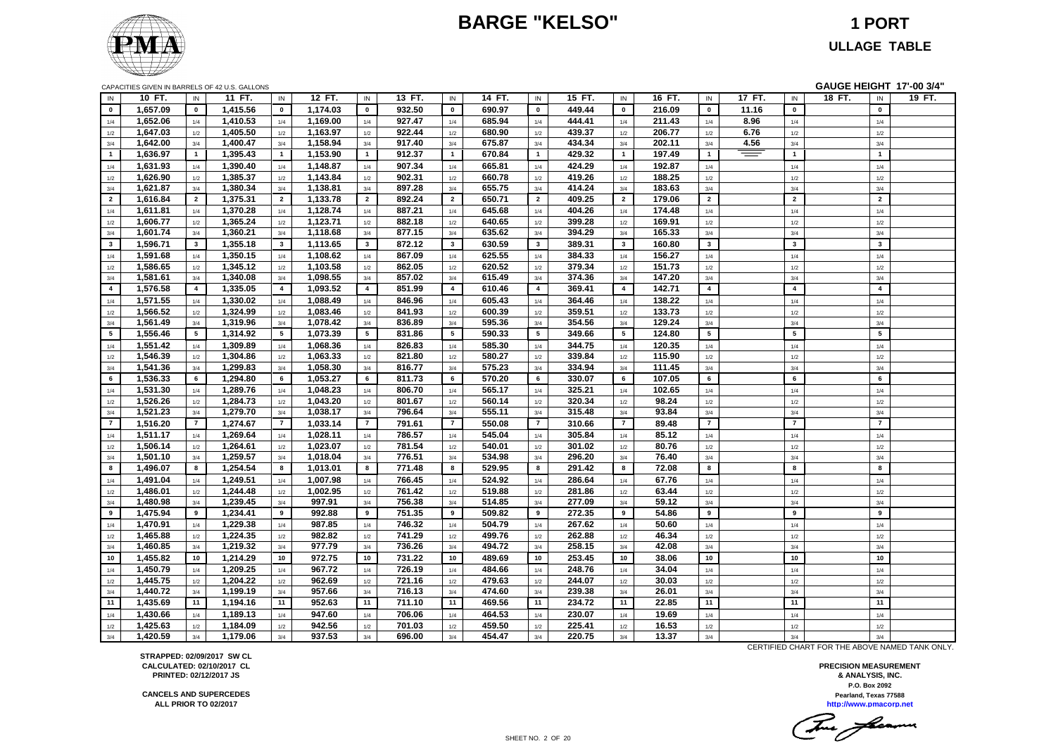# BARGE "KELSO"

## 1 PORT

## ULLAGE TABLE

CAPACITIES GIVEN IN BARRELS OF 42 U.S. GALLONS

**GAUGE HEIGHT 17'-00 3/4"**

| IN | 10 FT. | IN | 11 FT. | IN | 12 FT. | IN | 13 FT. | IN | 14 FT. | IN | 15 FT. | IN | 16 FT. | IN | 17 FT. | IN | 18 FT. | IN | 19 FT. |
|---|---|---|---|---|---|---|---|---|---|---|---|---|---|---|---|---|---|---|---|
| 0 | 1,657.09 | 0 | 1,415.56 | 0 | 1,174.03 | 0 | 932.50 | 0 | 690.97 | 0 | 449.44 | 0 | 216.09 | 0 | 11.16 | 0 | | 0 | |
| 1/4 | 1,652.06 | 1/4 | 1,410.53 | 1/4 | 1,169.00 | 1/4 | 927.47 | 1/4 | 685.94 | 1/4 | 444.41 | 1/4 | 211.43 | 1/4 | 8.96 | 1/4 | | 1/4 | |
| 1/2 | 1,647.03 | 1/2 | 1,405.50 | 1/2 | 1,163.97 | 1/2 | 922.44 | 1/2 | 680.90 | 1/2 | 439.37 | 1/2 | 206.77 | 1/2 | 6.76 | 1/2 | | 1/2 | |
| 3/4 | 1,642.00 | 3/4 | 1,400.47 | 3/4 | 1,158.94 | 3/4 | 917.40 | 3/4 | 675.87 | 3/4 | 434.34 | 3/4 | 202.11 | 3/4 | 4.56 | 3/4 | | 3/4 | |
| 1 | 1,636.97 | 1 | 1,395.43 | 1 | 1,153.90 | 1 | 912.37 | 1 | 670.84 | 1 | 429.32 | 1 | 197.49 | 1 | | 1 | | 1 | |
| 1/4 | 1,631.93 | 1/4 | 1,390.40 | 1/4 | 1,148.87 | 1/4 | 907.34 | 1/4 | 665.81 | 1/4 | 424.29 | 1/4 | 192.87 | 1/4 | | 1/4 | | 1/4 | |
| 1/2 | 1,626.90 | 1/2 | 1,385.37 | 1/2 | 1,143.84 | 1/2 | 902.31 | 1/2 | 660.78 | 1/2 | 419.26 | 1/2 | 188.25 | 1/2 | | 1/2 | | 1/2 | |
| 3/4 | 1,621.87 | 3/4 | 1,380.34 | 3/4 | 1,138.81 | 3/4 | 897.28 | 3/4 | 655.75 | 3/4 | 414.24 | 3/4 | 183.63 | 3/4 | | 3/4 | | 3/4 | |
| 2 | 1,616.84 | 2 | 1,375.31 | 2 | 1,133.78 | 2 | 892.24 | 2 | 650.71 | 2 | 409.25 | 2 | 179.06 | 2 | | 2 | | 2 | |
| 1/4 | 1,611.81 | 1/4 | 1,370.28 | 1/4 | 1,128.74 | 1/4 | 887.21 | 1/4 | 645.68 | 1/4 | 404.26 | 1/4 | 174.48 | 1/4 | | 1/4 | | 1/4 | |
| 1/2 | 1,606.77 | 1/2 | 1,365.24 | 1/2 | 1,123.71 | 1/2 | 882.18 | 1/2 | 640.65 | 1/2 | 399.28 | 1/2 | 169.91 | 1/2 | | 1/2 | | 1/2 | |
| 3/4 | 1,601.74 | 3/4 | 1,360.21 | 3/4 | 1,118.68 | 3/4 | 877.15 | 3/4 | 635.62 | 3/4 | 394.29 | 3/4 | 165.33 | 3/4 | | 3/4 | | 3/4 | |
| 3 | 1,596.71 | 3 | 1,355.18 | 3 | 1,113.65 | 3 | 872.12 | 3 | 630.59 | 3 | 389.31 | 3 | 160.80 | 3 | | 3 | | 3 | |
| 1/4 | 1,591.68 | 1/4 | 1,350.15 | 1/4 | 1,108.62 | 1/4 | 867.09 | 1/4 | 625.55 | 1/4 | 384.33 | 1/4 | 156.27 | 1/4 | | 1/4 | | 1/4 | |
| 1/2 | 1,586.65 | 1/2 | 1,345.12 | 1/2 | 1,103.58 | 1/2 | 862.05 | 1/2 | 620.52 | 1/2 | 379.34 | 1/2 | 151.73 | 1/2 | | 1/2 | | 1/2 | |
| 3/4 | 1,581.61 | 3/4 | 1,340.08 | 3/4 | 1,098.55 | 3/4 | 857.02 | 3/4 | 615.49 | 3/4 | 374.36 | 3/4 | 147.20 | 3/4 | | 3/4 | | 3/4 | |
| 4 | 1,576.58 | 4 | 1,335.05 | 4 | 1,093.52 | 4 | 851.99 | 4 | 610.46 | 4 | 369.41 | 4 | 142.71 | 4 | | 4 | | 4 | |
| 1/4 | 1,571.55 | 1/4 | 1,330.02 | 1/4 | 1,088.49 | 1/4 | 846.96 | 1/4 | 605.43 | 1/4 | 364.46 | 1/4 | 138.22 | 1/4 | | 1/4 | | 1/4 | |
| 1/2 | 1,566.52 | 1/2 | 1,324.99 | 1/2 | 1,083.46 | 1/2 | 841.93 | 1/2 | 600.39 | 1/2 | 359.51 | 1/2 | 133.73 | 1/2 | | 1/2 | | 1/2 | |
| 3/4 | 1,561.49 | 3/4 | 1,319.96 | 3/4 | 1,078.42 | 3/4 | 836.89 | 3/4 | 595.36 | 3/4 | 354.56 | 3/4 | 129.24 | 3/4 | | 3/4 | | 3/4 | |
| 5 | 1,556.46 | 5 | 1,314.92 | 5 | 1,073.39 | 5 | 831.86 | 5 | 590.33 | 5 | 349.66 | 5 | 124.80 | 5 | | 5 | | 5 | |
| 1/4 | 1,551.42 | 1/4 | 1,309.89 | 1/4 | 1,068.36 | 1/4 | 826.83 | 1/4 | 585.30 | 1/4 | 344.75 | 1/4 | 120.35 | 1/4 | | 1/4 | | 1/4 | |
| 1/2 | 1,546.39 | 1/2 | 1,304.86 | 1/2 | 1,063.33 | 1/2 | 821.80 | 1/2 | 580.27 | 1/2 | 339.84 | 1/2 | 115.90 | 1/2 | | 1/2 | | 1/2 | |
| 3/4 | 1,541.36 | 3/4 | 1,299.83 | 3/4 | 1,058.30 | 3/4 | 816.77 | 3/4 | 575.23 | 3/4 | 334.94 | 3/4 | 111.45 | 3/4 | | 3/4 | | 3/4 | |
| 6 | 1,536.33 | 6 | 1,294.80 | 6 | 1,053.27 | 6 | 811.73 | 6 | 570.20 | 6 | 330.07 | 6 | 107.05 | 6 | | 6 | | 6 | |
| 1/4 | 1,531.30 | 1/4 | 1,289.76 | 1/4 | 1,048.23 | 1/4 | 806.70 | 1/4 | 565.17 | 1/4 | 325.21 | 1/4 | 102.65 | 1/4 | | 1/4 | | 1/4 | |
| 1/2 | 1,526.26 | 1/2 | 1,284.73 | 1/2 | 1,043.20 | 1/2 | 801.67 | 1/2 | 560.14 | 1/2 | 320.34 | 1/2 | 98.24 | 1/2 | | 1/2 | | 1/2 | |
| 3/4 | 1,521.23 | 3/4 | 1,279.70 | 3/4 | 1,038.17 | 3/4 | 796.64 | 3/4 | 555.11 | 3/4 | 315.48 | 3/4 | 93.84 | 3/4 | | 3/4 | | 3/4 | |
| 7 | 1,516.20 | 7 | 1,274.67 | 7 | 1,033.14 | 7 | 791.61 | 7 | 550.08 | 7 | 310.66 | 7 | 89.48 | 7 | | 7 | | 7 | |
| 1/4 | 1,511.17 | 1/4 | 1,269.64 | 1/4 | 1,028.11 | 1/4 | 786.57 | 1/4 | 545.04 | 1/4 | 305.84 | 1/4 | 85.12 | 1/4 | | 1/4 | | 1/4 | |
| 1/2 | 1,506.14 | 1/2 | 1,264.61 | 1/2 | 1,023.07 | 1/2 | 781.54 | 1/2 | 540.01 | 1/2 | 301.02 | 1/2 | 80.76 | 1/2 | | 1/2 | | 1/2 | |
| 3/4 | 1,501.10 | 3/4 | 1,259.57 | 3/4 | 1,018.04 | 3/4 | 776.51 | 3/4 | 534.98 | 3/4 | 296.20 | 3/4 | 76.40 | 3/4 | | 3/4 | | 3/4 | |
| 8 | 1,496.07 | 8 | 1,254.54 | 8 | 1,013.01 | 8 | 771.48 | 8 | 529.95 | 8 | 291.42 | 8 | 72.08 | 8 | | 8 | | 8 | |
| 1/4 | 1,491.04 | 1/4 | 1,249.51 | 1/4 | 1,007.98 | 1/4 | 766.45 | 1/4 | 524.92 | 1/4 | 286.64 | 1/4 | 67.76 | 1/4 | | 1/4 | | 1/4 | |
| 1/2 | 1,486.01 | 1/2 | 1,244.48 | 1/2 | 1,002.95 | 1/2 | 761.42 | 1/2 | 519.88 | 1/2 | 281.86 | 1/2 | 63.44 | 1/2 | | 1/2 | | 1/2 | |
| 3/4 | 1,480.98 | 3/4 | 1,239.45 | 3/4 | 997.91 | 3/4 | 756.38 | 3/4 | 514.85 | 3/4 | 277.09 | 3/4 | 59.12 | 3/4 | | 3/4 | | 3/4 | |
| 9 | 1,475.94 | 9 | 1,234.41 | 9 | 992.88 | 9 | 751.35 | 9 | 509.82 | 9 | 272.35 | 9 | 54.86 | 9 | | 9 | | 9 | |
| 1/4 | 1,470.91 | 1/4 | 1,229.38 | 1/4 | 987.85 | 1/4 | 746.32 | 1/4 | 504.79 | 1/4 | 267.62 | 1/4 | 50.60 | 1/4 | | 1/4 | | 1/4 | |
| 1/2 | 1,465.88 | 1/2 | 1,224.35 | 1/2 | 982.82 | 1/2 | 741.29 | 1/2 | 499.76 | 1/2 | 262.88 | 1/2 | 46.34 | 1/2 | | 1/2 | | 1/2 | |
| 3/4 | 1,460.85 | 3/4 | 1,219.32 | 3/4 | 977.79 | 3/4 | 736.26 | 3/4 | 494.72 | 3/4 | 258.15 | 3/4 | 42.08 | 3/4 | | 3/4 | | 3/4 | |
| 10 | 1,455.82 | 10 | 1,214.29 | 10 | 972.75 | 10 | 731.22 | 10 | 489.69 | 10 | 253.45 | 10 | 38.06 | 10 | | 10 | | 10 | |
| 1/4 | 1,450.79 | 1/4 | 1,209.25 | 1/4 | 967.72 | 1/4 | 726.19 | 1/4 | 484.66 | 1/4 | 248.76 | 1/4 | 34.04 | 1/4 | | 1/4 | | 1/4 | |
| 1/2 | 1,445.75 | 1/2 | 1,204.22 | 1/2 | 962.69 | 1/2 | 721.16 | 1/2 | 479.63 | 1/2 | 244.07 | 1/2 | 30.03 | 1/2 | | 1/2 | | 1/2 | |
| 3/4 | 1,440.72 | 3/4 | 1,199.19 | 3/4 | 957.66 | 3/4 | 716.13 | 3/4 | 474.60 | 3/4 | 239.38 | 3/4 | 26.01 | 3/4 | | 3/4 | | 3/4 | |
| 11 | 1,435.69 | 11 | 1,194.16 | 11 | 952.63 | 11 | 711.10 | 11 | 469.56 | 11 | 234.72 | 11 | 22.85 | 11 | | 11 | | 11 | |
| 1/4 | 1,430.66 | 1/4 | 1,189.13 | 1/4 | 947.60 | 1/4 | 706.06 | 1/4 | 464.53 | 1/4 | 230.07 | 1/4 | 19.69 | 1/4 | | 1/4 | | 1/4 | |
| 1/2 | 1,425.63 | 1/2 | 1,184.09 | 1/2 | 942.56 | 1/2 | 701.03 | 1/2 | 459.50 | 1/2 | 225.41 | 1/2 | 16.53 | 1/2 | | 1/2 | | 1/2 | |
| 3/4 | 1,420.59 | 3/4 | 1,179.06 | 3/4 | 937.53 | 3/4 | 696.00 | 3/4 | 454.47 | 3/4 | 220.75 | 3/4 | 13.37 | 3/4 | | 3/4 | | 3/4 | |

CERTIFIED CHART FOR THE ABOVE NAMED TANK ONLY.

**STRAPPED: 02/09/2017 SW CL**
**CALCULATED: 02/10/2017 CL**
**PRINTED: 02/12/2017 JS**

**CANCELS AND SUPERCEDES**
**ALL PRIOR TO 02/2017**

**PRECISION MEASUREMENT**
**& ANALYSIS, INC.**
**P.O. Box 2092**
**Pearland, Texas 77588**
**http://www.pmacorp.net**

SHEET NO. 2 OF 20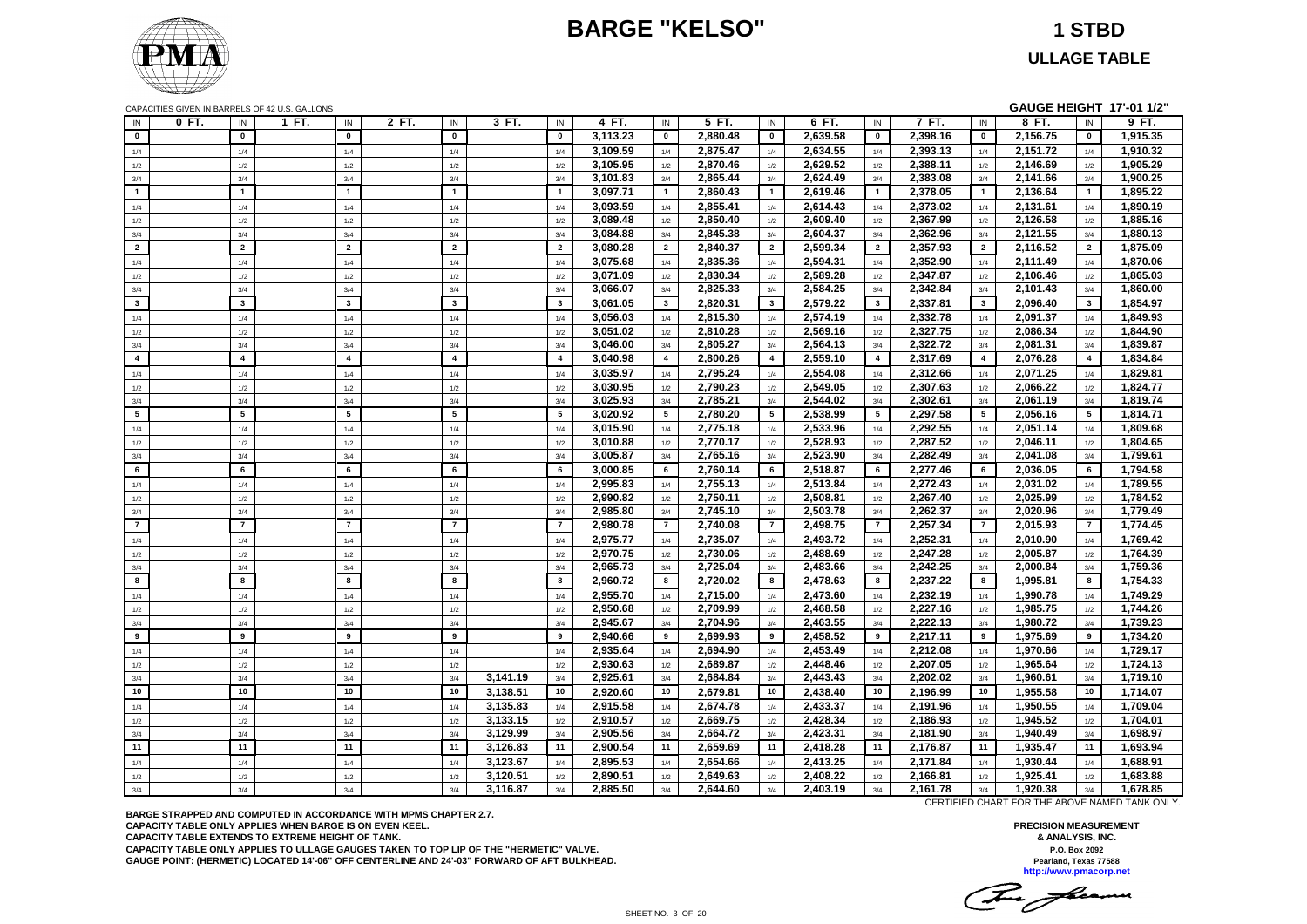# BARGE "KELSO"

## 1 STBD

## ULLAGE TABLE

CAPACITIES GIVEN IN BARRELS OF 42 U.S. GALLONS

**GAUGE HEIGHT 17'-01 1/2"**

| IN | 0 FT. | IN | 1 FT. | IN | 2 FT. | IN | 3 FT. | IN | 4 FT. | IN | 5 FT. | IN | 6 FT. | IN | 7 FT. | IN | 8 FT. | IN | 9 FT. |
|---|---|---|---|---|---|---|---|---|---|---|---|---|---|---|---|---|---|---|---|
| 0 | | 0 | | 0 | | 0 | | 0 | 3,113.23 | 0 | 2,880.48 | 0 | 2,639.58 | 0 | 2,398.16 | 0 | 2,156.75 | 0 | 1,915.35 |
| 1/4 | | 1/4 | | 1/4 | | 1/4 | | 1/4 | 3,109.59 | 1/4 | 2,875.47 | 1/4 | 2,634.55 | 1/4 | 2,393.13 | 1/4 | 2,151.72 | 1/4 | 1,910.32 |
| 1/2 | | 1/2 | | 1/2 | | 1/2 | | 1/2 | 3,105.95 | 1/2 | 2,870.46 | 1/2 | 2,629.52 | 1/2 | 2,388.11 | 1/2 | 2,146.69 | 1/2 | 1,905.29 |
| 3/4 | | 3/4 | | 3/4 | | 3/4 | | 3/4 | 3,101.83 | 3/4 | 2,865.44 | 3/4 | 2,624.49 | 3/4 | 2,383.08 | 3/4 | 2,141.66 | 3/4 | 1,900.25 |
| 1 | | 1 | | 1 | | 1 | | 1 | 3,097.71 | 1 | 2,860.43 | 1 | 2,619.46 | 1 | 2,378.05 | 1 | 2,136.64 | 1 | 1,895.22 |
| 1/4 | | 1/4 | | 1/4 | | 1/4 | | 1/4 | 3,093.59 | 1/4 | 2,855.41 | 1/4 | 2,614.43 | 1/4 | 2,373.02 | 1/4 | 2,131.61 | 1/4 | 1,890.19 |
| 1/2 | | 1/2 | | 1/2 | | 1/2 | | 1/2 | 3,089.48 | 1/2 | 2,850.40 | 1/2 | 2,609.40 | 1/2 | 2,367.99 | 1/2 | 2,126.58 | 1/2 | 1,885.16 |
| 3/4 | | 3/4 | | 3/4 | | 3/4 | | 3/4 | 3,084.88 | 3/4 | 2,845.38 | 3/4 | 2,604.37 | 3/4 | 2,362.96 | 3/4 | 2,121.55 | 3/4 | 1,880.13 |
| 2 | | 2 | | 2 | | 2 | | 2 | 3,080.28 | 2 | 2,840.37 | 2 | 2,599.34 | 2 | 2,357.93 | 2 | 2,116.52 | 2 | 1,875.09 |
| 1/4 | | 1/4 | | 1/4 | | 1/4 | | 1/4 | 3,075.68 | 1/4 | 2,835.36 | 1/4 | 2,594.31 | 1/4 | 2,352.90 | 1/4 | 2,111.49 | 1/4 | 1,870.06 |
| 1/2 | | 1/2 | | 1/2 | | 1/2 | | 1/2 | 3,071.09 | 1/2 | 2,830.34 | 1/2 | 2,589.28 | 1/2 | 2,347.87 | 1/2 | 2,106.46 | 1/2 | 1,865.03 |
| 3/4 | | 3/4 | | 3/4 | | 3/4 | | 3/4 | 3,066.07 | 3/4 | 2,825.33 | 3/4 | 2,584.25 | 3/4 | 2,342.84 | 3/4 | 2,101.43 | 3/4 | 1,860.00 |
| 3 | | 3 | | 3 | | 3 | | 3 | 3,061.05 | 3 | 2,820.31 | 3 | 2,579.22 | 3 | 2,337.81 | 3 | 2,096.40 | 3 | 1,854.97 |
| 1/4 | | 1/4 | | 1/4 | | 1/4 | | 1/4 | 3,056.03 | 1/4 | 2,815.30 | 1/4 | 2,574.19 | 1/4 | 2,332.78 | 1/4 | 2,091.37 | 1/4 | 1,849.93 |
| 1/2 | | 1/2 | | 1/2 | | 1/2 | | 1/2 | 3,051.02 | 1/2 | 2,810.28 | 1/2 | 2,569.16 | 1/2 | 2,327.75 | 1/2 | 2,086.34 | 1/2 | 1,844.90 |
| 3/4 | | 3/4 | | 3/4 | | 3/4 | | 3/4 | 3,046.00 | 3/4 | 2,805.27 | 3/4 | 2,564.13 | 3/4 | 2,322.72 | 3/4 | 2,081.31 | 3/4 | 1,839.87 |
| 4 | | 4 | | 4 | | 4 | | 4 | 3,040.98 | 4 | 2,800.26 | 4 | 2,559.10 | 4 | 2,317.69 | 4 | 2,076.28 | 4 | 1,834.84 |
| 1/4 | | 1/4 | | 1/4 | | 1/4 | | 1/4 | 3,035.97 | 1/4 | 2,795.24 | 1/4 | 2,554.08 | 1/4 | 2,312.66 | 1/4 | 2,071.25 | 1/4 | 1,829.81 |
| 1/2 | | 1/2 | | 1/2 | | 1/2 | | 1/2 | 3,030.95 | 1/2 | 2,790.23 | 1/2 | 2,549.05 | 1/2 | 2,307.63 | 1/2 | 2,066.22 | 1/2 | 1,824.77 |
| 3/4 | | 3/4 | | 3/4 | | 3/4 | | 3/4 | 3,025.93 | 3/4 | 2,785.21 | 3/4 | 2,544.02 | 3/4 | 2,302.61 | 3/4 | 2,061.19 | 3/4 | 1,819.74 |
| 5 | | 5 | | 5 | | 5 | | 5 | 3,020.92 | 5 | 2,780.20 | 5 | 2,538.99 | 5 | 2,297.58 | 5 | 2,056.16 | 5 | 1,814.71 |
| 1/4 | | 1/4 | | 1/4 | | 1/4 | | 1/4 | 3,015.90 | 1/4 | 2,775.18 | 1/4 | 2,533.96 | 1/4 | 2,292.55 | 1/4 | 2,051.14 | 1/4 | 1,809.68 |
| 1/2 | | 1/2 | | 1/2 | | 1/2 | | 1/2 | 3,010.88 | 1/2 | 2,770.17 | 1/2 | 2,528.93 | 1/2 | 2,287.52 | 1/2 | 2,046.11 | 1/2 | 1,804.65 |
| 3/4 | | 3/4 | | 3/4 | | 3/4 | | 3/4 | 3,005.87 | 3/4 | 2,765.16 | 3/4 | 2,523.90 | 3/4 | 2,282.49 | 3/4 | 2,041.08 | 3/4 | 1,799.61 |
| 6 | | 6 | | 6 | | 6 | | 6 | 3,000.85 | 6 | 2,760.14 | 6 | 2,518.87 | 6 | 2,277.46 | 6 | 2,036.05 | 6 | 1,794.58 |
| 1/4 | | 1/4 | | 1/4 | | 1/4 | | 1/4 | 2,995.83 | 1/4 | 2,755.13 | 1/4 | 2,513.84 | 1/4 | 2,272.43 | 1/4 | 2,031.02 | 1/4 | 1,789.55 |
| 1/2 | | 1/2 | | 1/2 | | 1/2 | | 1/2 | 2,990.82 | 1/2 | 2,750.11 | 1/2 | 2,508.81 | 1/2 | 2,267.40 | 1/2 | 2,025.99 | 1/2 | 1,784.52 |
| 3/4 | | 3/4 | | 3/4 | | 3/4 | | 3/4 | 2,985.80 | 3/4 | 2,745.10 | 3/4 | 2,503.78 | 3/4 | 2,262.37 | 3/4 | 2,020.96 | 3/4 | 1,779.49 |
| 7 | | 7 | | 7 | | 7 | | 7 | 2,980.78 | 7 | 2,740.08 | 7 | 2,498.75 | 7 | 2,257.34 | 7 | 2,015.93 | 7 | 1,774.45 |
| 1/4 | | 1/4 | | 1/4 | | 1/4 | | 1/4 | 2,975.77 | 1/4 | 2,735.07 | 1/4 | 2,493.72 | 1/4 | 2,252.31 | 1/4 | 2,010.90 | 1/4 | 1,769.42 |
| 1/2 | | 1/2 | | 1/2 | | 1/2 | | 1/2 | 2,970.75 | 1/2 | 2,730.06 | 1/2 | 2,488.69 | 1/2 | 2,247.28 | 1/2 | 2,005.87 | 1/2 | 1,764.39 |
| 3/4 | | 3/4 | | 3/4 | | 3/4 | | 3/4 | 2,965.73 | 3/4 | 2,725.04 | 3/4 | 2,483.66 | 3/4 | 2,242.25 | 3/4 | 2,000.84 | 3/4 | 1,759.36 |
| 8 | | 8 | | 8 | | 8 | | 8 | 2,960.72 | 8 | 2,720.02 | 8 | 2,478.63 | 8 | 2,237.22 | 8 | 1,995.81 | 8 | 1,754.33 |
| 1/4 | | 1/4 | | 1/4 | | 1/4 | | 1/4 | 2,955.70 | 1/4 | 2,715.00 | 1/4 | 2,473.60 | 1/4 | 2,232.19 | 1/4 | 1,990.78 | 1/4 | 1,749.29 |
| 1/2 | | 1/2 | | 1/2 | | 1/2 | | 1/2 | 2,950.68 | 1/2 | 2,709.99 | 1/2 | 2,468.58 | 1/2 | 2,227.16 | 1/2 | 1,985.75 | 1/2 | 1,744.26 |
| 3/4 | | 3/4 | | 3/4 | | 3/4 | | 3/4 | 2,945.67 | 3/4 | 2,704.96 | 3/4 | 2,463.55 | 3/4 | 2,222.13 | 3/4 | 1,980.72 | 3/4 | 1,739.23 |
| 9 | | 9 | | 9 | | 9 | | 9 | 2,940.66 | 9 | 2,699.93 | 9 | 2,458.52 | 9 | 2,217.11 | 9 | 1,975.69 | 9 | 1,734.20 |
| 1/4 | | 1/4 | | 1/4 | | 1/4 | | 1/4 | 2,935.64 | 1/4 | 2,694.90 | 1/4 | 2,453.49 | 1/4 | 2,212.08 | 1/4 | 1,970.66 | 1/4 | 1,729.17 |
| 1/2 | | 1/2 | | 1/2 | | 1/2 | | 1/2 | 2,930.63 | 1/2 | 2,689.87 | 1/2 | 2,448.46 | 1/2 | 2,207.05 | 1/2 | 1,965.64 | 1/2 | 1,724.13 |
| 3/4 | | 3/4 | | 3/4 | | 3/4 | 3,141.19 | 3/4 | 2,925.61 | 3/4 | 2,684.84 | 3/4 | 2,443.43 | 3/4 | 2,202.02 | 3/4 | 1,960.61 | 3/4 | 1,719.10 |
| 10 | | 10 | | 10 | | 10 | 3,138.51 | 10 | 2,920.60 | 10 | 2,679.81 | 10 | 2,438.40 | 10 | 2,196.99 | 10 | 1,955.58 | 10 | 1,714.07 |
| 1/4 | | 1/4 | | 1/4 | | 1/4 | 3,135.83 | 1/4 | 2,915.58 | 1/4 | 2,674.78 | 1/4 | 2,433.37 | 1/4 | 2,191.96 | 1/4 | 1,950.55 | 1/4 | 1,709.04 |
| 1/2 | | 1/2 | | 1/2 | | 1/2 | 3,133.15 | 1/2 | 2,910.57 | 1/2 | 2,669.75 | 1/2 | 2,428.34 | 1/2 | 2,186.93 | 1/2 | 1,945.52 | 1/2 | 1,704.01 |
| 3/4 | | 3/4 | | 3/4 | | 3/4 | 3,129.99 | 3/4 | 2,905.56 | 3/4 | 2,664.72 | 3/4 | 2,423.31 | 3/4 | 2,181.90 | 3/4 | 1,940.49 | 3/4 | 1,698.97 |
| 11 | | 11 | | 11 | | 11 | 3,126.83 | 11 | 2,900.54 | 11 | 2,659.69 | 11 | 2,418.28 | 11 | 2,176.87 | 11 | 1,935.47 | 11 | 1,693.94 |
| 1/4 | | 1/4 | | 1/4 | | 1/4 | 3,123.67 | 1/4 | 2,895.53 | 1/4 | 2,654.66 | 1/4 | 2,413.25 | 1/4 | 2,171.84 | 1/4 | 1,930.44 | 1/4 | 1,688.91 |
| 1/2 | | 1/2 | | 1/2 | | 1/2 | 3,120.51 | 1/2 | 2,890.51 | 1/2 | 2,649.63 | 1/2 | 2,408.22 | 1/2 | 2,166.81 | 1/2 | 1,925.41 | 1/2 | 1,683.88 |
| 3/4 | | 3/4 | | 3/4 | | 3/4 | 3,116.87 | 3/4 | 2,885.50 | 3/4 | 2,644.60 | 3/4 | 2,403.19 | 3/4 | 2,161.78 | 3/4 | 1,920.38 | 3/4 | 1,678.85 |

CERTIFIED CHART FOR THE ABOVE NAMED TANK ONLY.

BARGE STRAPPED AND COMPUTED IN ACCORDANCE WITH MPMS CHAPTER 2.7.
CAPACITY TABLE ONLY APPLIES WHEN BARGE IS ON EVEN KEEL.
CAPACITY TABLE EXTENDS TO EXTREME HEIGHT OF TANK.
CAPACITY TABLE ONLY APPLIES TO ULLAGE GAUGES TAKEN TO TOP LIP OF THE "HERMETIC" VALVE.
GAUGE POINT: (HERMETIC) LOCATED 14'-06" OFF CENTERLINE AND 24'-03" FORWARD OF AFT BULKHEAD.

PRECISION MEASUREMENT
& ANALYSIS, INC.
P.O. Box 2092
Pearland, Texas 77588
http://www.pmacorp.net

SHEET NO. 3 OF 20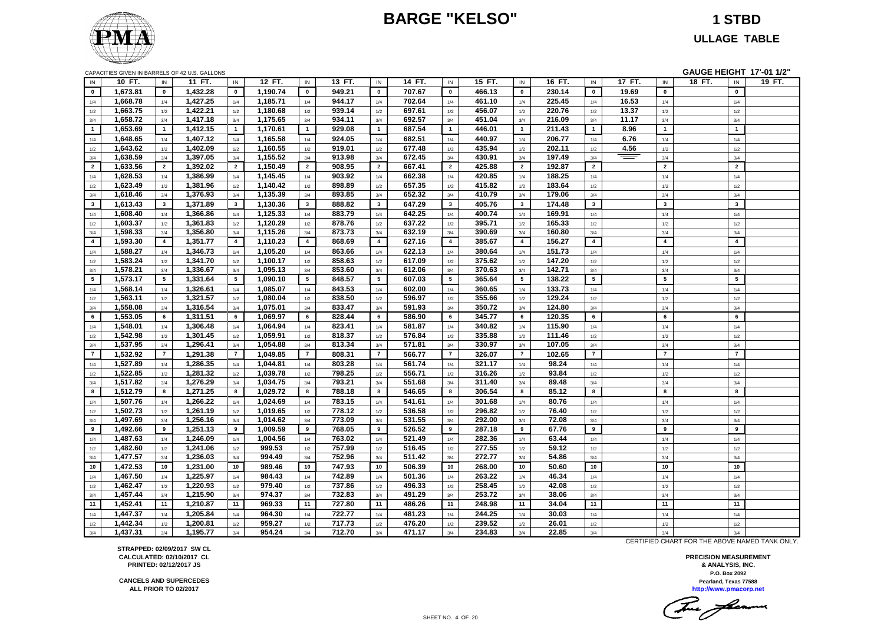# BARGE "KELSO"

## 1 STBD

### ULLAGE TABLE

CAPACITIES GIVEN IN BARRELS OF 42 U.S. GALLONS

**GAUGE HEIGHT 17'-01 1/2"**

| IN | 10 FT. | IN | 11 FT. | IN | 12 FT. | IN | 13 FT. | IN | 14 FT. | IN | 15 FT. | IN | 16 FT. | IN | 17 FT. | IN | 18 FT. | IN | 19 FT. |
|---|---|---|---|---|---|---|---|---|---|---|---|---|---|---|---|---|---|---|---|
| 0 | 1,673.81 | 0 | 1,432.28 | 0 | 1,190.74 | 0 | 949.21 | 0 | 707.67 | 0 | 466.13 | 0 | 230.14 | 0 | 19.69 | 0 | | 0 | |
| 1/4 | 1,668.78 | 1/4 | 1,427.25 | 1/4 | 1,185.71 | 1/4 | 944.17 | 1/4 | 702.64 | 1/4 | 461.10 | 1/4 | 225.45 | 1/4 | 16.53 | 1/4 | | 1/4 | |
| 1/2 | 1,663.75 | 1/2 | 1,422.21 | 1/2 | 1,180.68 | 1/2 | 939.14 | 1/2 | 697.61 | 1/2 | 456.07 | 1/2 | 220.76 | 1/2 | 13.37 | 1/2 | | 1/2 | |
| 3/4 | 1,658.72 | 3/4 | 1,417.18 | 3/4 | 1,175.65 | 3/4 | 934.11 | 3/4 | 692.57 | 3/4 | 451.04 | 3/4 | 216.09 | 3/4 | 11.17 | 3/4 | | 3/4 | |
| 1 | 1,653.69 | 1 | 1,412.15 | 1 | 1,170.61 | 1 | 929.08 | 1 | 687.54 | 1 | 446.01 | 1 | 211.43 | 1 | 8.96 | 1 | | 1 | |
| 1/4 | 1,648.65 | 1/4 | 1,407.12 | 1/4 | 1,165.58 | 1/4 | 924.05 | 1/4 | 682.51 | 1/4 | 440.97 | 1/4 | 206.77 | 1/4 | 6.76 | 1/4 | | 1/4 | |
| 1/2 | 1,643.62 | 1/2 | 1,402.09 | 1/2 | 1,160.55 | 1/2 | 919.01 | 1/2 | 677.48 | 1/2 | 435.94 | 1/2 | 202.11 | 1/2 | 4.56 | 1/2 | | 1/2 | |
| 3/4 | 1,638.59 | 3/4 | 1,397.05 | 3/4 | 1,155.52 | 3/4 | 913.98 | 3/4 | 672.45 | 3/4 | 430.91 | 3/4 | 197.49 | 3/4 | ═══ | 3/4 | | 3/4 | |
| 2 | 1,633.56 | 2 | 1,392.02 | 2 | 1,150.49 | 2 | 908.95 | 2 | 667.41 | 2 | 425.88 | 2 | 192.87 | 2 | | 2 | | 2 | |
| 1/4 | 1,628.53 | 1/4 | 1,386.99 | 1/4 | 1,145.45 | 1/4 | 903.92 | 1/4 | 662.38 | 1/4 | 420.85 | 1/4 | 188.25 | 1/4 | | 1/4 | | 1/4 | |
| 1/2 | 1,623.49 | 1/2 | 1,381.96 | 1/2 | 1,140.42 | 1/2 | 898.89 | 1/2 | 657.35 | 1/2 | 415.82 | 1/2 | 183.64 | 1/2 | | 1/2 | | 1/2 | |
| 3/4 | 1,618.46 | 3/4 | 1,376.93 | 3/4 | 1,135.39 | 3/4 | 893.85 | 3/4 | 652.32 | 3/4 | 410.79 | 3/4 | 179.06 | 3/4 | | 3/4 | | 3/4 | |
| 3 | 1,613.43 | 3 | 1,371.89 | 3 | 1,130.36 | 3 | 888.82 | 3 | 647.29 | 3 | 405.76 | 3 | 174.48 | 3 | | 3 | | 3 | |
| 1/4 | 1,608.40 | 1/4 | 1,366.86 | 1/4 | 1,125.33 | 1/4 | 883.79 | 1/4 | 642.25 | 1/4 | 400.74 | 1/4 | 169.91 | 1/4 | | 1/4 | | 1/4 | |
| 1/2 | 1,603.37 | 1/2 | 1,361.83 | 1/2 | 1,120.29 | 1/2 | 878.76 | 1/2 | 637.22 | 1/2 | 395.71 | 1/2 | 165.33 | 1/2 | | 1/2 | | 1/2 | |
| 3/4 | 1,598.33 | 3/4 | 1,356.80 | 3/4 | 1,115.26 | 3/4 | 873.73 | 3/4 | 632.19 | 3/4 | 390.69 | 3/4 | 160.80 | 3/4 | | 3/4 | | 3/4 | |
| 4 | 1,593.30 | 4 | 1,351.77 | 4 | 1,110.23 | 4 | 868.69 | 4 | 627.16 | 4 | 385.67 | 4 | 156.27 | 4 | | 4 | | 4 | |
| 1/4 | 1,588.27 | 1/4 | 1,346.73 | 1/4 | 1,105.20 | 1/4 | 863.66 | 1/4 | 622.13 | 1/4 | 380.64 | 1/4 | 151.73 | 1/4 | | 1/4 | | 1/4 | |
| 1/2 | 1,583.24 | 1/2 | 1,341.70 | 1/2 | 1,100.17 | 1/2 | 858.63 | 1/2 | 617.09 | 1/2 | 375.62 | 1/2 | 147.20 | 1/2 | | 1/2 | | 1/2 | |
| 3/4 | 1,578.21 | 3/4 | 1,336.67 | 3/4 | 1,095.13 | 3/4 | 853.60 | 3/4 | 612.06 | 3/4 | 370.63 | 3/4 | 142.71 | 3/4 | | 3/4 | | 3/4 | |
| 5 | 1,573.17 | 5 | 1,331.64 | 5 | 1,090.10 | 5 | 848.57 | 5 | 607.03 | 5 | 365.64 | 5 | 138.22 | 5 | | 5 | | 5 | |
| 1/4 | 1,568.14 | 1/4 | 1,326.61 | 1/4 | 1,085.07 | 1/4 | 843.53 | 1/4 | 602.00 | 1/4 | 360.65 | 1/4 | 133.73 | 1/4 | | 1/4 | | 1/4 | |
| 1/2 | 1,563.11 | 1/2 | 1,321.57 | 1/2 | 1,080.04 | 1/2 | 838.50 | 1/2 | 596.97 | 1/2 | 355.66 | 1/2 | 129.24 | 1/2 | | 1/2 | | 1/2 | |
| 3/4 | 1,558.08 | 3/4 | 1,316.54 | 3/4 | 1,075.01 | 3/4 | 833.47 | 3/4 | 591.93 | 3/4 | 350.72 | 3/4 | 124.80 | 3/4 | | 3/4 | | 3/4 | |
| 6 | 1,553.05 | 6 | 1,311.51 | 6 | 1,069.97 | 6 | 828.44 | 6 | 586.90 | 6 | 345.77 | 6 | 120.35 | 6 | | 6 | | 6 | |
| 1/4 | 1,548.01 | 1/4 | 1,306.48 | 1/4 | 1,064.94 | 1/4 | 823.41 | 1/4 | 581.87 | 1/4 | 340.82 | 1/4 | 115.90 | 1/4 | | 1/4 | | 1/4 | |
| 1/2 | 1,542.98 | 1/2 | 1,301.45 | 1/2 | 1,059.91 | 1/2 | 818.37 | 1/2 | 576.84 | 1/2 | 335.88 | 1/2 | 111.46 | 1/2 | | 1/2 | | 1/2 | |
| 3/4 | 1,537.95 | 3/4 | 1,296.41 | 3/4 | 1,054.88 | 3/4 | 813.34 | 3/4 | 571.81 | 3/4 | 330.97 | 3/4 | 107.05 | 3/4 | | 3/4 | | 3/4 | |
| 7 | 1,532.92 | 7 | 1,291.38 | 7 | 1,049.85 | 7 | 808.31 | 7 | 566.77 | 7 | 326.07 | 7 | 102.65 | 7 | | 7 | | 7 | |
| 1/4 | 1,527.89 | 1/4 | 1,286.35 | 1/4 | 1,044.81 | 1/4 | 803.28 | 1/4 | 561.74 | 1/4 | 321.17 | 1/4 | 98.24 | 1/4 | | 1/4 | | 1/4 | |
| 1/2 | 1,522.85 | 1/2 | 1,281.32 | 1/2 | 1,039.78 | 1/2 | 798.25 | 1/2 | 556.71 | 1/2 | 316.26 | 1/2 | 93.84 | 1/2 | | 1/2 | | 1/2 | |
| 3/4 | 1,517.82 | 3/4 | 1,276.29 | 3/4 | 1,034.75 | 3/4 | 793.21 | 3/4 | 551.68 | 3/4 | 311.40 | 3/4 | 89.48 | 3/4 | | 3/4 | | 3/4 | |
| 8 | 1,512.79 | 8 | 1,271.25 | 8 | 1,029.72 | 8 | 788.18 | 8 | 546.65 | 8 | 306.54 | 8 | 85.12 | 8 | | 8 | | 8 | |
| 1/4 | 1,507.76 | 1/4 | 1,266.22 | 1/4 | 1,024.69 | 1/4 | 783.15 | 1/4 | 541.61 | 1/4 | 301.68 | 1/4 | 80.76 | 1/4 | | 1/4 | | 1/4 | |
| 1/2 | 1,502.73 | 1/2 | 1,261.19 | 1/2 | 1,019.65 | 1/2 | 778.12 | 1/2 | 536.58 | 1/2 | 296.82 | 1/2 | 76.40 | 1/2 | | 1/2 | | 1/2 | |
| 3/4 | 1,497.69 | 3/4 | 1,256.16 | 3/4 | 1,014.62 | 3/4 | 773.09 | 3/4 | 531.55 | 3/4 | 292.00 | 3/4 | 72.08 | 3/4 | | 3/4 | | 3/4 | |
| 9 | 1,492.66 | 9 | 1,251.13 | 9 | 1,009.59 | 9 | 768.05 | 9 | 526.52 | 9 | 287.18 | 9 | 67.76 | 9 | | 9 | | 9 | |
| 1/4 | 1,487.63 | 1/4 | 1,246.09 | 1/4 | 1,004.56 | 1/4 | 763.02 | 1/4 | 521.49 | 1/4 | 282.36 | 1/4 | 63.44 | 1/4 | | 1/4 | | 1/4 | |
| 1/2 | 1,482.60 | 1/2 | 1,241.06 | 1/2 | 999.53 | 1/2 | 757.99 | 1/2 | 516.45 | 1/2 | 277.55 | 1/2 | 59.12 | 1/2 | | 1/2 | | 1/2 | |
| 3/4 | 1,477.57 | 3/4 | 1,236.03 | 3/4 | 994.49 | 3/4 | 752.96 | 3/4 | 511.42 | 3/4 | 272.77 | 3/4 | 54.86 | 3/4 | | 3/4 | | 3/4 | |
| 10 | 1,472.53 | 10 | 1,231.00 | 10 | 989.46 | 10 | 747.93 | 10 | 506.39 | 10 | 268.00 | 10 | 50.60 | 10 | | 10 | | 10 | |
| 1/4 | 1,467.50 | 1/4 | 1,225.97 | 1/4 | 984.43 | 1/4 | 742.89 | 1/4 | 501.36 | 1/4 | 263.22 | 1/4 | 46.34 | 1/4 | | 1/4 | | 1/4 | |
| 1/2 | 1,462.47 | 1/2 | 1,220.93 | 1/2 | 979.40 | 1/2 | 737.86 | 1/2 | 496.33 | 1/2 | 258.45 | 1/2 | 42.08 | 1/2 | | 1/2 | | 1/2 | |
| 3/4 | 1,457.44 | 3/4 | 1,215.90 | 3/4 | 974.37 | 3/4 | 732.83 | 3/4 | 491.29 | 3/4 | 253.72 | 3/4 | 38.06 | 3/4 | | 3/4 | | 3/4 | |
| 11 | 1,452.41 | 11 | 1,210.87 | 11 | 969.33 | 11 | 727.80 | 11 | 486.26 | 11 | 248.98 | 11 | 34.04 | 11 | | 11 | | 11 | |
| 1/4 | 1,447.37 | 1/4 | 1,205.84 | 1/4 | 964.30 | 1/4 | 722.77 | 1/4 | 481.23 | 1/4 | 244.25 | 1/4 | 30.03 | 1/4 | | 1/4 | | 1/4 | |
| 1/2 | 1,442.34 | 1/2 | 1,200.81 | 1/2 | 959.27 | 1/2 | 717.73 | 1/2 | 476.20 | 1/2 | 239.52 | 1/2 | 26.01 | 1/2 | | 1/2 | | 1/2 | |
| 3/4 | 1,437.31 | 3/4 | 1,195.77 | 3/4 | 954.24 | 3/4 | 712.70 | 3/4 | 471.17 | 3/4 | 234.83 | 3/4 | 22.85 | 3/4 | | 3/4 | | 3/4 | |

CERTIFIED CHART FOR THE ABOVE NAMED TANK ONLY.

**STRAPPED: 02/09/2017 SW CL**
**CALCULATED: 02/10/2017 CL**
**PRINTED: 02/12/2017 JS**

**CANCELS AND SUPERCEDES**
**ALL PRIOR TO 02/2017**

**PRECISION MEASUREMENT**
**& ANALYSIS, INC.**
**P.O. Box 2092**
**Pearland, Texas 77588**
**http://www.pmacorp.net**

SHEET NO. 4 OF 20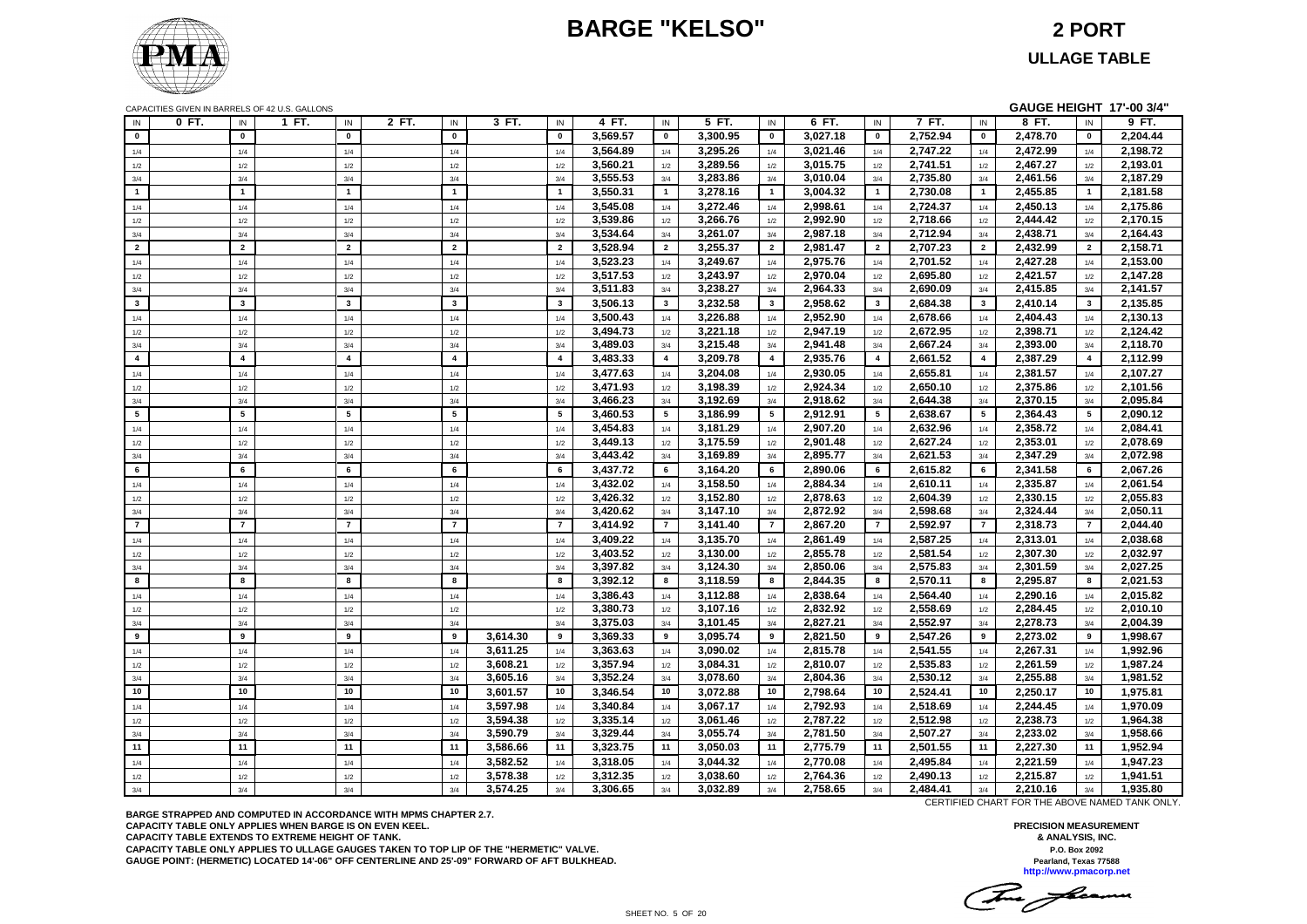# BARGE "KELSO"

## 2 PORT

## ULLAGE TABLE

CAPACITIES GIVEN IN BARRELS OF 42 U.S. GALLONS

**GAUGE HEIGHT 17'-00 3/4"**

| IN | 0 FT. | IN | 1 FT. | IN | 2 FT. | IN | 3 FT. | IN | 4 FT. | IN | 5 FT. | IN | 6 FT. | IN | 7 FT. | IN | 8 FT. | IN | 9 FT. |
|---|---|---|---|---|---|---|---|---|---|---|---|---|---|---|---|---|---|---|---|
| 0 | | 0 | | 0 | | 0 | | 0 | 3,569.57 | 0 | 3,300.95 | 0 | 3,027.18 | 0 | 2,752.94 | 0 | 2,478.70 | 0 | 2,204.44 |
| 1/4 | | 1/4 | | 1/4 | | 1/4 | | 1/4 | 3,564.89 | 1/4 | 3,295.26 | 1/4 | 3,021.46 | 1/4 | 2,747.22 | 1/4 | 2,472.99 | 1/4 | 2,198.72 |
| 1/2 | | 1/2 | | 1/2 | | 1/2 | | 1/2 | 3,560.21 | 1/2 | 3,289.56 | 1/2 | 3,015.75 | 1/2 | 2,741.51 | 1/2 | 2,467.27 | 1/2 | 2,193.01 |
| 3/4 | | 3/4 | | 3/4 | | 3/4 | | 3/4 | 3,555.53 | 3/4 | 3,283.86 | 3/4 | 3,010.04 | 3/4 | 2,735.80 | 3/4 | 2,461.56 | 3/4 | 2,187.29 |
| 1 | | 1 | | 1 | | 1 | | 1 | 3,550.31 | 1 | 3,278.16 | 1 | 3,004.32 | 1 | 2,730.08 | 1 | 2,455.85 | 1 | 2,181.58 |
| 1/4 | | 1/4 | | 1/4 | | 1/4 | | 1/4 | 3,545.08 | 1/4 | 3,272.46 | 1/4 | 2,998.61 | 1/4 | 2,724.37 | 1/4 | 2,450.13 | 1/4 | 2,175.86 |
| 1/2 | | 1/2 | | 1/2 | | 1/2 | | 1/2 | 3,539.86 | 1/2 | 3,266.76 | 1/2 | 2,992.90 | 1/2 | 2,718.66 | 1/2 | 2,444.42 | 1/2 | 2,170.15 |
| 3/4 | | 3/4 | | 3/4 | | 3/4 | | 3/4 | 3,534.64 | 3/4 | 3,261.07 | 3/4 | 2,987.18 | 3/4 | 2,712.94 | 3/4 | 2,438.71 | 3/4 | 2,164.43 |
| 2 | | 2 | | 2 | | 2 | | 2 | 3,528.94 | 2 | 3,255.37 | 2 | 2,981.47 | 2 | 2,707.23 | 2 | 2,432.99 | 2 | 2,158.71 |
| 1/4 | | 1/4 | | 1/4 | | 1/4 | | 1/4 | 3,523.23 | 1/4 | 3,249.67 | 1/4 | 2,975.76 | 1/4 | 2,701.52 | 1/4 | 2,427.28 | 1/4 | 2,153.00 |
| 1/2 | | 1/2 | | 1/2 | | 1/2 | | 1/2 | 3,517.53 | 1/2 | 3,243.97 | 1/2 | 2,970.04 | 1/2 | 2,695.80 | 1/2 | 2,421.57 | 1/2 | 2,147.28 |
| 3/4 | | 3/4 | | 3/4 | | 3/4 | | 3/4 | 3,511.83 | 3/4 | 3,238.27 | 3/4 | 2,964.33 | 3/4 | 2,690.09 | 3/4 | 2,415.85 | 3/4 | 2,141.57 |
| 3 | | 3 | | 3 | | 3 | | 3 | 3,506.13 | 3 | 3,232.58 | 3 | 2,958.62 | 3 | 2,684.38 | 3 | 2,410.14 | 3 | 2,135.85 |
| 1/4 | | 1/4 | | 1/4 | | 1/4 | | 1/4 | 3,500.43 | 1/4 | 3,226.88 | 1/4 | 2,952.90 | 1/4 | 2,678.66 | 1/4 | 2,404.43 | 1/4 | 2,130.13 |
| 1/2 | | 1/2 | | 1/2 | | 1/2 | | 1/2 | 3,494.73 | 1/2 | 3,221.18 | 1/2 | 2,947.19 | 1/2 | 2,672.95 | 1/2 | 2,398.71 | 1/2 | 2,124.42 |
| 3/4 | | 3/4 | | 3/4 | | 3/4 | | 3/4 | 3,489.03 | 3/4 | 3,215.48 | 3/4 | 2,941.48 | 3/4 | 2,667.24 | 3/4 | 2,393.00 | 3/4 | 2,118.70 |
| 4 | | 4 | | 4 | | 4 | | 4 | 3,483.33 | 4 | 3,209.78 | 4 | 2,935.76 | 4 | 2,661.52 | 4 | 2,387.29 | 4 | 2,112.99 |
| 1/4 | | 1/4 | | 1/4 | | 1/4 | | 1/4 | 3,477.63 | 1/4 | 3,204.08 | 1/4 | 2,930.05 | 1/4 | 2,655.81 | 1/4 | 2,381.57 | 1/4 | 2,107.27 |
| 1/2 | | 1/2 | | 1/2 | | 1/2 | | 1/2 | 3,471.93 | 1/2 | 3,198.39 | 1/2 | 2,924.34 | 1/2 | 2,650.10 | 1/2 | 2,375.86 | 1/2 | 2,101.56 |
| 3/4 | | 3/4 | | 3/4 | | 3/4 | | 3/4 | 3,466.23 | 3/4 | 3,192.69 | 3/4 | 2,918.62 | 3/4 | 2,644.38 | 3/4 | 2,370.15 | 3/4 | 2,095.84 |
| 5 | | 5 | | 5 | | 5 | | 5 | 3,460.53 | 5 | 3,186.99 | 5 | 2,912.91 | 5 | 2,638.67 | 5 | 2,364.43 | 5 | 2,090.12 |
| 1/4 | | 1/4 | | 1/4 | | 1/4 | | 1/4 | 3,454.83 | 1/4 | 3,181.29 | 1/4 | 2,907.20 | 1/4 | 2,632.96 | 1/4 | 2,358.72 | 1/4 | 2,084.41 |
| 1/2 | | 1/2 | | 1/2 | | 1/2 | | 1/2 | 3,449.13 | 1/2 | 3,175.59 | 1/2 | 2,901.48 | 1/2 | 2,627.24 | 1/2 | 2,353.01 | 1/2 | 2,078.69 |
| 3/4 | | 3/4 | | 3/4 | | 3/4 | | 3/4 | 3,443.42 | 3/4 | 3,169.89 | 3/4 | 2,895.77 | 3/4 | 2,621.53 | 3/4 | 2,347.29 | 3/4 | 2,072.98 |
| 6 | | 6 | | 6 | | 6 | | 6 | 3,437.72 | 6 | 3,164.20 | 6 | 2,890.06 | 6 | 2,615.82 | 6 | 2,341.58 | 6 | 2,067.26 |
| 1/4 | | 1/4 | | 1/4 | | 1/4 | | 1/4 | 3,432.02 | 1/4 | 3,158.50 | 1/4 | 2,884.34 | 1/4 | 2,610.11 | 1/4 | 2,335.87 | 1/4 | 2,061.54 |
| 1/2 | | 1/2 | | 1/2 | | 1/2 | | 1/2 | 3,426.32 | 1/2 | 3,152.80 | 1/2 | 2,878.63 | 1/2 | 2,604.39 | 1/2 | 2,330.15 | 1/2 | 2,055.83 |
| 3/4 | | 3/4 | | 3/4 | | 3/4 | | 3/4 | 3,420.62 | 3/4 | 3,147.10 | 3/4 | 2,872.92 | 3/4 | 2,598.68 | 3/4 | 2,324.44 | 3/4 | 2,050.11 |
| 7 | | 7 | | 7 | | 7 | | 7 | 3,414.92 | 7 | 3,141.40 | 7 | 2,867.20 | 7 | 2,592.97 | 7 | 2,318.73 | 7 | 2,044.40 |
| 1/4 | | 1/4 | | 1/4 | | 1/4 | | 1/4 | 3,409.22 | 1/4 | 3,135.70 | 1/4 | 2,861.49 | 1/4 | 2,587.25 | 1/4 | 2,313.01 | 1/4 | 2,038.68 |
| 1/2 | | 1/2 | | 1/2 | | 1/2 | | 1/2 | 3,403.52 | 1/2 | 3,130.00 | 1/2 | 2,855.78 | 1/2 | 2,581.54 | 1/2 | 2,307.30 | 1/2 | 2,032.97 |
| 3/4 | | 3/4 | | 3/4 | | 3/4 | | 3/4 | 3,397.82 | 3/4 | 3,124.30 | 3/4 | 2,850.06 | 3/4 | 2,575.83 | 3/4 | 2,301.59 | 3/4 | 2,027.25 |
| 8 | | 8 | | 8 | | 8 | | 8 | 3,392.12 | 8 | 3,118.59 | 8 | 2,844.35 | 8 | 2,570.11 | 8 | 2,295.87 | 8 | 2,021.53 |
| 1/4 | | 1/4 | | 1/4 | | 1/4 | | 1/4 | 3,386.43 | 1/4 | 3,112.88 | 1/4 | 2,838.64 | 1/4 | 2,564.40 | 1/4 | 2,290.16 | 1/4 | 2,015.82 |
| 1/2 | | 1/2 | | 1/2 | | 1/2 | | 1/2 | 3,380.73 | 1/2 | 3,107.16 | 1/2 | 2,832.92 | 1/2 | 2,558.69 | 1/2 | 2,284.45 | 1/2 | 2,010.10 |
| 3/4 | | 3/4 | | 3/4 | | 3/4 | | 3/4 | 3,375.03 | 3/4 | 3,101.45 | 3/4 | 2,827.21 | 3/4 | 2,552.97 | 3/4 | 2,278.73 | 3/4 | 2,004.39 |
| 9 | | 9 | | 9 | | 9 | 3,614.30 | 9 | 3,369.33 | 9 | 3,095.74 | 9 | 2,821.50 | 9 | 2,547.26 | 9 | 2,273.02 | 9 | 1,998.67 |
| 1/4 | | 1/4 | | 1/4 | | 1/4 | 3,611.25 | 1/4 | 3,363.63 | 1/4 | 3,090.02 | 1/4 | 2,815.78 | 1/4 | 2,541.55 | 1/4 | 2,267.31 | 1/4 | 1,992.96 |
| 1/2 | | 1/2 | | 1/2 | | 1/2 | 3,608.21 | 1/2 | 3,357.94 | 1/2 | 3,084.31 | 1/2 | 2,810.07 | 1/2 | 2,535.83 | 1/2 | 2,261.59 | 1/2 | 1,987.24 |
| 3/4 | | 3/4 | | 3/4 | | 3/4 | 3,605.16 | 3/4 | 3,352.24 | 3/4 | 3,078.60 | 3/4 | 2,804.36 | 3/4 | 2,530.12 | 3/4 | 2,255.88 | 3/4 | 1,981.52 |
| 10 | | 10 | | 10 | | 10 | 3,601.57 | 10 | 3,346.54 | 10 | 3,072.88 | 10 | 2,798.64 | 10 | 2,524.41 | 10 | 2,250.17 | 10 | 1,975.81 |
| 1/4 | | 1/4 | | 1/4 | | 1/4 | 3,597.98 | 1/4 | 3,340.84 | 1/4 | 3,067.17 | 1/4 | 2,792.93 | 1/4 | 2,518.69 | 1/4 | 2,244.45 | 1/4 | 1,970.09 |
| 1/2 | | 1/2 | | 1/2 | | 1/2 | 3,594.38 | 1/2 | 3,335.14 | 1/2 | 3,061.46 | 1/2 | 2,787.22 | 1/2 | 2,512.98 | 1/2 | 2,238.73 | 1/2 | 1,964.38 |
| 3/4 | | 3/4 | | 3/4 | | 3/4 | 3,590.79 | 3/4 | 3,329.44 | 3/4 | 3,055.74 | 3/4 | 2,781.50 | 3/4 | 2,507.27 | 3/4 | 2,233.02 | 3/4 | 1,958.66 |
| 11 | | 11 | | 11 | | 11 | 3,586.66 | 11 | 3,323.75 | 11 | 3,050.03 | 11 | 2,775.79 | 11 | 2,501.55 | 11 | 2,227.30 | 11 | 1,952.94 |
| 1/4 | | 1/4 | | 1/4 | | 1/4 | 3,582.52 | 1/4 | 3,318.05 | 1/4 | 3,044.32 | 1/4 | 2,770.08 | 1/4 | 2,495.84 | 1/4 | 2,221.59 | 1/4 | 1,947.23 |
| 1/2 | | 1/2 | | 1/2 | | 1/2 | 3,578.38 | 1/2 | 3,312.35 | 1/2 | 3,038.60 | 1/2 | 2,764.36 | 1/2 | 2,490.13 | 1/2 | 2,215.87 | 1/2 | 1,941.51 |
| 3/4 | | 3/4 | | 3/4 | | 3/4 | 3,574.25 | 3/4 | 3,306.65 | 3/4 | 3,032.89 | 3/4 | 2,758.65 | 3/4 | 2,484.41 | 3/4 | 2,210.16 | 3/4 | 1,935.80 |

CERTIFIED CHART FOR THE ABOVE NAMED TANK ONLY.

**BARGE STRAPPED AND COMPUTED IN ACCORDANCE WITH MPMS CHAPTER 2.7.**
**CAPACITY TABLE ONLY APPLIES WHEN BARGE IS ON EVEN KEEL.**
**CAPACITY TABLE EXTENDS TO EXTREME HEIGHT OF TANK.**
**CAPACITY TABLE ONLY APPLIES TO ULLAGE GAUGES TAKEN TO TOP LIP OF THE "HERMETIC" VALVE.**
**GAUGE POINT: (HERMETIC) LOCATED 14'-06" OFF CENTERLINE AND 25'-09" FORWARD OF AFT BULKHEAD.**

**PRECISION MEASUREMENT & ANALYSIS, INC.**
**P.O. Box 2092**
**Pearland, Texas 77588**
**http://www.pmacorp.net**

SHEET NO. 5 OF 20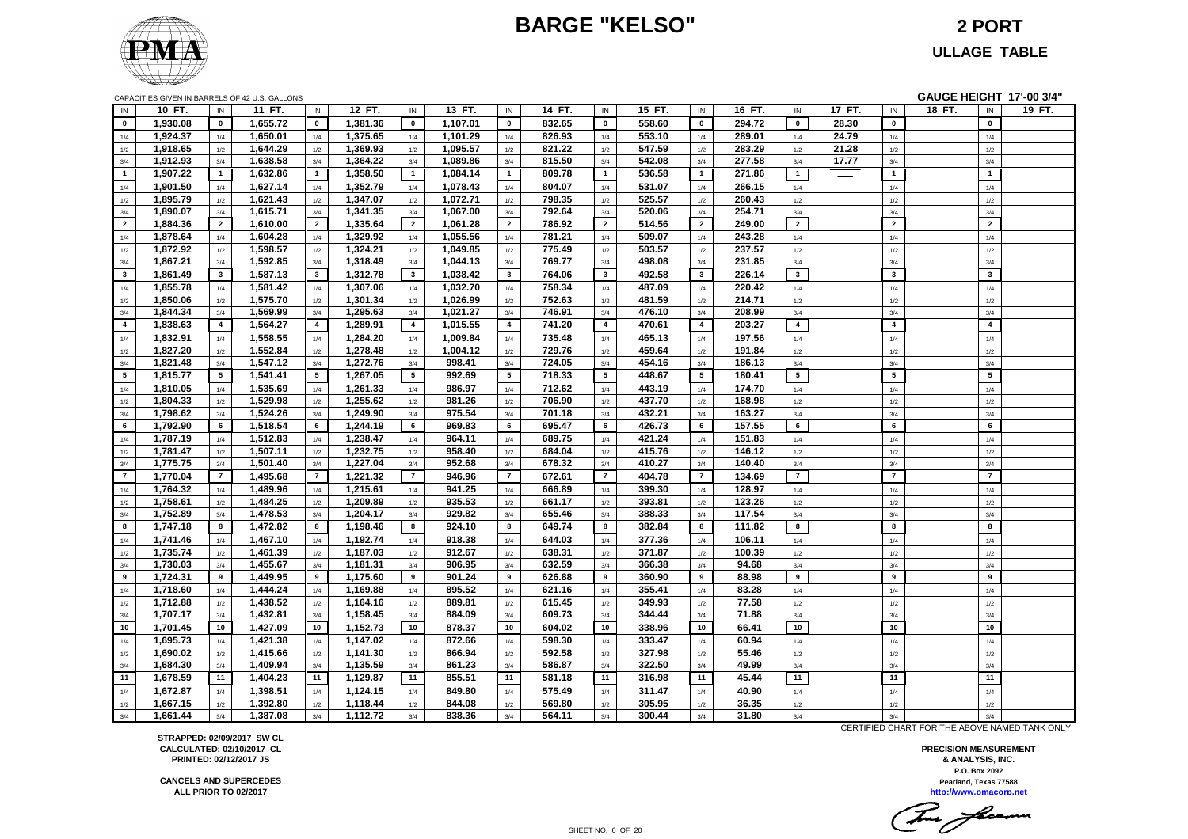# BARGE "KELSO"

## 2 PORT

## ULLAGE TABLE

CAPACITIES GIVEN IN BARRELS OF 42 U.S. GALLONS

**GAUGE HEIGHT 17'-00 3/4"**

| IN | 10 FT. | IN | 11 FT. | IN | 12 FT. | IN | 13 FT. | IN | 14 FT. | IN | 15 FT. | IN | 16 FT. | IN | 17 FT. | IN | 18 FT. | IN | 19 FT. |
|---|---|---|---|---|---|---|---|---|---|---|---|---|---|---|---|---|---|---|---|
| 0 | 1,930.08 | 0 | 1,655.72 | 0 | 1,381.36 | 0 | 1,107.01 | 0 | 832.65 | 0 | 558.60 | 0 | 294.72 | 0 | 28.30 | 0 | | 0 | |
| 1/4 | 1,924.37 | 1/4 | 1,650.01 | 1/4 | 1,375.65 | 1/4 | 1,101.29 | 1/4 | 826.93 | 1/4 | 553.10 | 1/4 | 289.01 | 1/4 | 24.79 | 1/4 | | 1/4 | |
| 1/2 | 1,918.65 | 1/2 | 1,644.29 | 1/2 | 1,369.93 | 1/2 | 1,095.57 | 1/2 | 821.22 | 1/2 | 547.59 | 1/2 | 283.29 | 1/2 | 21.28 | 1/2 | | 1/2 | |
| 3/4 | 1,912.93 | 3/4 | 1,638.58 | 3/4 | 1,364.22 | 3/4 | 1,089.86 | 3/4 | 815.50 | 3/4 | 542.08 | 3/4 | 277.58 | 3/4 | 17.77 | 3/4 | | 3/4 | |
| 1 | 1,907.22 | 1 | 1,632.86 | 1 | 1,358.50 | 1 | 1,084.14 | 1 | 809.78 | 1 | 536.58 | 1 | 271.86 | 1 | | 1 | | 1 | |
| 1/4 | 1,901.50 | 1/4 | 1,627.14 | 1/4 | 1,352.79 | 1/4 | 1,078.43 | 1/4 | 804.07 | 1/4 | 531.07 | 1/4 | 266.15 | 1/4 | | 1/4 | | 1/4 | |
| 1/2 | 1,895.79 | 1/2 | 1,621.43 | 1/2 | 1,347.07 | 1/2 | 1,072.71 | 1/2 | 798.35 | 1/2 | 525.57 | 1/2 | 260.43 | 1/2 | | 1/2 | | 1/2 | |
| 3/4 | 1,890.07 | 3/4 | 1,615.71 | 3/4 | 1,341.35 | 3/4 | 1,067.00 | 3/4 | 792.64 | 3/4 | 520.06 | 3/4 | 254.71 | 3/4 | | 3/4 | | 3/4 | |
| 2 | 1,884.36 | 2 | 1,610.00 | 2 | 1,335.64 | 2 | 1,061.28 | 2 | 786.92 | 2 | 514.56 | 2 | 249.00 | 2 | | 2 | | 2 | |
| 1/4 | 1,878.64 | 1/4 | 1,604.28 | 1/4 | 1,329.92 | 1/4 | 1,055.56 | 1/4 | 781.21 | 1/4 | 509.07 | 1/4 | 243.28 | 1/4 | | 1/4 | | 1/4 | |
| 1/2 | 1,872.92 | 1/2 | 1,598.57 | 1/2 | 1,324.21 | 1/2 | 1,049.85 | 1/2 | 775.49 | 1/2 | 503.57 | 1/2 | 237.57 | 1/2 | | 1/2 | | 1/2 | |
| 3/4 | 1,867.21 | 3/4 | 1,592.85 | 3/4 | 1,318.49 | 3/4 | 1,044.13 | 3/4 | 769.77 | 3/4 | 498.08 | 3/4 | 231.85 | 3/4 | | 3/4 | | 3/4 | |
| 3 | 1,861.49 | 3 | 1,587.13 | 3 | 1,312.78 | 3 | 1,038.42 | 3 | 764.06 | 3 | 492.58 | 3 | 226.14 | 3 | | 3 | | 3 | |
| 1/4 | 1,855.78 | 1/4 | 1,581.42 | 1/4 | 1,307.06 | 1/4 | 1,032.70 | 1/4 | 758.34 | 1/4 | 487.09 | 1/4 | 220.42 | 1/4 | | 1/4 | | 1/4 | |
| 1/2 | 1,850.06 | 1/2 | 1,575.70 | 1/2 | 1,301.34 | 1/2 | 1,026.99 | 1/2 | 752.63 | 1/2 | 481.59 | 1/2 | 214.71 | 1/2 | | 1/2 | | 1/2 | |
| 3/4 | 1,844.34 | 3/4 | 1,569.99 | 3/4 | 1,295.63 | 3/4 | 1,021.27 | 3/4 | 746.91 | 3/4 | 476.10 | 3/4 | 208.99 | 3/4 | | 3/4 | | 3/4 | |
| 4 | 1,838.63 | 4 | 1,564.27 | 4 | 1,289.91 | 4 | 1,015.55 | 4 | 741.20 | 4 | 470.61 | 4 | 203.27 | 4 | | 4 | | 4 | |
| 1/4 | 1,832.91 | 1/4 | 1,558.55 | 1/4 | 1,284.20 | 1/4 | 1,009.84 | 1/4 | 735.48 | 1/4 | 465.13 | 1/4 | 197.56 | 1/4 | | 1/4 | | 1/4 | |
| 1/2 | 1,827.20 | 1/2 | 1,552.84 | 1/2 | 1,278.48 | 1/2 | 1,004.12 | 1/2 | 729.76 | 1/2 | 459.64 | 1/2 | 191.84 | 1/2 | | 1/2 | | 1/2 | |
| 3/4 | 1,821.48 | 3/4 | 1,547.12 | 3/4 | 1,272.76 | 3/4 | 998.41 | 3/4 | 724.05 | 3/4 | 454.16 | 3/4 | 186.13 | 3/4 | | 3/4 | | 3/4 | |
| 5 | 1,815.77 | 5 | 1,541.41 | 5 | 1,267.05 | 5 | 992.69 | 5 | 718.33 | 5 | 448.67 | 5 | 180.41 | 5 | | 5 | | 5 | |
| 1/4 | 1,810.05 | 1/4 | 1,535.69 | 1/4 | 1,261.33 | 1/4 | 986.97 | 1/4 | 712.62 | 1/4 | 443.19 | 1/4 | 174.70 | 1/4 | | 1/4 | | 1/4 | |
| 1/2 | 1,804.33 | 1/2 | 1,529.98 | 1/2 | 1,255.62 | 1/2 | 981.26 | 1/2 | 706.90 | 1/2 | 437.70 | 1/2 | 168.98 | 1/2 | | 1/2 | | 1/2 | |
| 3/4 | 1,798.62 | 3/4 | 1,524.26 | 3/4 | 1,249.90 | 3/4 | 975.54 | 3/4 | 701.18 | 3/4 | 432.21 | 3/4 | 163.27 | 3/4 | | 3/4 | | 3/4 | |
| 6 | 1,792.90 | 6 | 1,518.54 | 6 | 1,244.19 | 6 | 969.83 | 6 | 695.47 | 6 | 426.73 | 6 | 157.55 | 6 | | 6 | | 6 | |
| 1/4 | 1,787.19 | 1/4 | 1,512.83 | 1/4 | 1,238.47 | 1/4 | 964.11 | 1/4 | 689.75 | 1/4 | 421.24 | 1/4 | 151.83 | 1/4 | | 1/4 | | 1/4 | |
| 1/2 | 1,781.47 | 1/2 | 1,507.11 | 1/2 | 1,232.75 | 1/2 | 958.40 | 1/2 | 684.04 | 1/2 | 415.76 | 1/2 | 146.12 | 1/2 | | 1/2 | | 1/2 | |
| 3/4 | 1,775.75 | 3/4 | 1,501.40 | 3/4 | 1,227.04 | 3/4 | 952.68 | 3/4 | 678.32 | 3/4 | 410.27 | 3/4 | 140.40 | 3/4 | | 3/4 | | 3/4 | |
| 7 | 1,770.04 | 7 | 1,495.68 | 7 | 1,221.32 | 7 | 946.96 | 7 | 672.61 | 7 | 404.78 | 7 | 134.69 | 7 | | 7 | | 7 | |
| 1/4 | 1,764.32 | 1/4 | 1,489.96 | 1/4 | 1,215.61 | 1/4 | 941.25 | 1/4 | 666.89 | 1/4 | 399.30 | 1/4 | 128.97 | 1/4 | | 1/4 | | 1/4 | |
| 1/2 | 1,758.61 | 1/2 | 1,484.25 | 1/2 | 1,209.89 | 1/2 | 935.53 | 1/2 | 661.17 | 1/2 | 393.81 | 1/2 | 123.26 | 1/2 | | 1/2 | | 1/2 | |
| 3/4 | 1,752.89 | 3/4 | 1,478.53 | 3/4 | 1,204.17 | 3/4 | 929.82 | 3/4 | 655.46 | 3/4 | 388.33 | 3/4 | 117.54 | 3/4 | | 3/4 | | 3/4 | |
| 8 | 1,747.18 | 8 | 1,472.82 | 8 | 1,198.46 | 8 | 924.10 | 8 | 649.74 | 8 | 382.84 | 8 | 111.82 | 8 | | 8 | | 8 | |
| 1/4 | 1,741.46 | 1/4 | 1,467.10 | 1/4 | 1,192.74 | 1/4 | 918.38 | 1/4 | 644.03 | 1/4 | 377.36 | 1/4 | 106.11 | 1/4 | | 1/4 | | 1/4 | |
| 1/2 | 1,735.74 | 1/2 | 1,461.39 | 1/2 | 1,187.03 | 1/2 | 912.67 | 1/2 | 638.31 | 1/2 | 371.87 | 1/2 | 100.39 | 1/2 | | 1/2 | | 1/2 | |
| 3/4 | 1,730.03 | 3/4 | 1,455.67 | 3/4 | 1,181.31 | 3/4 | 906.95 | 3/4 | 632.59 | 3/4 | 366.38 | 3/4 | 94.68 | 3/4 | | 3/4 | | 3/4 | |
| 9 | 1,724.31 | 9 | 1,449.95 | 9 | 1,175.60 | 9 | 901.24 | 9 | 626.88 | 9 | 360.90 | 9 | 88.98 | 9 | | 9 | | 9 | |
| 1/4 | 1,718.60 | 1/4 | 1,444.24 | 1/4 | 1,169.88 | 1/4 | 895.52 | 1/4 | 621.16 | 1/4 | 355.41 | 1/4 | 83.28 | 1/4 | | 1/4 | | 1/4 | |
| 1/2 | 1,712.88 | 1/2 | 1,438.52 | 1/2 | 1,164.16 | 1/2 | 889.81 | 1/2 | 615.45 | 1/2 | 349.93 | 1/2 | 77.58 | 1/2 | | 1/2 | | 1/2 | |
| 3/4 | 1,707.17 | 3/4 | 1,432.81 | 3/4 | 1,158.45 | 3/4 | 884.09 | 3/4 | 609.73 | 3/4 | 344.44 | 3/4 | 71.88 | 3/4 | | 3/4 | | 3/4 | |
| 10 | 1,701.45 | 10 | 1,427.09 | 10 | 1,152.73 | 10 | 878.37 | 10 | 604.02 | 10 | 338.96 | 10 | 66.41 | 10 | | 10 | | 10 | |
| 1/4 | 1,695.73 | 1/4 | 1,421.38 | 1/4 | 1,147.02 | 1/4 | 872.66 | 1/4 | 598.30 | 1/4 | 333.47 | 1/4 | 60.94 | 1/4 | | 1/4 | | 1/4 | |
| 1/2 | 1,690.02 | 1/2 | 1,415.66 | 1/2 | 1,141.30 | 1/2 | 866.94 | 1/2 | 592.58 | 1/2 | 327.98 | 1/2 | 55.46 | 1/2 | | 1/2 | | 1/2 | |
| 3/4 | 1,684.30 | 3/4 | 1,409.94 | 3/4 | 1,135.59 | 3/4 | 861.23 | 3/4 | 586.87 | 3/4 | 322.50 | 3/4 | 49.99 | 3/4 | | 3/4 | | 3/4 | |
| 11 | 1,678.59 | 11 | 1,404.23 | 11 | 1,129.87 | 11 | 855.51 | 11 | 581.18 | 11 | 316.98 | 11 | 45.44 | 11 | | 11 | | 11 | |
| 1/4 | 1,672.87 | 1/4 | 1,398.51 | 1/4 | 1,124.15 | 1/4 | 849.80 | 1/4 | 575.49 | 1/4 | 311.47 | 1/4 | 40.90 | 1/4 | | 1/4 | | 1/4 | |
| 1/2 | 1,667.15 | 1/2 | 1,392.80 | 1/2 | 1,118.44 | 1/2 | 844.08 | 1/2 | 569.80 | 1/2 | 305.95 | 1/2 | 36.35 | 1/2 | | 1/2 | | 1/2 | |
| 3/4 | 1,661.44 | 3/4 | 1,387.08 | 3/4 | 1,112.72 | 3/4 | 838.36 | 3/4 | 564.11 | 3/4 | 300.44 | 3/4 | 31.80 | 3/4 | | 3/4 | | 3/4 | |

CERTIFIED CHART FOR THE ABOVE NAMED TANK ONLY.

**STRAPPED: 02/09/2017 SW CL**
**CALCULATED: 02/10/2017 CL**
**PRINTED: 02/12/2017 JS**

**CANCELS AND SUPERCEDES**
**ALL PRIOR TO 02/2017**

**PRECISION MEASUREMENT**
**& ANALYSIS, INC.**
**P.O. Box 2092**
**Pearland, Texas 77588**
**http://www.pmacorp.net**

SHEET NO. 6 OF 20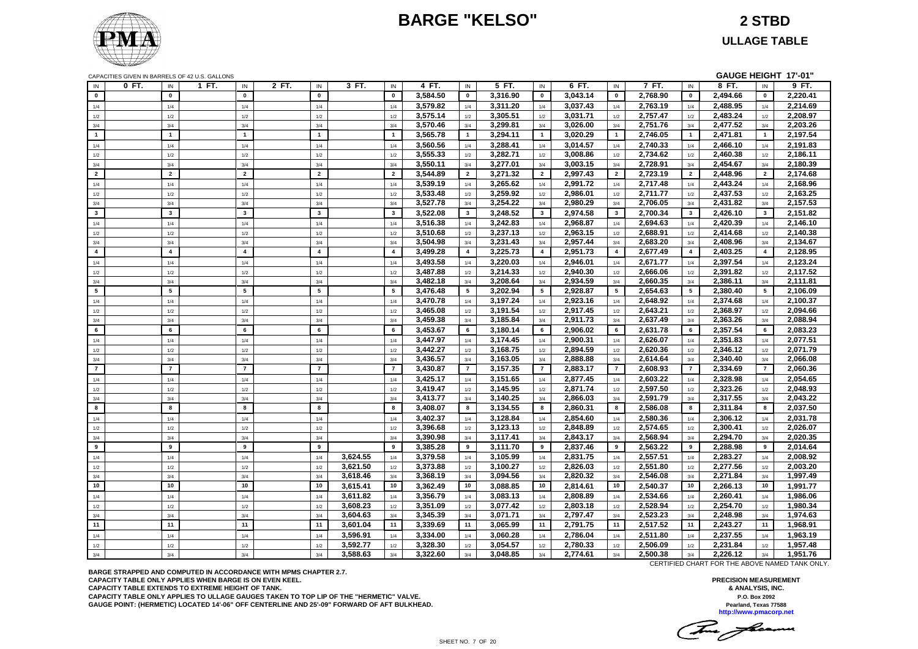# BARGE "KELSO"

## 2 STBD

## ULLAGE TABLE

CAPACITIES GIVEN IN BARRELS OF 42 U.S. GALLONS

**GAUGE HEIGHT 17'-01"**

| IN | 0 FT. | IN | 1 FT. | IN | 2 FT. | IN | 3 FT. | IN | 4 FT. | IN | 5 FT. | IN | 6 FT. | IN | 7 FT. | IN | 8 FT. | IN | 9 FT. |
|---|---|---|---|---|---|---|---|---|---|---|---|---|---|---|---|---|---|---|---|
| 0 | | 0 | | 0 | | 0 | | 0 | 3,584.50 | 0 | 3,316.90 | 0 | 3,043.14 | 0 | 2,768.90 | 0 | 2,494.66 | 0 | 2,220.41 |
| 1/4 | | 1/4 | | 1/4 | | 1/4 | | 1/4 | 3,579.82 | 1/4 | 3,311.20 | 1/4 | 3,037.43 | 1/4 | 2,763.19 | 1/4 | 2,488.95 | 1/4 | 2,214.69 |
| 1/2 | | 1/2 | | 1/2 | | 1/2 | | 1/2 | 3,575.14 | 1/2 | 3,305.51 | 1/2 | 3,031.71 | 1/2 | 2,757.47 | 1/2 | 2,483.24 | 1/2 | 2,208.97 |
| 3/4 | | 3/4 | | 3/4 | | 3/4 | | 3/4 | 3,570.46 | 3/4 | 3,299.81 | 3/4 | 3,026.00 | 3/4 | 2,751.76 | 3/4 | 2,477.52 | 3/4 | 2,203.26 |
| 1 | | 1 | | 1 | | 1 | | 1 | 3,565.78 | 1 | 3,294.11 | 1 | 3,020.29 | 1 | 2,746.05 | 1 | 2,471.81 | 1 | 2,197.54 |
| 1/4 | | 1/4 | | 1/4 | | 1/4 | | 1/4 | 3,560.56 | 1/4 | 3,288.41 | 1/4 | 3,014.57 | 1/4 | 2,740.33 | 1/4 | 2,466.10 | 1/4 | 2,191.83 |
| 1/2 | | 1/2 | | 1/2 | | 1/2 | | 1/2 | 3,555.33 | 1/2 | 3,282.71 | 1/2 | 3,008.86 | 1/2 | 2,734.62 | 1/2 | 2,460.38 | 1/2 | 2,186.11 |
| 3/4 | | 3/4 | | 3/4 | | 3/4 | | 3/4 | 3,550.11 | 3/4 | 3,277.01 | 3/4 | 3,003.15 | 3/4 | 2,728.91 | 3/4 | 2,454.67 | 3/4 | 2,180.39 |
| 2 | | 2 | | 2 | | 2 | | 2 | 3,544.89 | 2 | 3,271.32 | 2 | 2,997.43 | 2 | 2,723.19 | 2 | 2,448.96 | 2 | 2,174.68 |
| 1/4 | | 1/4 | | 1/4 | | 1/4 | | 1/4 | 3,539.19 | 1/4 | 3,265.62 | 1/4 | 2,991.72 | 1/4 | 2,717.48 | 1/4 | 2,443.24 | 1/4 | 2,168.96 |
| 1/2 | | 1/2 | | 1/2 | | 1/2 | | 1/2 | 3,533.48 | 1/2 | 3,259.92 | 1/2 | 2,986.01 | 1/2 | 2,711.77 | 1/2 | 2,437.53 | 1/2 | 2,163.25 |
| 3/4 | | 3/4 | | 3/4 | | 3/4 | | 3/4 | 3,527.78 | 3/4 | 3,254.22 | 3/4 | 2,980.29 | 3/4 | 2,706.05 | 3/4 | 2,431.82 | 3/4 | 2,157.53 |
| 3 | | 3 | | 3 | | 3 | | 3 | 3,522.08 | 3 | 3,248.52 | 3 | 2,974.58 | 3 | 2,700.34 | 3 | 2,426.10 | 3 | 2,151.82 |
| 1/4 | | 1/4 | | 1/4 | | 1/4 | | 1/4 | 3,516.38 | 1/4 | 3,242.83 | 1/4 | 2,968.87 | 1/4 | 2,694.63 | 1/4 | 2,420.39 | 1/4 | 2,146.10 |
| 1/2 | | 1/2 | | 1/2 | | 1/2 | | 1/2 | 3,510.68 | 1/2 | 3,237.13 | 1/2 | 2,963.15 | 1/2 | 2,688.91 | 1/2 | 2,414.68 | 1/2 | 2,140.38 |
| 3/4 | | 3/4 | | 3/4 | | 3/4 | | 3/4 | 3,504.98 | 3/4 | 3,231.43 | 3/4 | 2,957.44 | 3/4 | 2,683.20 | 3/4 | 2,408.96 | 3/4 | 2,134.67 |
| 4 | | 4 | | 4 | | 4 | | 4 | 3,499.28 | 4 | 3,225.73 | 4 | 2,951.73 | 4 | 2,677.49 | 4 | 2,403.25 | 4 | 2,128.95 |
| 1/4 | | 1/4 | | 1/4 | | 1/4 | | 1/4 | 3,493.58 | 1/4 | 3,220.03 | 1/4 | 2,946.01 | 1/4 | 2,671.77 | 1/4 | 2,397.54 | 1/4 | 2,123.24 |
| 1/2 | | 1/2 | | 1/2 | | 1/2 | | 1/2 | 3,487.88 | 1/2 | 3,214.33 | 1/2 | 2,940.30 | 1/2 | 2,666.06 | 1/2 | 2,391.82 | 1/2 | 2,117.52 |
| 3/4 | | 3/4 | | 3/4 | | 3/4 | | 3/4 | 3,482.18 | 3/4 | 3,208.64 | 3/4 | 2,934.59 | 3/4 | 2,660.35 | 3/4 | 2,386.11 | 3/4 | 2,111.81 |
| 5 | | 5 | | 5 | | 5 | | 5 | 3,476.48 | 5 | 3,202.94 | 5 | 2,928.87 | 5 | 2,654.63 | 5 | 2,380.40 | 5 | 2,106.09 |
| 1/4 | | 1/4 | | 1/4 | | 1/4 | | 1/4 | 3,470.78 | 1/4 | 3,197.24 | 1/4 | 2,923.16 | 1/4 | 2,648.92 | 1/4 | 2,374.68 | 1/4 | 2,100.37 |
| 1/2 | | 1/2 | | 1/2 | | 1/2 | | 1/2 | 3,465.08 | 1/2 | 3,191.54 | 1/2 | 2,917.45 | 1/2 | 2,643.21 | 1/2 | 2,368.97 | 1/2 | 2,094.66 |
| 3/4 | | 3/4 | | 3/4 | | 3/4 | | 3/4 | 3,459.38 | 3/4 | 3,185.84 | 3/4 | 2,911.73 | 3/4 | 2,637.49 | 3/4 | 2,363.26 | 3/4 | 2,088.94 |
| 6 | | 6 | | 6 | | 6 | | 6 | 3,453.67 | 6 | 3,180.14 | 6 | 2,906.02 | 6 | 2,631.78 | 6 | 2,357.54 | 6 | 2,083.23 |
| 1/4 | | 1/4 | | 1/4 | | 1/4 | | 1/4 | 3,447.97 | 1/4 | 3,174.45 | 1/4 | 2,900.31 | 1/4 | 2,626.07 | 1/4 | 2,351.83 | 1/4 | 2,077.51 |
| 1/2 | | 1/2 | | 1/2 | | 1/2 | | 1/2 | 3,442.27 | 1/2 | 3,168.75 | 1/2 | 2,894.59 | 1/2 | 2,620.36 | 1/2 | 2,346.12 | 1/2 | 2,071.79 |
| 3/4 | | 3/4 | | 3/4 | | 3/4 | | 3/4 | 3,436.57 | 3/4 | 3,163.05 | 3/4 | 2,888.88 | 3/4 | 2,614.64 | 3/4 | 2,340.40 | 3/4 | 2,066.08 |
| 7 | | 7 | | 7 | | 7 | | 7 | 3,430.87 | 7 | 3,157.35 | 7 | 2,883.17 | 7 | 2,608.93 | 7 | 2,334.69 | 7 | 2,060.36 |
| 1/4 | | 1/4 | | 1/4 | | 1/4 | | 1/4 | 3,425.17 | 1/4 | 3,151.65 | 1/4 | 2,877.45 | 1/4 | 2,603.22 | 1/4 | 2,328.98 | 1/4 | 2,054.65 |
| 1/2 | | 1/2 | | 1/2 | | 1/2 | | 1/2 | 3,419.47 | 1/2 | 3,145.95 | 1/2 | 2,871.74 | 1/2 | 2,597.50 | 1/2 | 2,323.26 | 1/2 | 2,048.93 |
| 3/4 | | 3/4 | | 3/4 | | 3/4 | | 3/4 | 3,413.77 | 3/4 | 3,140.25 | 3/4 | 2,866.03 | 3/4 | 2,591.79 | 3/4 | 2,317.55 | 3/4 | 2,043.22 |
| 8 | | 8 | | 8 | | 8 | | 8 | 3,408.07 | 8 | 3,134.55 | 8 | 2,860.31 | 8 | 2,586.08 | 8 | 2,311.84 | 8 | 2,037.50 |
| 1/4 | | 1/4 | | 1/4 | | 1/4 | | 1/4 | 3,402.37 | 1/4 | 3,128.84 | 1/4 | 2,854.60 | 1/4 | 2,580.36 | 1/4 | 2,306.12 | 1/4 | 2,031.78 |
| 1/2 | | 1/2 | | 1/2 | | 1/2 | | 1/2 | 3,396.68 | 1/2 | 3,123.13 | 1/2 | 2,848.89 | 1/2 | 2,574.65 | 1/2 | 2,300.41 | 1/2 | 2,026.07 |
| 3/4 | | 3/4 | | 3/4 | | 3/4 | | 3/4 | 3,390.98 | 3/4 | 3,117.41 | 3/4 | 2,843.17 | 3/4 | 2,568.94 | 3/4 | 2,294.70 | 3/4 | 2,020.35 |
| 9 | | 9 | | 9 | | 9 | | 9 | 3,385.28 | 9 | 3,111.70 | 9 | 2,837.46 | 9 | 2,563.22 | 9 | 2,288.98 | 9 | 2,014.64 |
| 1/4 | | 1/4 | | 1/4 | | 1/4 | 3,624.55 | 1/4 | 3,379.58 | 1/4 | 3,105.99 | 1/4 | 2,831.75 | 1/4 | 2,557.51 | 1/4 | 2,283.27 | 1/4 | 2,008.92 |
| 1/2 | | 1/2 | | 1/2 | | 1/2 | 3,621.50 | 1/2 | 3,373.88 | 1/2 | 3,100.27 | 1/2 | 2,826.03 | 1/2 | 2,551.80 | 1/2 | 2,277.56 | 1/2 | 2,003.20 |
| 3/4 | | 3/4 | | 3/4 | | 3/4 | 3,618.46 | 3/4 | 3,368.19 | 3/4 | 3,094.56 | 3/4 | 2,820.32 | 3/4 | 2,546.08 | 3/4 | 2,271.84 | 3/4 | 1,997.49 |
| 10 | | 10 | | 10 | | 10 | 3,615.41 | 10 | 3,362.49 | 10 | 3,088.85 | 10 | 2,814.61 | 10 | 2,540.37 | 10 | 2,266.13 | 10 | 1,991.77 |
| 1/4 | | 1/4 | | 1/4 | | 1/4 | 3,611.82 | 1/4 | 3,356.79 | 1/4 | 3,083.13 | 1/4 | 2,808.89 | 1/4 | 2,534.66 | 1/4 | 2,260.41 | 1/4 | 1,986.06 |
| 1/2 | | 1/2 | | 1/2 | | 1/2 | 3,608.23 | 1/2 | 3,351.09 | 1/2 | 3,077.42 | 1/2 | 2,803.18 | 1/2 | 2,528.94 | 1/2 | 2,254.70 | 1/2 | 1,980.34 |
| 3/4 | | 3/4 | | 3/4 | | 3/4 | 3,604.63 | 3/4 | 3,345.39 | 3/4 | 3,071.71 | 3/4 | 2,797.47 | 3/4 | 2,523.23 | 3/4 | 2,248.98 | 3/4 | 1,974.63 |
| 11 | | 11 | | 11 | | 11 | 3,601.04 | 11 | 3,339.69 | 11 | 3,065.99 | 11 | 2,791.75 | 11 | 2,517.52 | 11 | 2,243.27 | 11 | 1,968.91 |
| 1/4 | | 1/4 | | 1/4 | | 1/4 | 3,596.91 | 1/4 | 3,334.00 | 1/4 | 3,060.28 | 1/4 | 2,786.04 | 1/4 | 2,511.80 | 1/4 | 2,237.55 | 1/4 | 1,963.19 |
| 1/2 | | 1/2 | | 1/2 | | 1/2 | 3,592.77 | 1/2 | 3,328.30 | 1/2 | 3,054.57 | 1/2 | 2,780.33 | 1/2 | 2,506.09 | 1/2 | 2,231.84 | 1/2 | 1,957.48 |
| 3/4 | | 3/4 | | 3/4 | | 3/4 | 3,588.63 | 3/4 | 3,322.60 | 3/4 | 3,048.85 | 3/4 | 2,774.61 | 3/4 | 2,500.38 | 3/4 | 2,226.12 | 3/4 | 1,951.76 |

CERTIFIED CHART FOR THE ABOVE NAMED TANK ONLY.

**BARGE STRAPPED AND COMPUTED IN ACCORDANCE WITH MPMS CHAPTER 2.7.**
**CAPACITY TABLE ONLY APPLIES WHEN BARGE IS ON EVEN KEEL.**
**CAPACITY TABLE EXTENDS TO EXTREME HEIGHT OF TANK.**
**CAPACITY TABLE ONLY APPLIES TO ULLAGE GAUGES TAKEN TO TOP LIP OF THE "HERMETIC" VALVE.**
**GAUGE POINT: (HERMETIC) LOCATED 14'-06" OFF CENTERLINE AND 25'-09" FORWARD OF AFT BULKHEAD.**

**PRECISION MEASUREMENT & ANALYSIS, INC.**
P.O. Box 2092
Pearland, Texas 77588
http://www.pmacorp.net

SHEET NO. 7 OF 20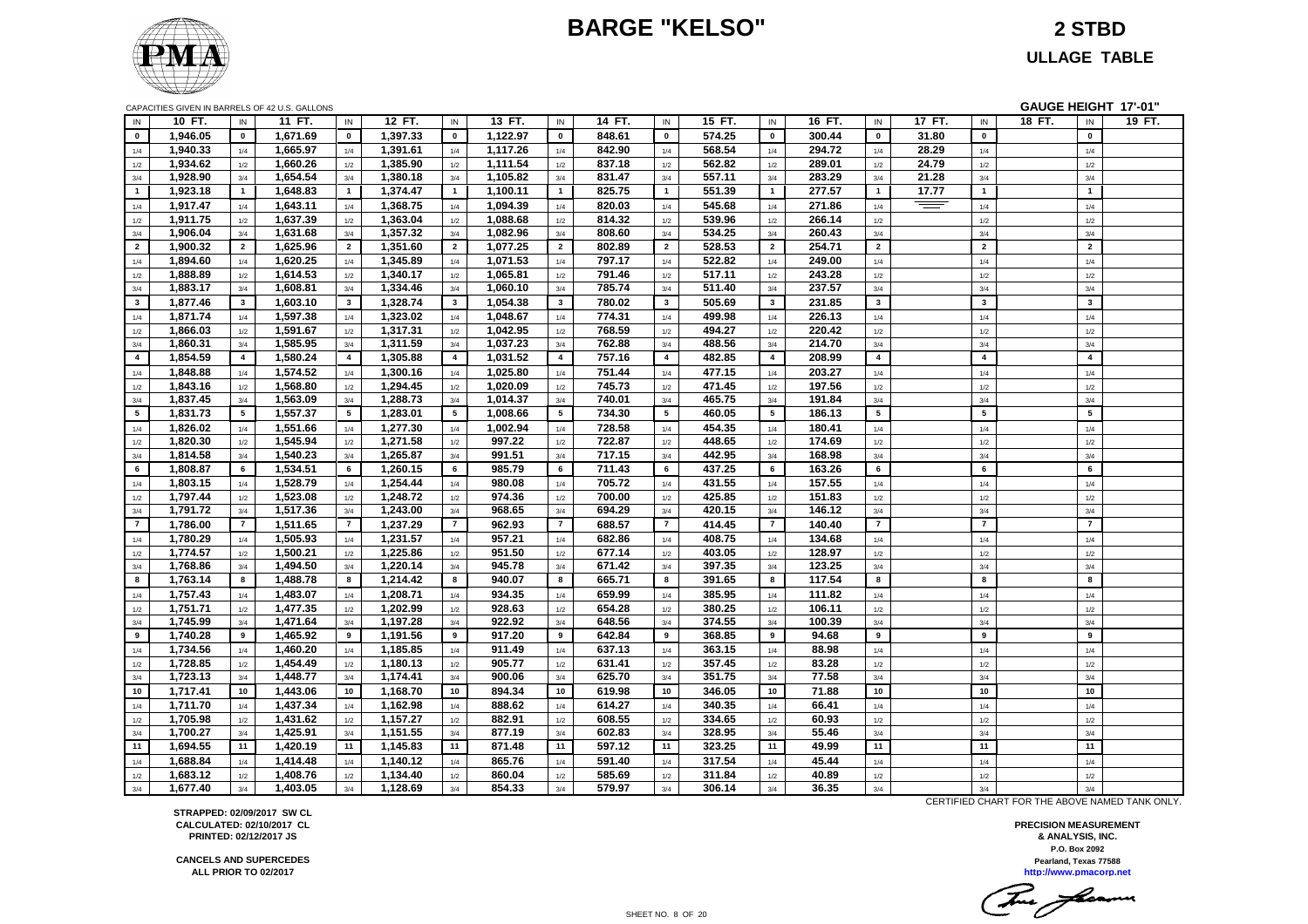# BARGE "KELSO"

## 2 STBD

## ULLAGE TABLE

CAPACITIES GIVEN IN BARRELS OF 42 U.S. GALLONS

**GAUGE HEIGHT 17'-01"**

| IN | 10 FT. | IN | 11 FT. | IN | 12 FT. | IN | 13 FT. | IN | 14 FT. | IN | 15 FT. | IN | 16 FT. | IN | 17 FT. | IN | 18 FT. | IN | 19 FT. |
|---|---|---|---|---|---|---|---|---|---|---|---|---|---|---|---|---|---|---|---|
| 0 | 1,946.05 | 0 | 1,671.69 | 0 | 1,397.33 | 0 | 1,122.97 | 0 | 848.61 | 0 | 574.25 | 0 | 300.44 | 0 | 31.80 | 0 | | 0 | |
| 1/4 | 1,940.33 | 1/4 | 1,665.97 | 1/4 | 1,391.61 | 1/4 | 1,117.26 | 1/4 | 842.90 | 1/4 | 568.54 | 1/4 | 294.72 | 1/4 | 28.29 | 1/4 | | 1/4 | |
| 1/2 | 1,934.62 | 1/2 | 1,660.26 | 1/2 | 1,385.90 | 1/2 | 1,111.54 | 1/2 | 837.18 | 1/2 | 562.82 | 1/2 | 289.01 | 1/2 | 24.79 | 1/2 | | 1/2 | |
| 3/4 | 1,928.90 | 3/4 | 1,654.54 | 3/4 | 1,380.18 | 3/4 | 1,105.82 | 3/4 | 831.47 | 3/4 | 557.11 | 3/4 | 283.29 | 3/4 | 21.28 | 3/4 | | 3/4 | |
| 1 | 1,923.18 | 1 | 1,648.83 | 1 | 1,374.47 | 1 | 1,100.11 | 1 | 825.75 | 1 | 551.39 | 1 | 277.57 | 1 | 17.77 | 1 | | 1 | |
| 1/4 | 1,917.47 | 1/4 | 1,643.11 | 1/4 | 1,368.75 | 1/4 | 1,094.39 | 1/4 | 820.03 | 1/4 | 545.68 | 1/4 | 271.86 | 1/4 | | 1/4 | | 1/4 | |
| 1/2 | 1,911.75 | 1/2 | 1,637.39 | 1/2 | 1,363.04 | 1/2 | 1,088.68 | 1/2 | 814.32 | 1/2 | 539.96 | 1/2 | 266.14 | 1/2 | | 1/2 | | 1/2 | |
| 3/4 | 1,906.04 | 3/4 | 1,631.68 | 3/4 | 1,357.32 | 3/4 | 1,082.96 | 3/4 | 808.60 | 3/4 | 534.25 | 3/4 | 260.43 | 3/4 | | 3/4 | | 3/4 | |
| 2 | 1,900.32 | 2 | 1,625.96 | 2 | 1,351.60 | 2 | 1,077.25 | 2 | 802.89 | 2 | 528.53 | 2 | 254.71 | 2 | | 2 | | 2 | |
| 1/4 | 1,894.60 | 1/4 | 1,620.25 | 1/4 | 1,345.89 | 1/4 | 1,071.53 | 1/4 | 797.17 | 1/4 | 522.82 | 1/4 | 249.00 | 1/4 | | 1/4 | | 1/4 | |
| 1/2 | 1,888.89 | 1/2 | 1,614.53 | 1/2 | 1,340.17 | 1/2 | 1,065.81 | 1/2 | 791.46 | 1/2 | 517.11 | 1/2 | 243.28 | 1/2 | | 1/2 | | 1/2 | |
| 3/4 | 1,883.17 | 3/4 | 1,608.81 | 3/4 | 1,334.46 | 3/4 | 1,060.10 | 3/4 | 785.74 | 3/4 | 511.40 | 3/4 | 237.57 | 3/4 | | 3/4 | | 3/4 | |
| 3 | 1,877.46 | 3 | 1,603.10 | 3 | 1,328.74 | 3 | 1,054.38 | 3 | 780.02 | 3 | 505.69 | 3 | 231.85 | 3 | | 3 | | 3 | |
| 1/4 | 1,871.74 | 1/4 | 1,597.38 | 1/4 | 1,323.02 | 1/4 | 1,048.67 | 1/4 | 774.31 | 1/4 | 499.98 | 1/4 | 226.13 | 1/4 | | 1/4 | | 1/4 | |
| 1/2 | 1,866.03 | 1/2 | 1,591.67 | 1/2 | 1,317.31 | 1/2 | 1,042.95 | 1/2 | 768.59 | 1/2 | 494.27 | 1/2 | 220.42 | 1/2 | | 1/2 | | 1/2 | |
| 3/4 | 1,860.31 | 3/4 | 1,585.95 | 3/4 | 1,311.59 | 3/4 | 1,037.23 | 3/4 | 762.88 | 3/4 | 488.56 | 3/4 | 214.70 | 3/4 | | 3/4 | | 3/4 | |
| 4 | 1,854.59 | 4 | 1,580.24 | 4 | 1,305.88 | 4 | 1,031.52 | 4 | 757.16 | 4 | 482.85 | 4 | 208.99 | 4 | | 4 | | 4 | |
| 1/4 | 1,848.88 | 1/4 | 1,574.52 | 1/4 | 1,300.16 | 1/4 | 1,025.80 | 1/4 | 751.44 | 1/4 | 477.15 | 1/4 | 203.27 | 1/4 | | 1/4 | | 1/4 | |
| 1/2 | 1,843.16 | 1/2 | 1,568.80 | 1/2 | 1,294.45 | 1/2 | 1,020.09 | 1/2 | 745.73 | 1/2 | 471.45 | 1/2 | 197.56 | 1/2 | | 1/2 | | 1/2 | |
| 3/4 | 1,837.45 | 3/4 | 1,563.09 | 3/4 | 1,288.73 | 3/4 | 1,014.37 | 3/4 | 740.01 | 3/4 | 465.75 | 3/4 | 191.84 | 3/4 | | 3/4 | | 3/4 | |
| 5 | 1,831.73 | 5 | 1,557.37 | 5 | 1,283.01 | 5 | 1,008.66 | 5 | 734.30 | 5 | 460.05 | 5 | 186.13 | 5 | | 5 | | 5 | |
| 1/4 | 1,826.02 | 1/4 | 1,551.66 | 1/4 | 1,277.30 | 1/4 | 1,002.94 | 1/4 | 728.58 | 1/4 | 454.35 | 1/4 | 180.41 | 1/4 | | 1/4 | | 1/4 | |
| 1/2 | 1,820.30 | 1/2 | 1,545.94 | 1/2 | 1,271.58 | 1/2 | 997.22 | 1/2 | 722.87 | 1/2 | 448.65 | 1/2 | 174.69 | 1/2 | | 1/2 | | 1/2 | |
| 3/4 | 1,814.58 | 3/4 | 1,540.23 | 3/4 | 1,265.87 | 3/4 | 991.51 | 3/4 | 717.15 | 3/4 | 442.95 | 3/4 | 168.98 | 3/4 | | 3/4 | | 3/4 | |
| 6 | 1,808.87 | 6 | 1,534.51 | 6 | 1,260.15 | 6 | 985.79 | 6 | 711.43 | 6 | 437.25 | 6 | 163.26 | 6 | | 6 | | 6 | |
| 1/4 | 1,803.15 | 1/4 | 1,528.79 | 1/4 | 1,254.44 | 1/4 | 980.08 | 1/4 | 705.72 | 1/4 | 431.55 | 1/4 | 157.55 | 1/4 | | 1/4 | | 1/4 | |
| 1/2 | 1,797.44 | 1/2 | 1,523.08 | 1/2 | 1,248.72 | 1/2 | 974.36 | 1/2 | 700.00 | 1/2 | 425.85 | 1/2 | 151.83 | 1/2 | | 1/2 | | 1/2 | |
| 3/4 | 1,791.72 | 3/4 | 1,517.36 | 3/4 | 1,243.00 | 3/4 | 968.65 | 3/4 | 694.29 | 3/4 | 420.15 | 3/4 | 146.12 | 3/4 | | 3/4 | | 3/4 | |
| 7 | 1,786.00 | 7 | 1,511.65 | 7 | 1,237.29 | 7 | 962.93 | 7 | 688.57 | 7 | 414.45 | 7 | 140.40 | 7 | | 7 | | 7 | |
| 1/4 | 1,780.29 | 1/4 | 1,505.93 | 1/4 | 1,231.57 | 1/4 | 957.21 | 1/4 | 682.86 | 1/4 | 408.75 | 1/4 | 134.68 | 1/4 | | 1/4 | | 1/4 | |
| 1/2 | 1,774.57 | 1/2 | 1,500.21 | 1/2 | 1,225.86 | 1/2 | 951.50 | 1/2 | 677.14 | 1/2 | 403.05 | 1/2 | 128.97 | 1/2 | | 1/2 | | 1/2 | |
| 3/4 | 1,768.86 | 3/4 | 1,494.50 | 3/4 | 1,220.14 | 3/4 | 945.78 | 3/4 | 671.42 | 3/4 | 397.35 | 3/4 | 123.25 | 3/4 | | 3/4 | | 3/4 | |
| 8 | 1,763.14 | 8 | 1,488.78 | 8 | 1,214.42 | 8 | 940.07 | 8 | 665.71 | 8 | 391.65 | 8 | 117.54 | 8 | | 8 | | 8 | |
| 1/4 | 1,757.43 | 1/4 | 1,483.07 | 1/4 | 1,208.71 | 1/4 | 934.35 | 1/4 | 659.99 | 1/4 | 385.95 | 1/4 | 111.82 | 1/4 | | 1/4 | | 1/4 | |
| 1/2 | 1,751.71 | 1/2 | 1,477.35 | 1/2 | 1,202.99 | 1/2 | 928.63 | 1/2 | 654.28 | 1/2 | 380.25 | 1/2 | 106.11 | 1/2 | | 1/2 | | 1/2 | |
| 3/4 | 1,745.99 | 3/4 | 1,471.64 | 3/4 | 1,197.28 | 3/4 | 922.92 | 3/4 | 648.56 | 3/4 | 374.55 | 3/4 | 100.39 | 3/4 | | 3/4 | | 3/4 | |
| 9 | 1,740.28 | 9 | 1,465.92 | 9 | 1,191.56 | 9 | 917.20 | 9 | 642.84 | 9 | 368.85 | 9 | 94.68 | 9 | | 9 | | 9 | |
| 1/4 | 1,734.56 | 1/4 | 1,460.20 | 1/4 | 1,185.85 | 1/4 | 911.49 | 1/4 | 637.13 | 1/4 | 363.15 | 1/4 | 88.98 | 1/4 | | 1/4 | | 1/4 | |
| 1/2 | 1,728.85 | 1/2 | 1,454.49 | 1/2 | 1,180.13 | 1/2 | 905.77 | 1/2 | 631.41 | 1/2 | 357.45 | 1/2 | 83.28 | 1/2 | | 1/2 | | 1/2 | |
| 3/4 | 1,723.13 | 3/4 | 1,448.77 | 3/4 | 1,174.41 | 3/4 | 900.06 | 3/4 | 625.70 | 3/4 | 351.75 | 3/4 | 77.58 | 3/4 | | 3/4 | | 3/4 | |
| 10 | 1,717.41 | 10 | 1,443.06 | 10 | 1,168.70 | 10 | 894.34 | 10 | 619.98 | 10 | 346.05 | 10 | 71.88 | 10 | | 10 | | 10 | |
| 1/4 | 1,711.70 | 1/4 | 1,437.34 | 1/4 | 1,162.98 | 1/4 | 888.62 | 1/4 | 614.27 | 1/4 | 340.35 | 1/4 | 66.41 | 1/4 | | 1/4 | | 1/4 | |
| 1/2 | 1,705.98 | 1/2 | 1,431.62 | 1/2 | 1,157.27 | 1/2 | 882.91 | 1/2 | 608.55 | 1/2 | 334.65 | 1/2 | 60.93 | 1/2 | | 1/2 | | 1/2 | |
| 3/4 | 1,700.27 | 3/4 | 1,425.91 | 3/4 | 1,151.55 | 3/4 | 877.19 | 3/4 | 602.83 | 3/4 | 328.95 | 3/4 | 55.46 | 3/4 | | 3/4 | | 3/4 | |
| 11 | 1,694.55 | 11 | 1,420.19 | 11 | 1,145.83 | 11 | 871.48 | 11 | 597.12 | 11 | 323.25 | 11 | 49.99 | 11 | | 11 | | 11 | |
| 1/4 | 1,688.84 | 1/4 | 1,414.48 | 1/4 | 1,140.12 | 1/4 | 865.76 | 1/4 | 591.40 | 1/4 | 317.54 | 1/4 | 45.44 | 1/4 | | 1/4 | | 1/4 | |
| 1/2 | 1,683.12 | 1/2 | 1,408.76 | 1/2 | 1,134.40 | 1/2 | 860.04 | 1/2 | 585.69 | 1/2 | 311.84 | 1/2 | 40.89 | 1/2 | | 1/2 | | 1/2 | |
| 3/4 | 1,677.40 | 3/4 | 1,403.05 | 3/4 | 1,128.69 | 3/4 | 854.33 | 3/4 | 579.97 | 3/4 | 306.14 | 3/4 | 36.35 | 3/4 | | 3/4 | | 3/4 | |

CERTIFIED CHART FOR THE ABOVE NAMED TANK ONLY.

**STRAPPED: 02/09/2017 SW CL**
**CALCULATED: 02/10/2017 CL**
**PRINTED: 02/12/2017 JS**

**CANCELS AND SUPERCEDES**
**ALL PRIOR TO 02/2017**

**PRECISION MEASUREMENT**
**& ANALYSIS, INC.**
**P.O. Box 2092**
**Pearland, Texas 77588**
**http://www.pmacorp.net**

SHEET NO. 8 OF 20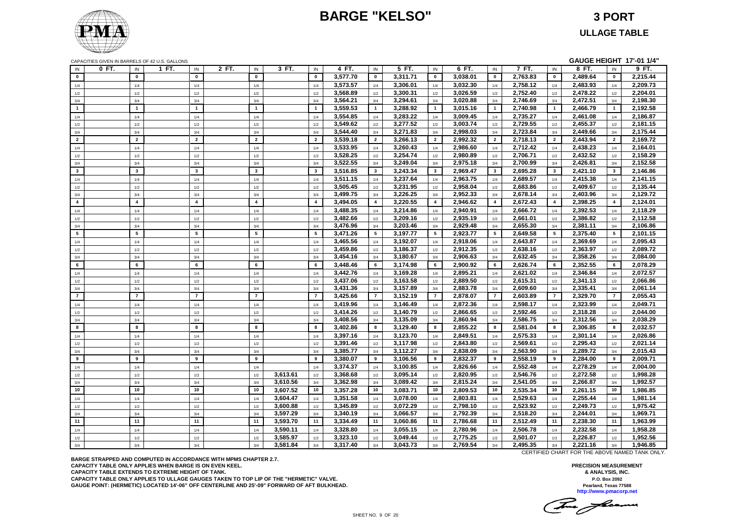# BARGE "KELSO"

## 3 PORT

## ULLAGE TABLE

CAPACITIES GIVEN IN BARRELS OF 42 U.S. GALLONS

**GAUGE HEIGHT 17'-01 1/4"**

| IN | 0 FT. | IN | 1 FT. | IN | 2 FT. | IN | 3 FT. | IN | 4 FT. | IN | 5 FT. | IN | 6 FT. | IN | 7 FT. | IN | 8 FT. | IN | 9 FT. |
|---|---|---|---|---|---|---|---|---|---|---|---|---|---|---|---|---|---|---|---|
| **0** | | **0** | | **0** | | **0** | | **0** | 3,577.70 | **0** | 3,311.71 | **0** | 3,038.01 | **0** | 2,763.83 | **0** | 2,489.64 | **0** | 2,215.44 |
| 1/4 | | 1/4 | | 1/4 | | 1/4 | | 1/4 | 3,573.57 | 1/4 | 3,306.01 | 1/4 | 3,032.30 | 1/4 | 2,758.12 | 1/4 | 2,483.93 | 1/4 | 2,209.73 |
| 1/2 | | 1/2 | | 1/2 | | 1/2 | | 1/2 | 3,568.89 | 1/2 | 3,300.31 | 1/2 | 3,026.59 | 1/2 | 2,752.40 | 1/2 | 2,478.22 | 1/2 | 2,204.01 |
| 3/4 | | 3/4 | | 3/4 | | 3/4 | | 3/4 | 3,564.21 | 3/4 | 3,294.61 | 3/4 | 3,020.88 | 3/4 | 2,746.69 | 3/4 | 2,472.51 | 3/4 | 2,198.30 |
| **1** | | **1** | | **1** | | **1** | | **1** | 3,559.53 | **1** | 3,288.92 | **1** | 3,015.16 | **1** | 2,740.98 | **1** | 2,466.79 | **1** | 2,192.58 |
| 1/4 | | 1/4 | | 1/4 | | 1/4 | | 1/4 | 3,554.85 | 1/4 | 3,283.22 | 1/4 | 3,009.45 | 1/4 | 2,735.27 | 1/4 | 2,461.08 | 1/4 | 2,186.87 |
| 1/2 | | 1/2 | | 1/2 | | 1/2 | | 1/2 | 3,549.62 | 1/2 | 3,277.52 | 1/2 | 3,003.74 | 1/2 | 2,729.55 | 1/2 | 2,455.37 | 1/2 | 2,181.15 |
| 3/4 | | 3/4 | | 3/4 | | 3/4 | | 3/4 | 3,544.40 | 3/4 | 3,271.83 | 3/4 | 2,998.03 | 3/4 | 2,723.84 | 3/4 | 2,449.66 | 3/4 | 2,175.44 |
| **2** | | **2** | | **2** | | **2** | | **2** | 3,539.18 | **2** | 3,266.13 | **2** | 2,992.32 | **2** | 2,718.13 | **2** | 2,443.94 | **2** | 2,169.72 |
| 1/4 | | 1/4 | | 1/4 | | 1/4 | | 1/4 | 3,533.95 | 1/4 | 3,260.43 | 1/4 | 2,986.60 | 1/4 | 2,712.42 | 1/4 | 2,438.23 | 1/4 | 2,164.01 |
| 1/2 | | 1/2 | | 1/2 | | 1/2 | | 1/2 | 3,528.25 | 1/2 | 3,254.74 | 1/2 | 2,980.89 | 1/2 | 2,706.71 | 1/2 | 2,432.52 | 1/2 | 2,158.29 |
| 3/4 | | 3/4 | | 3/4 | | 3/4 | | 3/4 | 3,522.55 | 3/4 | 3,249.04 | 3/4 | 2,975.18 | 3/4 | 2,700.99 | 3/4 | 2,426.81 | 3/4 | 2,152.58 |
| **3** | | **3** | | **3** | | **3** | | **3** | 3,516.85 | **3** | 3,243.34 | **3** | 2,969.47 | **3** | 2,695.28 | **3** | 2,421.10 | **3** | 2,146.86 |
| 1/4 | | 1/4 | | 1/4 | | 1/4 | | 1/4 | 3,511.15 | 1/4 | 3,237.64 | 1/4 | 2,963.75 | 1/4 | 2,689.57 | 1/4 | 2,415.38 | 1/4 | 2,141.15 |
| 1/2 | | 1/2 | | 1/2 | | 1/2 | | 1/2 | 3,505.45 | 1/2 | 3,231.95 | 1/2 | 2,958.04 | 1/2 | 2,683.86 | 1/2 | 2,409.67 | 1/2 | 2,135.44 |
| 3/4 | | 3/4 | | 3/4 | | 3/4 | | 3/4 | 3,499.75 | 3/4 | 3,226.25 | 3/4 | 2,952.33 | 3/4 | 2,678.14 | 3/4 | 2,403.96 | 3/4 | 2,129.72 |
| **4** | | **4** | | **4** | | **4** | | **4** | 3,494.05 | **4** | 3,220.55 | **4** | 2,946.62 | **4** | 2,672.43 | **4** | 2,398.25 | **4** | 2,124.01 |
| 1/4 | | 1/4 | | 1/4 | | 1/4 | | 1/4 | 3,488.35 | 1/4 | 3,214.86 | 1/4 | 2,940.91 | 1/4 | 2,666.72 | 1/4 | 2,392.53 | 1/4 | 2,118.29 |
| 1/2 | | 1/2 | | 1/2 | | 1/2 | | 1/2 | 3,482.66 | 1/2 | 3,209.16 | 1/2 | 2,935.19 | 1/2 | 2,661.01 | 1/2 | 2,386.82 | 1/2 | 2,112.58 |
| 3/4 | | 3/4 | | 3/4 | | 3/4 | | 3/4 | 3,476.96 | 3/4 | 3,203.46 | 3/4 | 2,929.48 | 3/4 | 2,655.30 | 3/4 | 2,381.11 | 3/4 | 2,106.86 |
| **5** | | **5** | | **5** | | **5** | | **5** | 3,471.26 | **5** | 3,197.77 | **5** | 2,923.77 | **5** | 2,649.58 | **5** | 2,375.40 | **5** | 2,101.15 |
| 1/4 | | 1/4 | | 1/4 | | 1/4 | | 1/4 | 3,465.56 | 1/4 | 3,192.07 | 1/4 | 2,918.06 | 1/4 | 2,643.87 | 1/4 | 2,369.69 | 1/4 | 2,095.43 |
| 1/2 | | 1/2 | | 1/2 | | 1/2 | | 1/2 | 3,459.86 | 1/2 | 3,186.37 | 1/2 | 2,912.35 | 1/2 | 2,638.16 | 1/2 | 2,363.97 | 1/2 | 2,089.72 |
| 3/4 | | 3/4 | | 3/4 | | 3/4 | | 3/4 | 3,454.16 | 3/4 | 3,180.67 | 3/4 | 2,906.63 | 3/4 | 2,632.45 | 3/4 | 2,358.26 | 3/4 | 2,084.00 |
| **6** | | **6** | | **6** | | **6** | | **6** | 3,448.46 | **6** | 3,174.98 | **6** | 2,900.92 | **6** | 2,626.74 | **6** | 2,352.55 | **6** | 2,078.29 |
| 1/4 | | 1/4 | | 1/4 | | 1/4 | | 1/4 | 3,442.76 | 1/4 | 3,169.28 | 1/4 | 2,895.21 | 1/4 | 2,621.02 | 1/4 | 2,346.84 | 1/4 | 2,072.57 |
| 1/2 | | 1/2 | | 1/2 | | 1/2 | | 1/2 | 3,437.06 | 1/2 | 3,163.58 | 1/2 | 2,889.50 | 1/2 | 2,615.31 | 1/2 | 2,341.13 | 1/2 | 2,066.86 |
| 3/4 | | 3/4 | | 3/4 | | 3/4 | | 3/4 | 3,431.36 | 3/4 | 3,157.89 | 3/4 | 2,883.78 | 3/4 | 2,609.60 | 3/4 | 2,335.41 | 3/4 | 2,061.14 |
| **7** | | **7** | | **7** | | **7** | | **7** | 3,425.66 | **7** | 3,152.19 | **7** | 2,878.07 | **7** | 2,603.89 | **7** | 2,329.70 | **7** | 2,055.43 |
| 1/4 | | 1/4 | | 1/4 | | 1/4 | | 1/4 | 3,419.96 | 1/4 | 3,146.49 | 1/4 | 2,872.36 | 1/4 | 2,598.17 | 1/4 | 2,323.99 | 1/4 | 2,049.71 |
| 1/2 | | 1/2 | | 1/2 | | 1/2 | | 1/2 | 3,414.26 | 1/2 | 3,140.79 | 1/2 | 2,866.65 | 1/2 | 2,592.46 | 1/2 | 2,318.28 | 1/2 | 2,044.00 |
| 3/4 | | 3/4 | | 3/4 | | 3/4 | | 3/4 | 3,408.56 | 3/4 | 3,135.09 | 3/4 | 2,860.94 | 3/4 | 2,586.75 | 3/4 | 2,312.56 | 3/4 | 2,038.29 |
| **8** | | **8** | | **8** | | **8** | | **8** | 3,402.86 | **8** | 3,129.40 | **8** | 2,855.22 | **8** | 2,581.04 | **8** | 2,306.85 | **8** | 2,032.57 |
| 1/4 | | 1/4 | | 1/4 | | 1/4 | | 1/4 | 3,397.16 | 1/4 | 3,123.70 | 1/4 | 2,849.51 | 1/4 | 2,575.33 | 1/4 | 2,301.14 | 1/4 | 2,026.86 |
| 1/2 | | 1/2 | | 1/2 | | 1/2 | | 1/2 | 3,391.46 | 1/2 | 3,117.98 | 1/2 | 2,843.80 | 1/2 | 2,569.61 | 1/2 | 2,295.43 | 1/2 | 2,021.14 |
| 3/4 | | 3/4 | | 3/4 | | 3/4 | | 3/4 | 3,385.77 | 3/4 | 3,112.27 | 3/4 | 2,838.09 | 3/4 | 2,563.90 | 3/4 | 2,289.72 | 3/4 | 2,015.43 |
| **9** | | **9** | | **9** | | **9** | | **9** | 3,380.07 | **9** | 3,106.56 | **9** | 2,832.37 | **9** | 2,558.19 | **9** | 2,284.00 | **9** | 2,009.71 |
| 1/4 | | 1/4 | | 1/4 | | 1/4 | | 1/4 | 3,374.37 | 1/4 | 3,100.85 | 1/4 | 2,826.66 | 1/4 | 2,552.48 | 1/4 | 2,278.29 | 1/4 | 2,004.00 |
| 1/2 | | 1/2 | | 1/2 | | 1/2 | 3,613.61 | 1/2 | 3,368.68 | 1/2 | 3,095.14 | 1/2 | 2,820.95 | 1/2 | 2,546.76 | 1/2 | 2,272.58 | 1/2 | 1,998.28 |
| 3/4 | | 3/4 | | 3/4 | | 3/4 | 3,610.56 | 3/4 | 3,362.98 | 3/4 | 3,089.42 | 3/4 | 2,815.24 | 3/4 | 2,541.05 | 3/4 | 2,266.87 | 3/4 | 1,992.57 |
| **10** | | **10** | | **10** | | **10** | 3,607.52 | **10** | 3,357.28 | **10** | 3,083.71 | **10** | 2,809.53 | **10** | 2,535.34 | **10** | 2,261.15 | **10** | 1,986.85 |
| 1/4 | | 1/4 | | 1/4 | | 1/4 | 3,604.47 | 1/4 | 3,351.58 | 1/4 | 3,078.00 | 1/4 | 2,803.81 | 1/4 | 2,529.63 | 1/4 | 2,255.44 | 1/4 | 1,981.14 |
| 1/2 | | 1/2 | | 1/2 | | 1/2 | 3,600.88 | 1/2 | 3,345.89 | 1/2 | 3,072.29 | 1/2 | 2,798.10 | 1/2 | 2,523.92 | 1/2 | 2,249.73 | 1/2 | 1,975.42 |
| 3/4 | | 3/4 | | 3/4 | | 3/4 | 3,597.29 | 3/4 | 3,340.19 | 3/4 | 3,066.57 | 3/4 | 2,792.39 | 3/4 | 2,518.20 | 3/4 | 2,244.01 | 3/4 | 1,969.71 |
| **11** | | **11** | | **11** | | **11** | 3,593.70 | **11** | 3,334.49 | **11** | 3,060.86 | **11** | 2,786.68 | **11** | 2,512.49 | **11** | 2,238.30 | **11** | 1,963.99 |
| 1/4 | | 1/4 | | 1/4 | | 1/4 | 3,590.11 | 1/4 | 3,328.80 | 1/4 | 3,055.15 | 1/4 | 2,780.96 | 1/4 | 2,506.78 | 1/4 | 2,232.58 | 1/4 | 1,958.28 |
| 1/2 | | 1/2 | | 1/2 | | 1/2 | 3,585.97 | 1/2 | 3,323.10 | 1/2 | 3,049.44 | 1/2 | 2,775.25 | 1/2 | 2,501.07 | 1/2 | 2,226.87 | 1/2 | 1,952.56 |
| 3/4 | | 3/4 | | 3/4 | | 3/4 | 3,581.84 | 3/4 | 3,317.40 | 3/4 | 3,043.73 | 3/4 | 2,769.54 | 3/4 | 2,495.35 | 3/4 | 2,221.16 | 3/4 | 1,946.85 |

CERTIFIED CHART FOR THE ABOVE NAMED TANK ONLY.

**BARGE STRAPPED AND COMPUTED IN ACCORDANCE WITH MPMS CHAPTER 2.7.**
**CAPACITY TABLE ONLY APPLIES WHEN BARGE IS ON EVEN KEEL.**
**CAPACITY TABLE EXTENDS TO EXTREME HEIGHT OF TANK.**
**CAPACITY TABLE ONLY APPLIES TO ULLAGE GAUGES TAKEN TO TOP LIP OF THE "HERMETIC" VALVE.**
**GAUGE POINT: (HERMETIC) LOCATED 14'-06" OFF CENTERLINE AND 25'-09" FORWARD OF AFT BULKHEAD.**

**PRECISION MEASUREMENT & ANALYSIS, INC.**
P.O. Box 2092
Pearland, Texas 77588
http://www.pmacorp.net

SHEET NO. 9 OF 20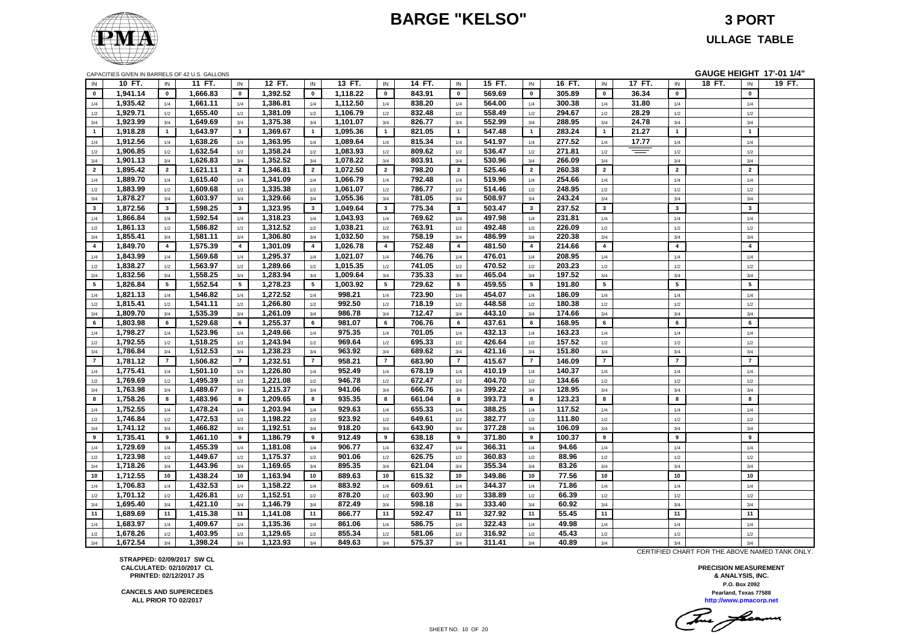# BARGE "KELSO"

## 3 PORT

## ULLAGE TABLE

CAPACITIES GIVEN IN BARRELS OF 42 U.S. GALLONS

**GAUGE HEIGHT 17'-01 1/4"**

| IN | 10 FT. | IN | 11 FT. | IN | 12 FT. | IN | 13 FT. | IN | 14 FT. | IN | 15 FT. | IN | 16 FT. | IN | 17 FT. | IN | 18 FT. | IN | 19 FT. |
|---|---|---|---|---|---|---|---|---|---|---|---|---|---|---|---|---|---|---|---|
| 0 | 1,941.14 | 0 | 1,666.83 | 0 | 1,392.52 | 0 | 1,118.22 | 0 | 843.91 | 0 | 569.69 | 0 | 305.89 | 0 | 36.34 | 0 | | 0 | |
| 1/4 | 1,935.42 | 1/4 | 1,661.11 | 1/4 | 1,386.81 | 1/4 | 1,112.50 | 1/4 | 838.20 | 1/4 | 564.00 | 1/4 | 300.38 | 1/4 | 31.80 | 1/4 | | 1/4 | |
| 1/2 | 1,929.71 | 1/2 | 1,655.40 | 1/2 | 1,381.09 | 1/2 | 1,106.79 | 1/2 | 832.48 | 1/2 | 558.49 | 1/2 | 294.67 | 1/2 | 28.29 | 1/2 | | 1/2 | |
| 3/4 | 1,923.99 | 3/4 | 1,649.69 | 3/4 | 1,375.38 | 3/4 | 1,101.07 | 3/4 | 826.77 | 3/4 | 552.99 | 3/4 | 288.95 | 3/4 | 24.78 | 3/4 | | 3/4 | |
| 1 | 1,918.28 | 1 | 1,643.97 | 1 | 1,369.67 | 1 | 1,095.36 | 1 | 821.05 | 1 | 547.48 | 1 | 283.24 | 1 | 21.27 | 1 | | 1 | |
| 1/4 | 1,912.56 | 1/4 | 1,638.26 | 1/4 | 1,363.95 | 1/4 | 1,089.64 | 1/4 | 815.34 | 1/4 | 541.97 | 1/4 | 277.52 | 1/4 | 17.77 | 1/4 | | 1/4 | |
| 1/2 | 1,906.85 | 1/2 | 1,632.54 | 1/2 | 1,358.24 | 1/2 | 1,083.93 | 1/2 | 809.62 | 1/2 | 536.47 | 1/2 | 271.81 | 1/2 | | 1/2 | | 1/2 | |
| 3/4 | 1,901.13 | 3/4 | 1,626.83 | 3/4 | 1,352.52 | 3/4 | 1,078.22 | 3/4 | 803.91 | 3/4 | 530.96 | 3/4 | 266.09 | 3/4 | | 3/4 | | 3/4 | |
| 2 | 1,895.42 | 2 | 1,621.11 | 2 | 1,346.81 | 2 | 1,072.50 | 2 | 798.20 | 2 | 525.46 | 2 | 260.38 | 2 | | 2 | | 2 | |
| 1/4 | 1,889.70 | 1/4 | 1,615.40 | 1/4 | 1,341.09 | 1/4 | 1,066.79 | 1/4 | 792.48 | 1/4 | 519.96 | 1/4 | 254.66 | 1/4 | | 1/4 | | 1/4 | |
| 1/2 | 1,883.99 | 1/2 | 1,609.68 | 1/2 | 1,335.38 | 1/2 | 1,061.07 | 1/2 | 786.77 | 1/2 | 514.46 | 1/2 | 248.95 | 1/2 | | 1/2 | | 1/2 | |
| 3/4 | 1,878.27 | 3/4 | 1,603.97 | 3/4 | 1,329.66 | 3/4 | 1,055.36 | 3/4 | 781.05 | 3/4 | 508.97 | 3/4 | 243.24 | 3/4 | | 3/4 | | 3/4 | |
| 3 | 1,872.56 | 3 | 1,598.25 | 3 | 1,323.95 | 3 | 1,049.64 | 3 | 775.34 | 3 | 503.47 | 3 | 237.52 | 3 | | 3 | | 3 | |
| 1/4 | 1,866.84 | 1/4 | 1,592.54 | 1/4 | 1,318.23 | 1/4 | 1,043.93 | 1/4 | 769.62 | 1/4 | 497.98 | 1/4 | 231.81 | 1/4 | | 1/4 | | 1/4 | |
| 1/2 | 1,861.13 | 1/2 | 1,586.82 | 1/2 | 1,312.52 | 1/2 | 1,038.21 | 1/2 | 763.91 | 1/2 | 492.48 | 1/2 | 226.09 | 1/2 | | 1/2 | | 1/2 | |
| 3/4 | 1,855.41 | 3/4 | 1,581.11 | 3/4 | 1,306.80 | 3/4 | 1,032.50 | 3/4 | 758.19 | 3/4 | 486.99 | 3/4 | 220.38 | 3/4 | | 3/4 | | 3/4 | |
| 4 | 1,849.70 | 4 | 1,575.39 | 4 | 1,301.09 | 4 | 1,026.78 | 4 | 752.48 | 4 | 481.50 | 4 | 214.66 | 4 | | 4 | | 4 | |
| 1/4 | 1,843.99 | 1/4 | 1,569.68 | 1/4 | 1,295.37 | 1/4 | 1,021.07 | 1/4 | 746.76 | 1/4 | 476.01 | 1/4 | 208.95 | 1/4 | | 1/4 | | 1/4 | |
| 1/2 | 1,838.27 | 1/2 | 1,563.97 | 1/2 | 1,289.66 | 1/2 | 1,015.35 | 1/2 | 741.05 | 1/2 | 470.52 | 1/2 | 203.23 | 1/2 | | 1/2 | | 1/2 | |
| 3/4 | 1,832.56 | 3/4 | 1,558.25 | 3/4 | 1,283.94 | 3/4 | 1,009.64 | 3/4 | 735.33 | 3/4 | 465.04 | 3/4 | 197.52 | 3/4 | | 3/4 | | 3/4 | |
| 5 | 1,826.84 | 5 | 1,552.54 | 5 | 1,278.23 | 5 | 1,003.92 | 5 | 729.62 | 5 | 459.55 | 5 | 191.80 | 5 | | 5 | | 5 | |
| 1/4 | 1,821.13 | 1/4 | 1,546.82 | 1/4 | 1,272.52 | 1/4 | 998.21 | 1/4 | 723.90 | 1/4 | 454.07 | 1/4 | 186.09 | 1/4 | | 1/4 | | 1/4 | |
| 1/2 | 1,815.41 | 1/2 | 1,541.11 | 1/2 | 1,266.80 | 1/2 | 992.50 | 1/2 | 718.19 | 1/2 | 448.58 | 1/2 | 180.38 | 1/2 | | 1/2 | | 1/2 | |
| 3/4 | 1,809.70 | 3/4 | 1,535.39 | 3/4 | 1,261.09 | 3/4 | 986.78 | 3/4 | 712.47 | 3/4 | 443.10 | 3/4 | 174.66 | 3/4 | | 3/4 | | 3/4 | |
| 6 | 1,803.98 | 6 | 1,529.68 | 6 | 1,255.37 | 6 | 981.07 | 6 | 706.76 | 6 | 437.61 | 6 | 168.95 | 6 | | 6 | | 6 | |
| 1/4 | 1,798.27 | 1/4 | 1,523.96 | 1/4 | 1,249.66 | 1/4 | 975.35 | 1/4 | 701.05 | 1/4 | 432.13 | 1/4 | 163.23 | 1/4 | | 1/4 | | 1/4 | |
| 1/2 | 1,792.55 | 1/2 | 1,518.25 | 1/2 | 1,243.94 | 1/2 | 969.64 | 1/2 | 695.33 | 1/2 | 426.64 | 1/2 | 157.52 | 1/2 | | 1/2 | | 1/2 | |
| 3/4 | 1,786.84 | 3/4 | 1,512.53 | 3/4 | 1,238.23 | 3/4 | 963.92 | 3/4 | 689.62 | 3/4 | 421.16 | 3/4 | 151.80 | 3/4 | | 3/4 | | 3/4 | |
| 7 | 1,781.12 | 7 | 1,506.82 | 7 | 1,232.51 | 7 | 958.21 | 7 | 683.90 | 7 | 415.67 | 7 | 146.09 | 7 | | 7 | | 7 | |
| 1/4 | 1,775.41 | 1/4 | 1,501.10 | 1/4 | 1,226.80 | 1/4 | 952.49 | 1/4 | 678.19 | 1/4 | 410.19 | 1/4 | 140.37 | 1/4 | | 1/4 | | 1/4 | |
| 1/2 | 1,769.69 | 1/2 | 1,495.39 | 1/2 | 1,221.08 | 1/2 | 946.78 | 1/2 | 672.47 | 1/2 | 404.70 | 1/2 | 134.66 | 1/2 | | 1/2 | | 1/2 | |
| 3/4 | 1,763.98 | 3/4 | 1,489.67 | 3/4 | 1,215.37 | 3/4 | 941.06 | 3/4 | 666.76 | 3/4 | 399.22 | 3/4 | 128.95 | 3/4 | | 3/4 | | 3/4 | |
| 8 | 1,758.26 | 8 | 1,483.96 | 8 | 1,209.65 | 8 | 935.35 | 8 | 661.04 | 8 | 393.73 | 8 | 123.23 | 8 | | 8 | | 8 | |
| 1/4 | 1,752.55 | 1/4 | 1,478.24 | 1/4 | 1,203.94 | 1/4 | 929.63 | 1/4 | 655.33 | 1/4 | 388.25 | 1/4 | 117.52 | 1/4 | | 1/4 | | 1/4 | |
| 1/2 | 1,746.84 | 1/2 | 1,472.53 | 1/2 | 1,198.22 | 1/2 | 923.92 | 1/2 | 649.61 | 1/2 | 382.77 | 1/2 | 111.80 | 1/2 | | 1/2 | | 1/2 | |
| 3/4 | 1,741.12 | 3/4 | 1,466.82 | 3/4 | 1,192.51 | 3/4 | 918.20 | 3/4 | 643.90 | 3/4 | 377.28 | 3/4 | 106.09 | 3/4 | | 3/4 | | 3/4 | |
| 9 | 1,735.41 | 9 | 1,461.10 | 9 | 1,186.79 | 9 | 912.49 | 9 | 638.18 | 9 | 371.80 | 9 | 100.37 | 9 | | 9 | | 9 | |
| 1/4 | 1,729.69 | 1/4 | 1,455.39 | 1/4 | 1,181.08 | 1/4 | 906.77 | 1/4 | 632.47 | 1/4 | 366.31 | 1/4 | 94.66 | 1/4 | | 1/4 | | 1/4 | |
| 1/2 | 1,723.98 | 1/2 | 1,449.67 | 1/2 | 1,175.37 | 1/2 | 901.06 | 1/2 | 626.75 | 1/2 | 360.83 | 1/2 | 88.96 | 1/2 | | 1/2 | | 1/2 | |
| 3/4 | 1,718.26 | 3/4 | 1,443.96 | 3/4 | 1,169.65 | 3/4 | 895.35 | 3/4 | 621.04 | 3/4 | 355.34 | 3/4 | 83.26 | 3/4 | | 3/4 | | 3/4 | |
| 10 | 1,712.55 | 10 | 1,438.24 | 10 | 1,163.94 | 10 | 889.63 | 10 | 615.32 | 10 | 349.86 | 10 | 77.56 | 10 | | 10 | | 10 | |
| 1/4 | 1,706.83 | 1/4 | 1,432.53 | 1/4 | 1,158.22 | 1/4 | 883.92 | 1/4 | 609.61 | 1/4 | 344.37 | 1/4 | 71.86 | 1/4 | | 1/4 | | 1/4 | |
| 1/2 | 1,701.12 | 1/2 | 1,426.81 | 1/2 | 1,152.51 | 1/2 | 878.20 | 1/2 | 603.90 | 1/2 | 338.89 | 1/2 | 66.39 | 1/2 | | 1/2 | | 1/2 | |
| 3/4 | 1,695.40 | 3/4 | 1,421.10 | 3/4 | 1,146.79 | 3/4 | 872.49 | 3/4 | 598.18 | 3/4 | 333.40 | 3/4 | 60.92 | 3/4 | | 3/4 | | 3/4 | |
| 11 | 1,689.69 | 11 | 1,415.38 | 11 | 1,141.08 | 11 | 866.77 | 11 | 592.47 | 11 | 327.92 | 11 | 55.45 | 11 | | 11 | | 11 | |
| 1/4 | 1,683.97 | 1/4 | 1,409.67 | 1/4 | 1,135.36 | 1/4 | 861.06 | 1/4 | 586.75 | 1/4 | 322.43 | 1/4 | 49.98 | 1/4 | | 1/4 | | 1/4 | |
| 1/2 | 1,678.26 | 1/2 | 1,403.95 | 1/2 | 1,129.65 | 1/2 | 855.34 | 1/2 | 581.06 | 1/2 | 316.92 | 1/2 | 45.43 | 1/2 | | 1/2 | | 1/2 | |
| 3/4 | 1,672.54 | 3/4 | 1,398.24 | 3/4 | 1,123.93 | 3/4 | 849.63 | 3/4 | 575.37 | 3/4 | 311.41 | 3/4 | 40.89 | 3/4 | | 3/4 | | 3/4 | |

CERTIFIED CHART FOR THE ABOVE NAMED TANK ONLY.

**STRAPPED: 02/09/2017 SW CL**
**CALCULATED: 02/10/2017 CL**
**PRINTED: 02/12/2017 JS**

**CANCELS AND SUPERCEDES**
**ALL PRIOR TO 02/2017**

**PRECISION MEASUREMENT**
**& ANALYSIS, INC.**
**P.O. Box 2092**
**Pearland, Texas 77588**
**http://www.pmacorp.net**

SHEET NO. 10 OF 20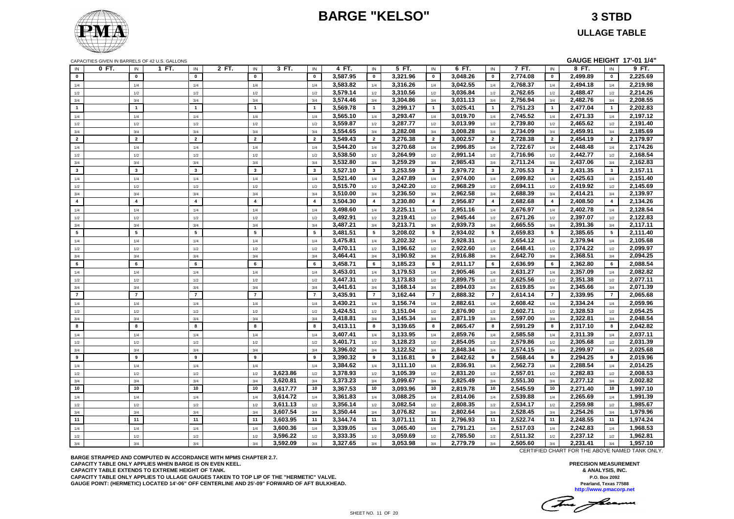# BARGE "KELSO"

## 3 STBD

## ULLAGE TABLE

CAPACITIES GIVEN IN BARRELS OF 42 U.S. GALLONS

**GAUGE HEIGHT 17'-01 1/4"**

| IN | 0 FT. | IN | 1 FT. | IN | 2 FT. | IN | 3 FT. | IN | 4 FT. | IN | 5 FT. | IN | 6 FT. | IN | 7 FT. | IN | 8 FT. | IN | 9 FT. |
|---|---|---|---|---|---|---|---|---|---|---|---|---|---|---|---|---|---|---|---|
| 0 | | 0 | | 0 | | 0 | | 0 | 3,587.95 | 0 | 3,321.96 | 0 | 3,048.26 | 0 | 2,774.08 | 0 | 2,499.89 | 0 | 2,225.69 |
| 1/4 | | 1/4 | | 1/4 | | 1/4 | | 1/4 | 3,583.82 | 1/4 | 3,316.26 | 1/4 | 3,042.55 | 1/4 | 2,768.37 | 1/4 | 2,494.18 | 1/4 | 2,219.98 |
| 1/2 | | 1/2 | | 1/2 | | 1/2 | | 1/2 | 3,579.14 | 1/2 | 3,310.56 | 1/2 | 3,036.84 | 1/2 | 2,762.65 | 1/2 | 2,488.47 | 1/2 | 2,214.26 |
| 3/4 | | 3/4 | | 3/4 | | 3/4 | | 3/4 | 3,574.46 | 3/4 | 3,304.86 | 3/4 | 3,031.13 | 3/4 | 2,756.94 | 3/4 | 2,482.76 | 3/4 | 2,208.55 |
| 1 | | 1 | | 1 | | 1 | | 1 | 3,569.78 | 1 | 3,299.17 | 1 | 3,025.41 | 1 | 2,751.23 | 1 | 2,477.04 | 1 | 2,202.83 |
| 1/4 | | 1/4 | | 1/4 | | 1/4 | | 1/4 | 3,565.10 | 1/4 | 3,293.47 | 1/4 | 3,019.70 | 1/4 | 2,745.52 | 1/4 | 2,471.33 | 1/4 | 2,197.12 |
| 1/2 | | 1/2 | | 1/2 | | 1/2 | | 1/2 | 3,559.87 | 1/2 | 3,287.77 | 1/2 | 3,013.99 | 1/2 | 2,739.80 | 1/2 | 2,465.62 | 1/2 | 2,191.40 |
| 3/4 | | 3/4 | | 3/4 | | 3/4 | | 3/4 | 3,554.65 | 3/4 | 3,282.08 | 3/4 | 3,008.28 | 3/4 | 2,734.09 | 3/4 | 2,459.91 | 3/4 | 2,185.69 |
| 2 | | 2 | | 2 | | 2 | | 2 | 3,549.43 | 2 | 3,276.38 | 2 | 3,002.57 | 2 | 2,728.38 | 2 | 2,454.19 | 2 | 2,179.97 |
| 1/4 | | 1/4 | | 1/4 | | 1/4 | | 1/4 | 3,544.20 | 1/4 | 3,270.68 | 1/4 | 2,996.85 | 1/4 | 2,722.67 | 1/4 | 2,448.48 | 1/4 | 2,174.26 |
| 1/2 | | 1/2 | | 1/2 | | 1/2 | | 1/2 | 3,538.50 | 1/2 | 3,264.99 | 1/2 | 2,991.14 | 1/2 | 2,716.96 | 1/2 | 2,442.77 | 1/2 | 2,168.54 |
| 3/4 | | 3/4 | | 3/4 | | 3/4 | | 3/4 | 3,532.80 | 3/4 | 3,259.29 | 3/4 | 2,985.43 | 3/4 | 2,711.24 | 3/4 | 2,437.06 | 3/4 | 2,162.83 |
| 3 | | 3 | | 3 | | 3 | | 3 | 3,527.10 | 3 | 3,253.59 | 3 | 2,979.72 | 3 | 2,705.53 | 3 | 2,431.35 | 3 | 2,157.11 |
| 1/4 | | 1/4 | | 1/4 | | 1/4 | | 1/4 | 3,521.40 | 1/4 | 3,247.89 | 1/4 | 2,974.00 | 1/4 | 2,699.82 | 1/4 | 2,425.63 | 1/4 | 2,151.40 |
| 1/2 | | 1/2 | | 1/2 | | 1/2 | | 1/2 | 3,515.70 | 1/2 | 3,242.20 | 1/2 | 2,968.29 | 1/2 | 2,694.11 | 1/2 | 2,419.92 | 1/2 | 2,145.69 |
| 3/4 | | 3/4 | | 3/4 | | 3/4 | | 3/4 | 3,510.00 | 3/4 | 3,236.50 | 3/4 | 2,962.58 | 3/4 | 2,688.39 | 3/4 | 2,414.21 | 3/4 | 2,139.97 |
| 4 | | 4 | | 4 | | 4 | | 4 | 3,504.30 | 4 | 3,230.80 | 4 | 2,956.87 | 4 | 2,682.68 | 4 | 2,408.50 | 4 | 2,134.26 |
| 1/4 | | 1/4 | | 1/4 | | 1/4 | | 1/4 | 3,498.60 | 1/4 | 3,225.11 | 1/4 | 2,951.16 | 1/4 | 2,676.97 | 1/4 | 2,402.78 | 1/4 | 2,128.54 |
| 1/2 | | 1/2 | | 1/2 | | 1/2 | | 1/2 | 3,492.91 | 1/2 | 3,219.41 | 1/2 | 2,945.44 | 1/2 | 2,671.26 | 1/2 | 2,397.07 | 1/2 | 2,122.83 |
| 3/4 | | 3/4 | | 3/4 | | 3/4 | | 3/4 | 3,487.21 | 3/4 | 3,213.71 | 3/4 | 2,939.73 | 3/4 | 2,665.55 | 3/4 | 2,391.36 | 3/4 | 2,117.11 |
| 5 | | 5 | | 5 | | 5 | | 5 | 3,481.51 | 5 | 3,208.02 | 5 | 2,934.02 | 5 | 2,659.83 | 5 | 2,385.65 | 5 | 2,111.40 |
| 1/4 | | 1/4 | | 1/4 | | 1/4 | | 1/4 | 3,475.81 | 1/4 | 3,202.32 | 1/4 | 2,928.31 | 1/4 | 2,654.12 | 1/4 | 2,379.94 | 1/4 | 2,105.68 |
| 1/2 | | 1/2 | | 1/2 | | 1/2 | | 1/2 | 3,470.11 | 1/2 | 3,196.62 | 1/2 | 2,922.60 | 1/2 | 2,648.41 | 1/2 | 2,374.22 | 1/2 | 2,099.97 |
| 3/4 | | 3/4 | | 3/4 | | 3/4 | | 3/4 | 3,464.41 | 3/4 | 3,190.92 | 3/4 | 2,916.88 | 3/4 | 2,642.70 | 3/4 | 2,368.51 | 3/4 | 2,094.25 |
| 6 | | 6 | | 6 | | 6 | | 6 | 3,458.71 | 6 | 3,185.23 | 6 | 2,911.17 | 6 | 2,636.99 | 6 | 2,362.80 | 6 | 2,088.54 |
| 1/4 | | 1/4 | | 1/4 | | 1/4 | | 1/4 | 3,453.01 | 1/4 | 3,179.53 | 1/4 | 2,905.46 | 1/4 | 2,631.27 | 1/4 | 2,357.09 | 1/4 | 2,082.82 |
| 1/2 | | 1/2 | | 1/2 | | 1/2 | | 1/2 | 3,447.31 | 1/2 | 3,173.83 | 1/2 | 2,899.75 | 1/2 | 2,625.56 | 1/2 | 2,351.38 | 1/2 | 2,077.11 |
| 3/4 | | 3/4 | | 3/4 | | 3/4 | | 3/4 | 3,441.61 | 3/4 | 3,168.14 | 3/4 | 2,894.03 | 3/4 | 2,619.85 | 3/4 | 2,345.66 | 3/4 | 2,071.39 |
| 7 | | 7 | | 7 | | 7 | | 7 | 3,435.91 | 7 | 3,162.44 | 7 | 2,888.32 | 7 | 2,614.14 | 7 | 2,339.95 | 7 | 2,065.68 |
| 1/4 | | 1/4 | | 1/4 | | 1/4 | | 1/4 | 3,430.21 | 1/4 | 3,156.74 | 1/4 | 2,882.61 | 1/4 | 2,608.42 | 1/4 | 2,334.24 | 1/4 | 2,059.96 |
| 1/2 | | 1/2 | | 1/2 | | 1/2 | | 1/2 | 3,424.51 | 1/2 | 3,151.04 | 1/2 | 2,876.90 | 1/2 | 2,602.71 | 1/2 | 2,328.53 | 1/2 | 2,054.25 |
| 3/4 | | 3/4 | | 3/4 | | 3/4 | | 3/4 | 3,418.81 | 3/4 | 3,145.34 | 3/4 | 2,871.19 | 3/4 | 2,597.00 | 3/4 | 2,322.81 | 3/4 | 2,048.54 |
| 8 | | 8 | | 8 | | 8 | | 8 | 3,413.11 | 8 | 3,139.65 | 8 | 2,865.47 | 8 | 2,591.29 | 8 | 2,317.10 | 8 | 2,042.82 |
| 1/4 | | 1/4 | | 1/4 | | 1/4 | | 1/4 | 3,407.41 | 1/4 | 3,133.95 | 1/4 | 2,859.76 | 1/4 | 2,585.58 | 1/4 | 2,311.39 | 1/4 | 2,037.11 |
| 1/2 | | 1/2 | | 1/2 | | 1/2 | | 1/2 | 3,401.71 | 1/2 | 3,128.23 | 1/2 | 2,854.05 | 1/2 | 2,579.86 | 1/2 | 2,305.68 | 1/2 | 2,031.39 |
| 3/4 | | 3/4 | | 3/4 | | 3/4 | | 3/4 | 3,396.02 | 3/4 | 3,122.52 | 3/4 | 2,848.34 | 3/4 | 2,574.15 | 3/4 | 2,299.97 | 3/4 | 2,025.68 |
| 9 | | 9 | | 9 | | 9 | | 9 | 3,390.32 | 9 | 3,116.81 | 9 | 2,842.62 | 9 | 2,568.44 | 9 | 2,294.25 | 9 | 2,019.96 |
| 1/4 | | 1/4 | | 1/4 | | 1/4 | | 1/4 | 3,384.62 | 1/4 | 3,111.10 | 1/4 | 2,836.91 | 1/4 | 2,562.73 | 1/4 | 2,288.54 | 1/4 | 2,014.25 |
| 1/2 | | 1/2 | | 1/2 | | 1/2 | 3,623.86 | 1/2 | 3,378.93 | 1/2 | 3,105.39 | 1/2 | 2,831.20 | 1/2 | 2,557.01 | 1/2 | 2,282.83 | 1/2 | 2,008.53 |
| 3/4 | | 3/4 | | 3/4 | | 3/4 | 3,620.81 | 3/4 | 3,373.23 | 3/4 | 3,099.67 | 3/4 | 2,825.49 | 3/4 | 2,551.30 | 3/4 | 2,277.12 | 3/4 | 2,002.82 |
| 10 | | 10 | | 10 | | 10 | 3,617.77 | 10 | 3,367.53 | 10 | 3,093.96 | 10 | 2,819.78 | 10 | 2,545.59 | 10 | 2,271.40 | 10 | 1,997.10 |
| 1/4 | | 1/4 | | 1/4 | | 1/4 | 3,614.72 | 1/4 | 3,361.83 | 1/4 | 3,088.25 | 1/4 | 2,814.06 | 1/4 | 2,539.88 | 1/4 | 2,265.69 | 1/4 | 1,991.39 |
| 1/2 | | 1/2 | | 1/2 | | 1/2 | 3,611.13 | 1/2 | 3,356.14 | 1/2 | 3,082.54 | 1/2 | 2,808.35 | 1/2 | 2,534.17 | 1/2 | 2,259.98 | 1/2 | 1,985.67 |
| 3/4 | | 3/4 | | 3/4 | | 3/4 | 3,607.54 | 3/4 | 3,350.44 | 3/4 | 3,076.82 | 3/4 | 2,802.64 | 3/4 | 2,528.45 | 3/4 | 2,254.26 | 3/4 | 1,979.96 |
| 11 | | 11 | | 11 | | 11 | 3,603.95 | 11 | 3,344.74 | 11 | 3,071.11 | 11 | 2,796.93 | 11 | 2,522.74 | 11 | 2,248.55 | 11 | 1,974.24 |
| 1/4 | | 1/4 | | 1/4 | | 1/4 | 3,600.36 | 1/4 | 3,339.05 | 1/4 | 3,065.40 | 1/4 | 2,791.21 | 1/4 | 2,517.03 | 1/4 | 2,242.83 | 1/4 | 1,968.53 |
| 1/2 | | 1/2 | | 1/2 | | 1/2 | 3,596.22 | 1/2 | 3,333.35 | 1/2 | 3,059.69 | 1/2 | 2,785.50 | 1/2 | 2,511.32 | 1/2 | 2,237.12 | 1/2 | 1,962.81 |
| 3/4 | | 3/4 | | 3/4 | | 3/4 | 3,592.09 | 3/4 | 3,327.65 | 3/4 | 3,053.98 | 3/4 | 2,779.79 | 3/4 | 2,505.60 | 3/4 | 2,231.41 | 3/4 | 1,957.10 |

CERTIFIED CHART FOR THE ABOVE NAMED TANK ONLY.

**BARGE STRAPPED AND COMPUTED IN ACCORDANCE WITH MPMS CHAPTER 2.7.**
**CAPACITY TABLE ONLY APPLIES WHEN BARGE IS ON EVEN KEEL.**
**CAPACITY TABLE EXTENDS TO EXTREME HEIGHT OF TANK.**
**CAPACITY TABLE ONLY APPLIES TO ULLAGE GAUGES TAKEN TO TOP LIP OF THE "HERMETIC" VALVE.**
**GAUGE POINT: (HERMETIC) LOCATED 14'-06" OFF CENTERLINE AND 25'-09" FORWARD OF AFT BULKHEAD.**

**PRECISION MEASUREMENT & ANALYSIS, INC.**
**P.O. Box 2092**
**Pearland, Texas 77588**
**http://www.pmacorp.net**

SHEET NO. 11 OF 20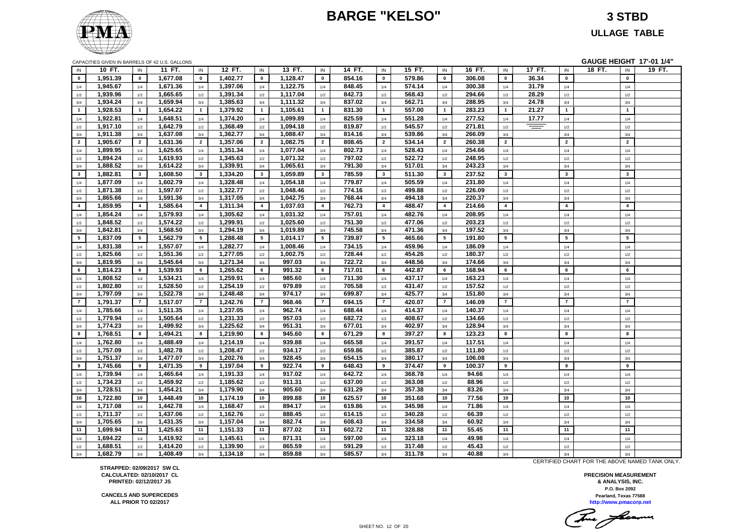# BARGE "KELSO"

**3 STBD**

**ULLAGE TABLE**

CAPACITIES GIVEN IN BARRELS OF 42 U.S. GALLONS

**GAUGE HEIGHT 17'-01 1/4"**

| IN | 10 FT. | IN | 11 FT. | IN | 12 FT. | IN | 13 FT. | IN | 14 FT. | IN | 15 FT. | IN | 16 FT. | IN | 17 FT. | IN | 18 FT. | IN | 19 FT. |
|---|---|---|---|---|---|---|---|---|---|---|---|---|---|---|---|---|---|---|---|
| 0 | 1,951.39 | 0 | 1,677.08 | 0 | 1,402.77 | 0 | 1,128.47 | 0 | 854.16 | 0 | 579.86 | 0 | 306.08 | 0 | 36.34 | 0 | | 0 | |
| 1/4 | 1,945.67 | 1/4 | 1,671.36 | 1/4 | 1,397.06 | 1/4 | 1,122.75 | 1/4 | 848.45 | 1/4 | 574.14 | 1/4 | 300.38 | 1/4 | 31.79 | 1/4 | | 1/4 | |
| 1/2 | 1,939.96 | 1/2 | 1,665.65 | 1/2 | 1,391.34 | 1/2 | 1,117.04 | 1/2 | 842.73 | 1/2 | 568.43 | 1/2 | 294.66 | 1/2 | 28.29 | 1/2 | | 1/2 | |
| 3/4 | 1,934.24 | 3/4 | 1,659.94 | 3/4 | 1,385.63 | 3/4 | 1,111.32 | 3/4 | 837.02 | 3/4 | 562.71 | 3/4 | 288.95 | 3/4 | 24.78 | 3/4 | | 3/4 | |
| 1 | 1,928.53 | 1 | 1,654.22 | 1 | 1,379.92 | 1 | 1,105.61 | 1 | 831.30 | 1 | 557.00 | 1 | 283.23 | 1 | 21.27 | 1 | | 1 | |
| 1/4 | 1,922.81 | 1/4 | 1,648.51 | 1/4 | 1,374.20 | 1/4 | 1,099.89 | 1/4 | 825.59 | 1/4 | 551.28 | 1/4 | 277.52 | 1/4 | 17.77 | 1/4 | | 1/4 | |
| 1/2 | 1,917.10 | 1/2 | 1,642.79 | 1/2 | 1,368.49 | 1/2 | 1,094.18 | 1/2 | 819.87 | 1/2 | 545.57 | 1/2 | 271.81 | 1/2 | | 1/2 | | 1/2 | |
| 3/4 | 1,911.38 | 3/4 | 1,637.08 | 3/4 | 1,362.77 | 3/4 | 1,088.47 | 3/4 | 814.16 | 3/4 | 539.86 | 3/4 | 266.09 | 3/4 | | 3/4 | | 3/4 | |
| 2 | 1,905.67 | 2 | 1,631.36 | 2 | 1,357.06 | 2 | 1,082.75 | 2 | 808.45 | 2 | 534.14 | 2 | 260.38 | 2 | | 2 | | 2 | |
| 1/4 | 1,899.95 | 1/4 | 1,625.65 | 1/4 | 1,351.34 | 1/4 | 1,077.04 | 1/4 | 802.73 | 1/4 | 528.43 | 1/4 | 254.66 | 1/4 | | 1/4 | | 1/4 | |
| 1/2 | 1,894.24 | 1/2 | 1,619.93 | 1/2 | 1,345.63 | 1/2 | 1,071.32 | 1/2 | 797.02 | 1/2 | 522.72 | 1/2 | 248.95 | 1/2 | | 1/2 | | 1/2 | |
| 3/4 | 1,888.52 | 3/4 | 1,614.22 | 3/4 | 1,339.91 | 3/4 | 1,065.61 | 3/4 | 791.30 | 3/4 | 517.01 | 3/4 | 243.23 | 3/4 | | 3/4 | | 3/4 | |
| 3 | 1,882.81 | 3 | 1,608.50 | 3 | 1,334.20 | 3 | 1,059.89 | 3 | 785.59 | 3 | 511.30 | 3 | 237.52 | 3 | | 3 | | 3 | |
| 1/4 | 1,877.09 | 1/4 | 1,602.79 | 1/4 | 1,328.48 | 1/4 | 1,054.18 | 1/4 | 779.87 | 1/4 | 505.59 | 1/4 | 231.80 | 1/4 | | 1/4 | | 1/4 | |
| 1/2 | 1,871.38 | 1/2 | 1,597.07 | 1/2 | 1,322.77 | 1/2 | 1,048.46 | 1/2 | 774.16 | 1/2 | 499.88 | 1/2 | 226.09 | 1/2 | | 1/2 | | 1/2 | |
| 3/4 | 1,865.66 | 3/4 | 1,591.36 | 3/4 | 1,317.05 | 3/4 | 1,042.75 | 3/4 | 768.44 | 3/4 | 494.18 | 3/4 | 220.37 | 3/4 | | 3/4 | | 3/4 | |
| 4 | 1,859.95 | 4 | 1,585.64 | 4 | 1,311.34 | 4 | 1,037.03 | 4 | 762.73 | 4 | 488.47 | 4 | 214.66 | 4 | | 4 | | 4 | |
| 1/4 | 1,854.24 | 1/4 | 1,579.93 | 1/4 | 1,305.62 | 1/4 | 1,031.32 | 1/4 | 757.01 | 1/4 | 482.76 | 1/4 | 208.95 | 1/4 | | 1/4 | | 1/4 | |
| 1/2 | 1,848.52 | 1/2 | 1,574.22 | 1/2 | 1,299.91 | 1/2 | 1,025.60 | 1/2 | 751.30 | 1/2 | 477.06 | 1/2 | 203.23 | 1/2 | | 1/2 | | 1/2 | |
| 3/4 | 1,842.81 | 3/4 | 1,568.50 | 3/4 | 1,294.19 | 3/4 | 1,019.89 | 3/4 | 745.58 | 3/4 | 471.36 | 3/4 | 197.52 | 3/4 | | 3/4 | | 3/4 | |
| 5 | 1,837.09 | 5 | 1,562.79 | 5 | 1,288.48 | 5 | 1,014.17 | 5 | 739.87 | 5 | 465.66 | 5 | 191.80 | 5 | | 5 | | 5 | |
| 1/4 | 1,831.38 | 1/4 | 1,557.07 | 1/4 | 1,282.77 | 1/4 | 1,008.46 | 1/4 | 734.15 | 1/4 | 459.96 | 1/4 | 186.09 | 1/4 | | 1/4 | | 1/4 | |
| 1/2 | 1,825.66 | 1/2 | 1,551.36 | 1/2 | 1,277.05 | 1/2 | 1,002.75 | 1/2 | 728.44 | 1/2 | 454.26 | 1/2 | 180.37 | 1/2 | | 1/2 | | 1/2 | |
| 3/4 | 1,819.95 | 3/4 | 1,545.64 | 3/4 | 1,271.34 | 3/4 | 997.03 | 3/4 | 722.72 | 3/4 | 448.56 | 3/4 | 174.66 | 3/4 | | 3/4 | | 3/4 | |
| 6 | 1,814.23 | 6 | 1,539.93 | 6 | 1,265.62 | 6 | 991.32 | 6 | 717.01 | 6 | 442.87 | 6 | 168.94 | 6 | | 6 | | 6 | |
| 1/4 | 1,808.52 | 1/4 | 1,534.21 | 1/4 | 1,259.91 | 1/4 | 985.60 | 1/4 | 711.30 | 1/4 | 437.17 | 1/4 | 163.23 | 1/4 | | 1/4 | | 1/4 | |
| 1/2 | 1,802.80 | 1/2 | 1,528.50 | 1/2 | 1,254.19 | 1/2 | 979.89 | 1/2 | 705.58 | 1/2 | 431.47 | 1/2 | 157.52 | 1/2 | | 1/2 | | 1/2 | |
| 3/4 | 1,797.09 | 3/4 | 1,522.78 | 3/4 | 1,248.48 | 3/4 | 974.17 | 3/4 | 699.87 | 3/4 | 425.77 | 3/4 | 151.80 | 3/4 | | 3/4 | | 3/4 | |
| 7 | 1,791.37 | 7 | 1,517.07 | 7 | 1,242.76 | 7 | 968.46 | 7 | 694.15 | 7 | 420.07 | 7 | 146.09 | 7 | | 7 | | 7 | |
| 1/4 | 1,785.66 | 1/4 | 1,511.35 | 1/4 | 1,237.05 | 1/4 | 962.74 | 1/4 | 688.44 | 1/4 | 414.37 | 1/4 | 140.37 | 1/4 | | 1/4 | | 1/4 | |
| 1/2 | 1,779.94 | 1/2 | 1,505.64 | 1/2 | 1,231.33 | 1/2 | 957.03 | 1/2 | 682.72 | 1/2 | 408.67 | 1/2 | 134.66 | 1/2 | | 1/2 | | 1/2 | |
| 3/4 | 1,774.23 | 3/4 | 1,499.92 | 3/4 | 1,225.62 | 3/4 | 951.31 | 3/4 | 677.01 | 3/4 | 402.97 | 3/4 | 128.94 | 3/4 | | 3/4 | | 3/4 | |
| 8 | 1,768.51 | 8 | 1,494.21 | 8 | 1,219.90 | 8 | 945.60 | 8 | 671.29 | 8 | 397.27 | 8 | 123.23 | 8 | | 8 | | 8 | |
| 1/4 | 1,762.80 | 1/4 | 1,488.49 | 1/4 | 1,214.19 | 1/4 | 939.88 | 1/4 | 665.58 | 1/4 | 391.57 | 1/4 | 117.51 | 1/4 | | 1/4 | | 1/4 | |
| 1/2 | 1,757.09 | 1/2 | 1,482.78 | 1/2 | 1,208.47 | 1/2 | 934.17 | 1/2 | 659.86 | 1/2 | 385.87 | 1/2 | 111.80 | 1/2 | | 1/2 | | 1/2 | |
| 3/4 | 1,751.37 | 3/4 | 1,477.07 | 3/4 | 1,202.76 | 3/4 | 928.45 | 3/4 | 654.15 | 3/4 | 380.17 | 3/4 | 106.08 | 3/4 | | 3/4 | | 3/4 | |
| 9 | 1,745.66 | 9 | 1,471.35 | 9 | 1,197.04 | 9 | 922.74 | 9 | 648.43 | 9 | 374.47 | 9 | 100.37 | 9 | | 9 | | 9 | |
| 1/4 | 1,739.94 | 1/4 | 1,465.64 | 1/4 | 1,191.33 | 1/4 | 917.02 | 1/4 | 642.72 | 1/4 | 368.78 | 1/4 | 94.66 | 1/4 | | 1/4 | | 1/4 | |
| 1/2 | 1,734.23 | 1/2 | 1,459.92 | 1/2 | 1,185.62 | 1/2 | 911.31 | 1/2 | 637.00 | 1/2 | 363.08 | 1/2 | 88.96 | 1/2 | | 1/2 | | 1/2 | |
| 3/4 | 1,728.51 | 3/4 | 1,454.21 | 3/4 | 1,179.90 | 3/4 | 905.60 | 3/4 | 631.29 | 3/4 | 357.38 | 3/4 | 83.26 | 3/4 | | 3/4 | | 3/4 | |
| 10 | 1,722.80 | 10 | 1,448.49 | 10 | 1,174.19 | 10 | 899.88 | 10 | 625.57 | 10 | 351.68 | 10 | 77.56 | 10 | | 10 | | 10 | |
| 1/4 | 1,717.08 | 1/4 | 1,442.78 | 1/4 | 1,168.47 | 1/4 | 894.17 | 1/4 | 619.86 | 1/4 | 345.98 | 1/4 | 71.86 | 1/4 | | 1/4 | | 1/4 | |
| 1/2 | 1,711.37 | 1/2 | 1,437.06 | 1/2 | 1,162.76 | 1/2 | 888.45 | 1/2 | 614.15 | 1/2 | 340.28 | 1/2 | 66.39 | 1/2 | | 1/2 | | 1/2 | |
| 3/4 | 1,705.65 | 3/4 | 1,431.35 | 3/4 | 1,157.04 | 3/4 | 882.74 | 3/4 | 608.43 | 3/4 | 334.58 | 3/4 | 60.92 | 3/4 | | 3/4 | | 3/4 | |
| 11 | 1,699.94 | 11 | 1,425.63 | 11 | 1,151.33 | 11 | 877.02 | 11 | 602.72 | 11 | 328.88 | 11 | 55.45 | 11 | | 11 | | 11 | |
| 1/4 | 1,694.22 | 1/4 | 1,419.92 | 1/4 | 1,145.61 | 1/4 | 871.31 | 1/4 | 597.00 | 1/4 | 323.18 | 1/4 | 49.98 | 1/4 | | 1/4 | | 1/4 | |
| 1/2 | 1,688.51 | 1/2 | 1,414.20 | 1/2 | 1,139.90 | 1/2 | 865.59 | 1/2 | 591.29 | 1/2 | 317.48 | 1/2 | 45.43 | 1/2 | | 1/2 | | 1/2 | |
| 3/4 | 1,682.79 | 3/4 | 1,408.49 | 3/4 | 1,134.18 | 3/4 | 859.88 | 3/4 | 585.57 | 3/4 | 311.78 | 3/4 | 40.88 | 3/4 | | 3/4 | | 3/4 | |

CERTIFIED CHART FOR THE ABOVE NAMED TANK ONLY.

**STRAPPED: 02/09/2017 SW CL**
**CALCULATED: 02/10/2017 CL**
**PRINTED: 02/12/2017 JS**

**CANCELS AND SUPERCEDES**
**ALL PRIOR TO 02/2017**

**PRECISION MEASUREMENT & ANALYSIS, INC.**
**P.O. Box 2092**
**Pearland, Texas 77588**
**http://www.pmacorp.net**

SHEET NO. 12 OF 20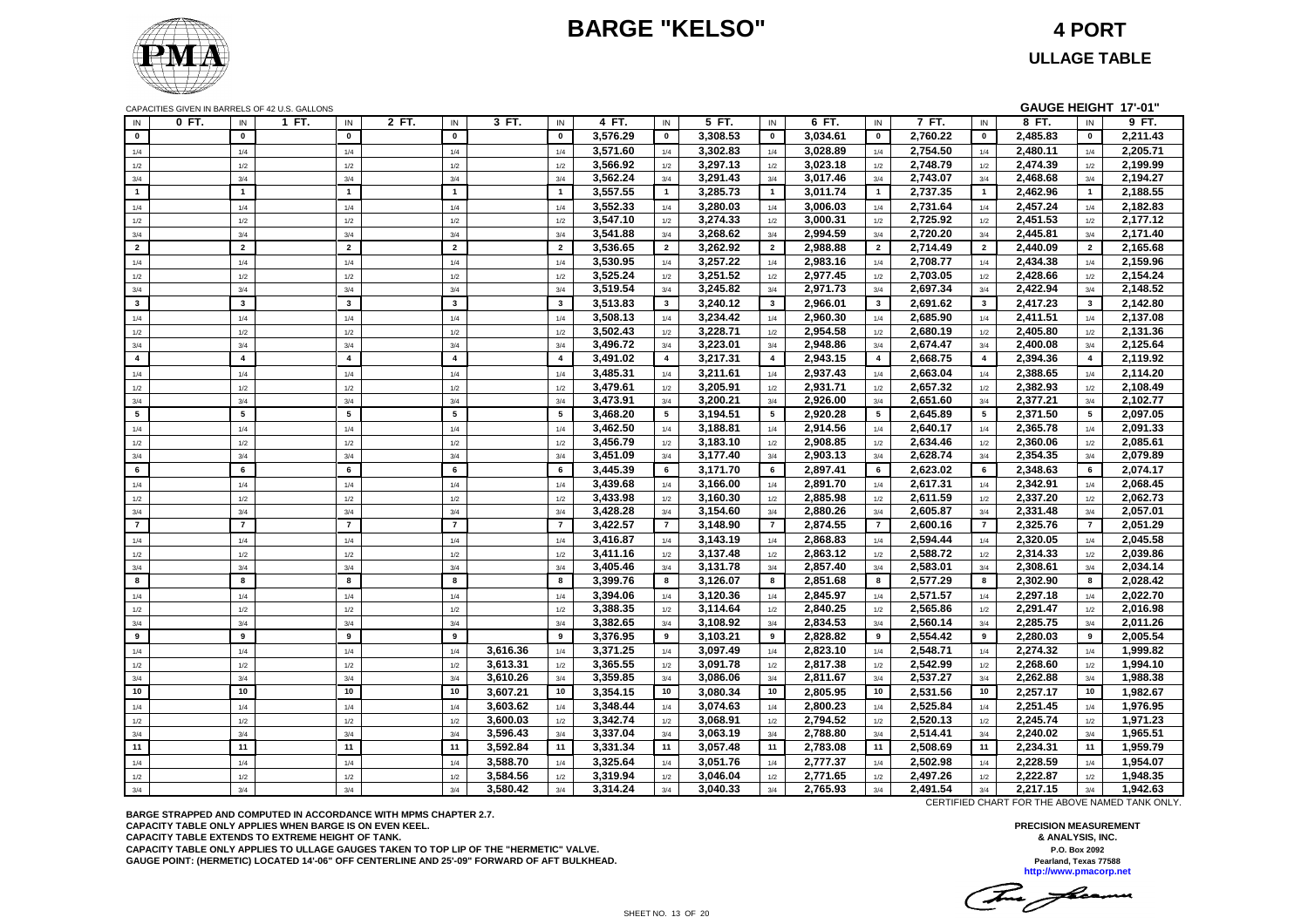# BARGE "KELSO"

**4 PORT**

**ULLAGE TABLE**

CAPACITIES GIVEN IN BARRELS OF 42 U.S. GALLONS

**GAUGE HEIGHT 17'-01"**

| IN | 0 FT. | IN | 1 FT. | IN | 2 FT. | IN | 3 FT. | IN | 4 FT. | IN | 5 FT. | IN | 6 FT. | IN | 7 FT. | IN | 8 FT. | IN | 9 FT. |
|---|---|---|---|---|---|---|---|---|---|---|---|---|---|---|---|---|---|---|---|
| 0 | | 0 | | 0 | | 0 | | 0 | 3,576.29 | 0 | 3,308.53 | 0 | 3,034.61 | 0 | 2,760.22 | 0 | 2,485.83 | 0 | 2,211.43 |
| 1/4 | | 1/4 | | 1/4 | | 1/4 | | 1/4 | 3,571.60 | 1/4 | 3,302.83 | 1/4 | 3,028.89 | 1/4 | 2,754.50 | 1/4 | 2,480.11 | 1/4 | 2,205.71 |
| 1/2 | | 1/2 | | 1/2 | | 1/2 | | 1/2 | 3,566.92 | 1/2 | 3,297.13 | 1/2 | 3,023.18 | 1/2 | 2,748.79 | 1/2 | 2,474.39 | 1/2 | 2,199.99 |
| 3/4 | | 3/4 | | 3/4 | | 3/4 | | 3/4 | 3,562.24 | 3/4 | 3,291.43 | 3/4 | 3,017.46 | 3/4 | 2,743.07 | 3/4 | 2,468.68 | 3/4 | 2,194.27 |
| 1 | | 1 | | 1 | | 1 | | 1 | 3,557.55 | 1 | 3,285.73 | 1 | 3,011.74 | 1 | 2,737.35 | 1 | 2,462.96 | 1 | 2,188.55 |
| 1/4 | | 1/4 | | 1/4 | | 1/4 | | 1/4 | 3,552.33 | 1/4 | 3,280.03 | 1/4 | 3,006.03 | 1/4 | 2,731.64 | 1/4 | 2,457.24 | 1/4 | 2,182.83 |
| 1/2 | | 1/2 | | 1/2 | | 1/2 | | 1/2 | 3,547.10 | 1/2 | 3,274.33 | 1/2 | 3,000.31 | 1/2 | 2,725.92 | 1/2 | 2,451.53 | 1/2 | 2,177.12 |
| 3/4 | | 3/4 | | 3/4 | | 3/4 | | 3/4 | 3,541.88 | 3/4 | 3,268.62 | 3/4 | 2,994.59 | 3/4 | 2,720.20 | 3/4 | 2,445.81 | 3/4 | 2,171.40 |
| 2 | | 2 | | 2 | | 2 | | 2 | 3,536.65 | 2 | 3,262.92 | 2 | 2,988.88 | 2 | 2,714.49 | 2 | 2,440.09 | 2 | 2,165.68 |
| 1/4 | | 1/4 | | 1/4 | | 1/4 | | 1/4 | 3,530.95 | 1/4 | 3,257.22 | 1/4 | 2,983.16 | 1/4 | 2,708.77 | 1/4 | 2,434.38 | 1/4 | 2,159.96 |
| 1/2 | | 1/2 | | 1/2 | | 1/2 | | 1/2 | 3,525.24 | 1/2 | 3,251.52 | 1/2 | 2,977.45 | 1/2 | 2,703.05 | 1/2 | 2,428.66 | 1/2 | 2,154.24 |
| 3/4 | | 3/4 | | 3/4 | | 3/4 | | 3/4 | 3,519.54 | 3/4 | 3,245.82 | 3/4 | 2,971.73 | 3/4 | 2,697.34 | 3/4 | 2,422.94 | 3/4 | 2,148.52 |
| 3 | | 3 | | 3 | | 3 | | 3 | 3,513.83 | 3 | 3,240.12 | 3 | 2,966.01 | 3 | 2,691.62 | 3 | 2,417.23 | 3 | 2,142.80 |
| 1/4 | | 1/4 | | 1/4 | | 1/4 | | 1/4 | 3,508.13 | 1/4 | 3,234.42 | 1/4 | 2,960.30 | 1/4 | 2,685.90 | 1/4 | 2,411.51 | 1/4 | 2,137.08 |
| 1/2 | | 1/2 | | 1/2 | | 1/2 | | 1/2 | 3,502.43 | 1/2 | 3,228.71 | 1/2 | 2,954.58 | 1/2 | 2,680.19 | 1/2 | 2,405.80 | 1/2 | 2,131.36 |
| 3/4 | | 3/4 | | 3/4 | | 3/4 | | 3/4 | 3,496.72 | 3/4 | 3,223.01 | 3/4 | 2,948.86 | 3/4 | 2,674.47 | 3/4 | 2,400.08 | 3/4 | 2,125.64 |
| 4 | | 4 | | 4 | | 4 | | 4 | 3,491.02 | 4 | 3,217.31 | 4 | 2,943.15 | 4 | 2,668.75 | 4 | 2,394.36 | 4 | 2,119.92 |
| 1/4 | | 1/4 | | 1/4 | | 1/4 | | 1/4 | 3,485.31 | 1/4 | 3,211.61 | 1/4 | 2,937.43 | 1/4 | 2,663.04 | 1/4 | 2,388.65 | 1/4 | 2,114.20 |
| 1/2 | | 1/2 | | 1/2 | | 1/2 | | 1/2 | 3,479.61 | 1/2 | 3,205.91 | 1/2 | 2,931.71 | 1/2 | 2,657.32 | 1/2 | 2,382.93 | 1/2 | 2,108.49 |
| 3/4 | | 3/4 | | 3/4 | | 3/4 | | 3/4 | 3,473.91 | 3/4 | 3,200.21 | 3/4 | 2,926.00 | 3/4 | 2,651.60 | 3/4 | 2,377.21 | 3/4 | 2,102.77 |
| 5 | | 5 | | 5 | | 5 | | 5 | 3,468.20 | 5 | 3,194.51 | 5 | 2,920.28 | 5 | 2,645.89 | 5 | 2,371.50 | 5 | 2,097.05 |
| 1/4 | | 1/4 | | 1/4 | | 1/4 | | 1/4 | 3,462.50 | 1/4 | 3,188.81 | 1/4 | 2,914.56 | 1/4 | 2,640.17 | 1/4 | 2,365.78 | 1/4 | 2,091.33 |
| 1/2 | | 1/2 | | 1/2 | | 1/2 | | 1/2 | 3,456.79 | 1/2 | 3,183.10 | 1/2 | 2,908.85 | 1/2 | 2,634.46 | 1/2 | 2,360.06 | 1/2 | 2,085.61 |
| 3/4 | | 3/4 | | 3/4 | | 3/4 | | 3/4 | 3,451.09 | 3/4 | 3,177.40 | 3/4 | 2,903.13 | 3/4 | 2,628.74 | 3/4 | 2,354.35 | 3/4 | 2,079.89 |
| 6 | | 6 | | 6 | | 6 | | 6 | 3,445.39 | 6 | 3,171.70 | 6 | 2,897.41 | 6 | 2,623.02 | 6 | 2,348.63 | 6 | 2,074.17 |
| 1/4 | | 1/4 | | 1/4 | | 1/4 | | 1/4 | 3,439.68 | 1/4 | 3,166.00 | 1/4 | 2,891.70 | 1/4 | 2,617.31 | 1/4 | 2,342.91 | 1/4 | 2,068.45 |
| 1/2 | | 1/2 | | 1/2 | | 1/2 | | 1/2 | 3,433.98 | 1/2 | 3,160.30 | 1/2 | 2,885.98 | 1/2 | 2,611.59 | 1/2 | 2,337.20 | 1/2 | 2,062.73 |
| 3/4 | | 3/4 | | 3/4 | | 3/4 | | 3/4 | 3,428.28 | 3/4 | 3,154.60 | 3/4 | 2,880.26 | 3/4 | 2,605.87 | 3/4 | 2,331.48 | 3/4 | 2,057.01 |
| 7 | | 7 | | 7 | | 7 | | 7 | 3,422.57 | 7 | 3,148.90 | 7 | 2,874.55 | 7 | 2,600.16 | 7 | 2,325.76 | 7 | 2,051.29 |
| 1/4 | | 1/4 | | 1/4 | | 1/4 | | 1/4 | 3,416.87 | 1/4 | 3,143.19 | 1/4 | 2,868.83 | 1/4 | 2,594.44 | 1/4 | 2,320.05 | 1/4 | 2,045.58 |
| 1/2 | | 1/2 | | 1/2 | | 1/2 | | 1/2 | 3,411.16 | 1/2 | 3,137.48 | 1/2 | 2,863.12 | 1/2 | 2,588.72 | 1/2 | 2,314.33 | 1/2 | 2,039.86 |
| 3/4 | | 3/4 | | 3/4 | | 3/4 | | 3/4 | 3,405.46 | 3/4 | 3,131.78 | 3/4 | 2,857.40 | 3/4 | 2,583.01 | 3/4 | 2,308.61 | 3/4 | 2,034.14 |
| 8 | | 8 | | 8 | | 8 | | 8 | 3,399.76 | 8 | 3,126.07 | 8 | 2,851.68 | 8 | 2,577.29 | 8 | 2,302.90 | 8 | 2,028.42 |
| 1/4 | | 1/4 | | 1/4 | | 1/4 | | 1/4 | 3,394.06 | 1/4 | 3,120.36 | 1/4 | 2,845.97 | 1/4 | 2,571.57 | 1/4 | 2,297.18 | 1/4 | 2,022.70 |
| 1/2 | | 1/2 | | 1/2 | | 1/2 | | 1/2 | 3,388.35 | 1/2 | 3,114.64 | 1/2 | 2,840.25 | 1/2 | 2,565.86 | 1/2 | 2,291.47 | 1/2 | 2,016.98 |
| 3/4 | | 3/4 | | 3/4 | | 3/4 | | 3/4 | 3,382.65 | 3/4 | 3,108.92 | 3/4 | 2,834.53 | 3/4 | 2,560.14 | 3/4 | 2,285.75 | 3/4 | 2,011.26 |
| 9 | | 9 | | 9 | | 9 | | 9 | 3,376.95 | 9 | 3,103.21 | 9 | 2,828.82 | 9 | 2,554.42 | 9 | 2,280.03 | 9 | 2,005.54 |
| 1/4 | | 1/4 | | 1/4 | | 1/4 | 3,616.36 | 1/4 | 3,371.25 | 1/4 | 3,097.49 | 1/4 | 2,823.10 | 1/4 | 2,548.71 | 1/4 | 2,274.32 | 1/4 | 1,999.82 |
| 1/2 | | 1/2 | | 1/2 | | 1/2 | 3,613.31 | 1/2 | 3,365.55 | 1/2 | 3,091.78 | 1/2 | 2,817.38 | 1/2 | 2,542.99 | 1/2 | 2,268.60 | 1/2 | 1,994.10 |
| 3/4 | | 3/4 | | 3/4 | | 3/4 | 3,610.26 | 3/4 | 3,359.85 | 3/4 | 3,086.06 | 3/4 | 2,811.67 | 3/4 | 2,537.27 | 3/4 | 2,262.88 | 3/4 | 1,988.38 |
| 10 | | 10 | | 10 | | 10 | 3,607.21 | 10 | 3,354.15 | 10 | 3,080.34 | 10 | 2,805.95 | 10 | 2,531.56 | 10 | 2,257.17 | 10 | 1,982.67 |
| 1/4 | | 1/4 | | 1/4 | | 1/4 | 3,603.62 | 1/4 | 3,348.44 | 1/4 | 3,074.63 | 1/4 | 2,800.23 | 1/4 | 2,525.84 | 1/4 | 2,251.45 | 1/4 | 1,976.95 |
| 1/2 | | 1/2 | | 1/2 | | 1/2 | 3,600.03 | 1/2 | 3,342.74 | 1/2 | 3,068.91 | 1/2 | 2,794.52 | 1/2 | 2,520.13 | 1/2 | 2,245.74 | 1/2 | 1,971.23 |
| 3/4 | | 3/4 | | 3/4 | | 3/4 | 3,596.43 | 3/4 | 3,337.04 | 3/4 | 3,063.19 | 3/4 | 2,788.80 | 3/4 | 2,514.41 | 3/4 | 2,240.02 | 3/4 | 1,965.51 |
| 11 | | 11 | | 11 | | 11 | 3,592.84 | 11 | 3,331.34 | 11 | 3,057.48 | 11 | 2,783.08 | 11 | 2,508.69 | 11 | 2,234.31 | 11 | 1,959.79 |
| 1/4 | | 1/4 | | 1/4 | | 1/4 | 3,588.70 | 1/4 | 3,325.64 | 1/4 | 3,051.76 | 1/4 | 2,777.37 | 1/4 | 2,502.98 | 1/4 | 2,228.59 | 1/4 | 1,954.07 |
| 1/2 | | 1/2 | | 1/2 | | 1/2 | 3,584.56 | 1/2 | 3,319.94 | 1/2 | 3,046.04 | 1/2 | 2,771.65 | 1/2 | 2,497.26 | 1/2 | 2,222.87 | 1/2 | 1,948.35 |
| 3/4 | | 3/4 | | 3/4 | | 3/4 | 3,580.42 | 3/4 | 3,314.24 | 3/4 | 3,040.33 | 3/4 | 2,765.93 | 3/4 | 2,491.54 | 3/4 | 2,217.15 | 3/4 | 1,942.63 |

CERTIFIED CHART FOR THE ABOVE NAMED TANK ONLY.

**BARGE STRAPPED AND COMPUTED IN ACCORDANCE WITH MPMS CHAPTER 2.7.**
**CAPACITY TABLE ONLY APPLIES WHEN BARGE IS ON EVEN KEEL.**
**CAPACITY TABLE EXTENDS TO EXTREME HEIGHT OF TANK.**
**CAPACITY TABLE ONLY APPLIES TO ULLAGE GAUGES TAKEN TO TOP LIP OF THE "HERMETIC" VALVE.**
**GAUGE POINT: (HERMETIC) LOCATED 14'-06" OFF CENTERLINE AND 25'-09" FORWARD OF AFT BULKHEAD.**

**PRECISION MEASUREMENT & ANALYSIS, INC.**
P.O. Box 2092
Pearland, Texas 77588
http://www.pmacorp.net

SHEET NO. 13 OF 20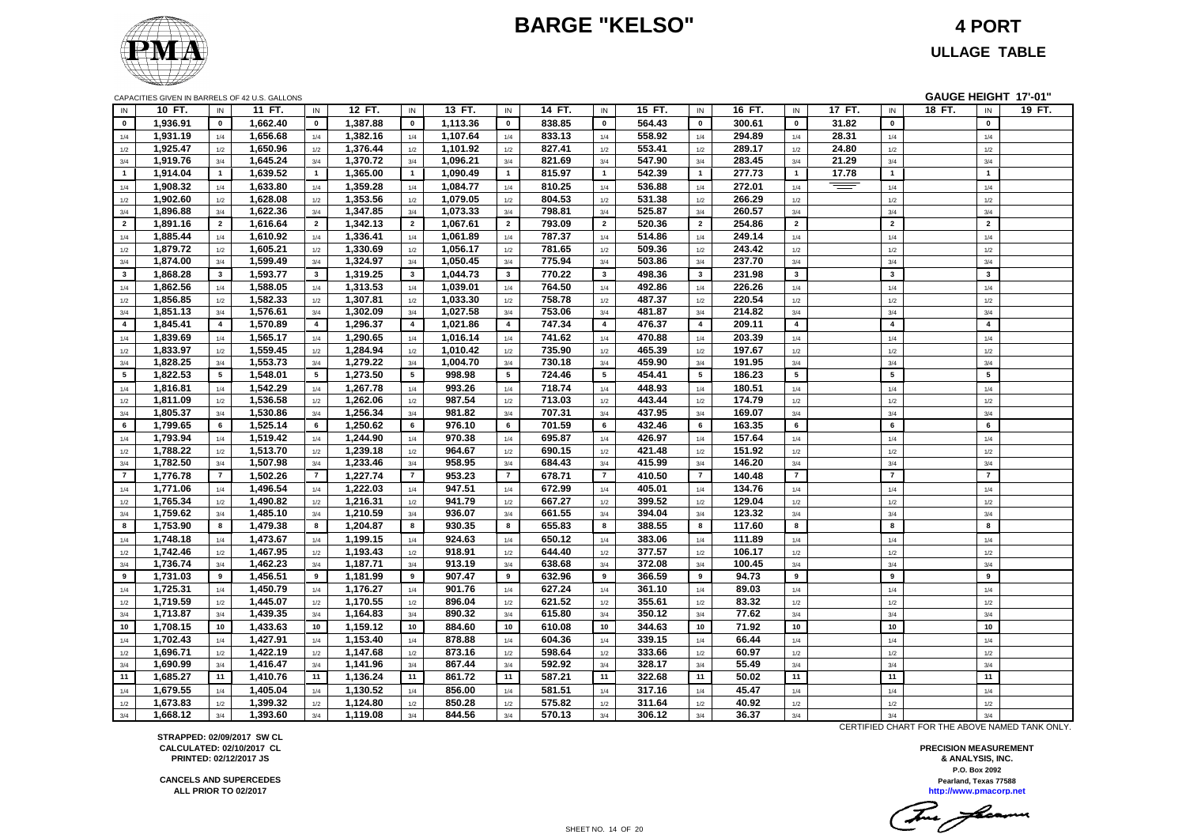# BARGE "KELSO"

## 4 PORT

## ULLAGE TABLE

CAPACITIES GIVEN IN BARRELS OF 42 U.S. GALLONS

**GAUGE HEIGHT 17'-01"**

| IN | 10 FT. | IN | 11 FT. | IN | 12 FT. | IN | 13 FT. | IN | 14 FT. | IN | 15 FT. | IN | 16 FT. | IN | 17 FT. | IN | 18 FT. | IN | 19 FT. |
|---|---|---|---|---|---|---|---|---|---|---|---|---|---|---|---|---|---|---|---|
| 0 | 1,936.91 | 0 | 1,662.40 | 0 | 1,387.88 | 0 | 1,113.36 | 0 | 838.85 | 0 | 564.43 | 0 | 300.61 | 0 | 31.82 | 0 | | 0 | |
| 1/4 | 1,931.19 | 1/4 | 1,656.68 | 1/4 | 1,382.16 | 1/4 | 1,107.64 | 1/4 | 833.13 | 1/4 | 558.92 | 1/4 | 294.89 | 1/4 | 28.31 | 1/4 | | 1/4 | |
| 1/2 | 1,925.47 | 1/2 | 1,650.96 | 1/2 | 1,376.44 | 1/2 | 1,101.92 | 1/2 | 827.41 | 1/2 | 553.41 | 1/2 | 289.17 | 1/2 | 24.80 | 1/2 | | 1/2 | |
| 3/4 | 1,919.76 | 3/4 | 1,645.24 | 3/4 | 1,370.72 | 3/4 | 1,096.21 | 3/4 | 821.69 | 3/4 | 547.90 | 3/4 | 283.45 | 3/4 | 21.29 | 3/4 | | 3/4 | |
| 1 | 1,914.04 | 1 | 1,639.52 | 1 | 1,365.00 | 1 | 1,090.49 | 1 | 815.97 | 1 | 542.39 | 1 | 277.73 | 1 | 17.78 | 1 | | 1 | |
| 1/4 | 1,908.32 | 1/4 | 1,633.80 | 1/4 | 1,359.28 | 1/4 | 1,084.77 | 1/4 | 810.25 | 1/4 | 536.88 | 1/4 | 272.01 | 1/4 | | 1/4 | | 1/4 | |
| 1/2 | 1,902.60 | 1/2 | 1,628.08 | 1/2 | 1,353.56 | 1/2 | 1,079.05 | 1/2 | 804.53 | 1/2 | 531.38 | 1/2 | 266.29 | 1/2 | | 1/2 | | 1/2 | |
| 3/4 | 1,896.88 | 3/4 | 1,622.36 | 3/4 | 1,347.85 | 3/4 | 1,073.33 | 3/4 | 798.81 | 3/4 | 525.87 | 3/4 | 260.57 | 3/4 | | 3/4 | | 3/4 | |
| 2 | 1,891.16 | 2 | 1,616.64 | 2 | 1,342.13 | 2 | 1,067.61 | 2 | 793.09 | 2 | 520.36 | 2 | 254.86 | 2 | | 2 | | 2 | |
| 1/4 | 1,885.44 | 1/4 | 1,610.92 | 1/4 | 1,336.41 | 1/4 | 1,061.89 | 1/4 | 787.37 | 1/4 | 514.86 | 1/4 | 249.14 | 1/4 | | 1/4 | | 1/4 | |
| 1/2 | 1,879.72 | 1/2 | 1,605.21 | 1/2 | 1,330.69 | 1/2 | 1,056.17 | 1/2 | 781.65 | 1/2 | 509.36 | 1/2 | 243.42 | 1/2 | | 1/2 | | 1/2 | |
| 3/4 | 1,874.00 | 3/4 | 1,599.49 | 3/4 | 1,324.97 | 3/4 | 1,050.45 | 3/4 | 775.94 | 3/4 | 503.86 | 3/4 | 237.70 | 3/4 | | 3/4 | | 3/4 | |
| 3 | 1,868.28 | 3 | 1,593.77 | 3 | 1,319.25 | 3 | 1,044.73 | 3 | 770.22 | 3 | 498.36 | 3 | 231.98 | 3 | | 3 | | 3 | |
| 1/4 | 1,862.56 | 1/4 | 1,588.05 | 1/4 | 1,313.53 | 1/4 | 1,039.01 | 1/4 | 764.50 | 1/4 | 492.86 | 1/4 | 226.26 | 1/4 | | 1/4 | | 1/4 | |
| 1/2 | 1,856.85 | 1/2 | 1,582.33 | 1/2 | 1,307.81 | 1/2 | 1,033.30 | 1/2 | 758.78 | 1/2 | 487.37 | 1/2 | 220.54 | 1/2 | | 1/2 | | 1/2 | |
| 3/4 | 1,851.13 | 3/4 | 1,576.61 | 3/4 | 1,302.09 | 3/4 | 1,027.58 | 3/4 | 753.06 | 3/4 | 481.87 | 3/4 | 214.82 | 3/4 | | 3/4 | | 3/4 | |
| 4 | 1,845.41 | 4 | 1,570.89 | 4 | 1,296.37 | 4 | 1,021.86 | 4 | 747.34 | 4 | 476.37 | 4 | 209.11 | 4 | | 4 | | 4 | |
| 1/4 | 1,839.69 | 1/4 | 1,565.17 | 1/4 | 1,290.65 | 1/4 | 1,016.14 | 1/4 | 741.62 | 1/4 | 470.88 | 1/4 | 203.39 | 1/4 | | 1/4 | | 1/4 | |
| 1/2 | 1,833.97 | 1/2 | 1,559.45 | 1/2 | 1,284.94 | 1/2 | 1,010.42 | 1/2 | 735.90 | 1/2 | 465.39 | 1/2 | 197.67 | 1/2 | | 1/2 | | 1/2 | |
| 3/4 | 1,828.25 | 3/4 | 1,553.73 | 3/4 | 1,279.22 | 3/4 | 1,004.70 | 3/4 | 730.18 | 3/4 | 459.90 | 3/4 | 191.95 | 3/4 | | 3/4 | | 3/4 | |
| 5 | 1,822.53 | 5 | 1,548.01 | 5 | 1,273.50 | 5 | 998.98 | 5 | 724.46 | 5 | 454.41 | 5 | 186.23 | 5 | | 5 | | 5 | |
| 1/4 | 1,816.81 | 1/4 | 1,542.29 | 1/4 | 1,267.78 | 1/4 | 993.26 | 1/4 | 718.74 | 1/4 | 448.93 | 1/4 | 180.51 | 1/4 | | 1/4 | | 1/4 | |
| 1/2 | 1,811.09 | 1/2 | 1,536.58 | 1/2 | 1,262.06 | 1/2 | 987.54 | 1/2 | 713.03 | 1/2 | 443.44 | 1/2 | 174.79 | 1/2 | | 1/2 | | 1/2 | |
| 3/4 | 1,805.37 | 3/4 | 1,530.86 | 3/4 | 1,256.34 | 3/4 | 981.82 | 3/4 | 707.31 | 3/4 | 437.95 | 3/4 | 169.07 | 3/4 | | 3/4 | | 3/4 | |
| 6 | 1,799.65 | 6 | 1,525.14 | 6 | 1,250.62 | 6 | 976.10 | 6 | 701.59 | 6 | 432.46 | 6 | 163.35 | 6 | | 6 | | 6 | |
| 1/4 | 1,793.94 | 1/4 | 1,519.42 | 1/4 | 1,244.90 | 1/4 | 970.38 | 1/4 | 695.87 | 1/4 | 426.97 | 1/4 | 157.64 | 1/4 | | 1/4 | | 1/4 | |
| 1/2 | 1,788.22 | 1/2 | 1,513.70 | 1/2 | 1,239.18 | 1/2 | 964.67 | 1/2 | 690.15 | 1/2 | 421.48 | 1/2 | 151.92 | 1/2 | | 1/2 | | 1/2 | |
| 3/4 | 1,782.50 | 3/4 | 1,507.98 | 3/4 | 1,233.46 | 3/4 | 958.95 | 3/4 | 684.43 | 3/4 | 415.99 | 3/4 | 146.20 | 3/4 | | 3/4 | | 3/4 | |
| 7 | 1,776.78 | 7 | 1,502.26 | 7 | 1,227.74 | 7 | 953.23 | 7 | 678.71 | 7 | 410.50 | 7 | 140.48 | 7 | | 7 | | 7 | |
| 1/4 | 1,771.06 | 1/4 | 1,496.54 | 1/4 | 1,222.03 | 1/4 | 947.51 | 1/4 | 672.99 | 1/4 | 405.01 | 1/4 | 134.76 | 1/4 | | 1/4 | | 1/4 | |
| 1/2 | 1,765.34 | 1/2 | 1,490.82 | 1/2 | 1,216.31 | 1/2 | 941.79 | 1/2 | 667.27 | 1/2 | 399.52 | 1/2 | 129.04 | 1/2 | | 1/2 | | 1/2 | |
| 3/4 | 1,759.62 | 3/4 | 1,485.10 | 3/4 | 1,210.59 | 3/4 | 936.07 | 3/4 | 661.55 | 3/4 | 394.04 | 3/4 | 123.32 | 3/4 | | 3/4 | | 3/4 | |
| 8 | 1,753.90 | 8 | 1,479.38 | 8 | 1,204.87 | 8 | 930.35 | 8 | 655.83 | 8 | 388.55 | 8 | 117.60 | 8 | | 8 | | 8 | |
| 1/4 | 1,748.18 | 1/4 | 1,473.67 | 1/4 | 1,199.15 | 1/4 | 924.63 | 1/4 | 650.12 | 1/4 | 383.06 | 1/4 | 111.89 | 1/4 | | 1/4 | | 1/4 | |
| 1/2 | 1,742.46 | 1/2 | 1,467.95 | 1/2 | 1,193.43 | 1/2 | 918.91 | 1/2 | 644.40 | 1/2 | 377.57 | 1/2 | 106.17 | 1/2 | | 1/2 | | 1/2 | |
| 3/4 | 1,736.74 | 3/4 | 1,462.23 | 3/4 | 1,187.71 | 3/4 | 913.19 | 3/4 | 638.68 | 3/4 | 372.08 | 3/4 | 100.45 | 3/4 | | 3/4 | | 3/4 | |
| 9 | 1,731.03 | 9 | 1,456.51 | 9 | 1,181.99 | 9 | 907.47 | 9 | 632.96 | 9 | 366.59 | 9 | 94.73 | 9 | | 9 | | 9 | |
| 1/4 | 1,725.31 | 1/4 | 1,450.79 | 1/4 | 1,176.27 | 1/4 | 901.76 | 1/4 | 627.24 | 1/4 | 361.10 | 1/4 | 89.03 | 1/4 | | 1/4 | | 1/4 | |
| 1/2 | 1,719.59 | 1/2 | 1,445.07 | 1/2 | 1,170.55 | 1/2 | 896.04 | 1/2 | 621.52 | 1/2 | 355.61 | 1/2 | 83.32 | 1/2 | | 1/2 | | 1/2 | |
| 3/4 | 1,713.87 | 3/4 | 1,439.35 | 3/4 | 1,164.83 | 3/4 | 890.32 | 3/4 | 615.80 | 3/4 | 350.12 | 3/4 | 77.62 | 3/4 | | 3/4 | | 3/4 | |
| 10 | 1,708.15 | 10 | 1,433.63 | 10 | 1,159.12 | 10 | 884.60 | 10 | 610.08 | 10 | 344.63 | 10 | 71.92 | 10 | | 10 | | 10 | |
| 1/4 | 1,702.43 | 1/4 | 1,427.91 | 1/4 | 1,153.40 | 1/4 | 878.88 | 1/4 | 604.36 | 1/4 | 339.15 | 1/4 | 66.44 | 1/4 | | 1/4 | | 1/4 | |
| 1/2 | 1,696.71 | 1/2 | 1,422.19 | 1/2 | 1,147.68 | 1/2 | 873.16 | 1/2 | 598.64 | 1/2 | 333.66 | 1/2 | 60.97 | 1/2 | | 1/2 | | 1/2 | |
| 3/4 | 1,690.99 | 3/4 | 1,416.47 | 3/4 | 1,141.96 | 3/4 | 867.44 | 3/4 | 592.92 | 3/4 | 328.17 | 3/4 | 55.49 | 3/4 | | 3/4 | | 3/4 | |
| 11 | 1,685.27 | 11 | 1,410.76 | 11 | 1,136.24 | 11 | 861.72 | 11 | 587.21 | 11 | 322.68 | 11 | 50.02 | 11 | | 11 | | 11 | |
| 1/4 | 1,679.55 | 1/4 | 1,405.04 | 1/4 | 1,130.52 | 1/4 | 856.00 | 1/4 | 581.51 | 1/4 | 317.16 | 1/4 | 45.47 | 1/4 | | 1/4 | | 1/4 | |
| 1/2 | 1,673.83 | 1/2 | 1,399.32 | 1/2 | 1,124.80 | 1/2 | 850.28 | 1/2 | 575.82 | 1/2 | 311.64 | 1/2 | 40.92 | 1/2 | | 1/2 | | 1/2 | |
| 3/4 | 1,668.12 | 3/4 | 1,393.60 | 3/4 | 1,119.08 | 3/4 | 844.56 | 3/4 | 570.13 | 3/4 | 306.12 | 3/4 | 36.37 | 3/4 | | 3/4 | | 3/4 | |

CERTIFIED CHART FOR THE ABOVE NAMED TANK ONLY.

**STRAPPED: 02/09/2017 SW CL**
**CALCULATED: 02/10/2017 CL**
**PRINTED: 02/12/2017 JS**

**CANCELS AND SUPERCEDES**
**ALL PRIOR TO 02/2017**

**PRECISION MEASUREMENT**
**& ANALYSIS, INC.**
**P.O. Box 2092**
**Pearland, Texas 77588**
**http://www.pmacorp.net**

SHEET NO. 14 OF 20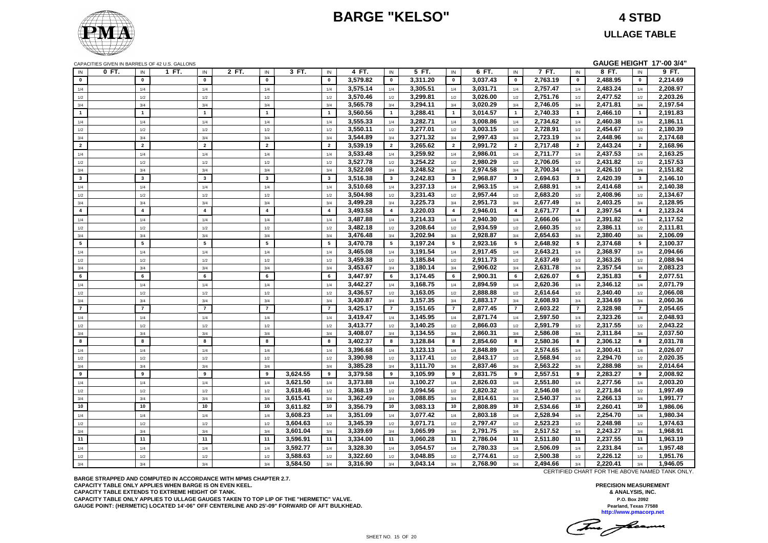# BARGE "KELSO"

## 4 STBD

## ULLAGE TABLE

CAPACITIES GIVEN IN BARRELS OF 42 U.S. GALLONS

**GAUGE HEIGHT 17'-00 3/4"**

| IN | 0 FT. | IN | 1 FT. | IN | 2 FT. | IN | 3 FT. | IN | 4 FT. | IN | 5 FT. | IN | 6 FT. | IN | 7 FT. | IN | 8 FT. | IN | 9 FT. |
|---|---|---|---|---|---|---|---|---|---|---|---|---|---|---|---|---|---|---|---|
| 0 | | 0 | | 0 | | 0 | | 0 | 3,579.82 | 0 | 3,311.20 | 0 | 3,037.43 | 0 | 2,763.19 | 0 | 2,488.95 | 0 | 2,214.69 |
| 1/4 | | 1/4 | | 1/4 | | 1/4 | | 1/4 | 3,575.14 | 1/4 | 3,305.51 | 1/4 | 3,031.71 | 1/4 | 2,757.47 | 1/4 | 2,483.24 | 1/4 | 2,208.97 |
| 1/2 | | 1/2 | | 1/2 | | 1/2 | | 1/2 | 3,570.46 | 1/2 | 3,299.81 | 1/2 | 3,026.00 | 1/2 | 2,751.76 | 1/2 | 2,477.52 | 1/2 | 2,203.26 |
| 3/4 | | 3/4 | | 3/4 | | 3/4 | | 3/4 | 3,565.78 | 3/4 | 3,294.11 | 3/4 | 3,020.29 | 3/4 | 2,746.05 | 3/4 | 2,471.81 | 3/4 | 2,197.54 |
| 1 | | 1 | | 1 | | 1 | | 1 | 3,560.56 | 1 | 3,288.41 | 1 | 3,014.57 | 1 | 2,740.33 | 1 | 2,466.10 | 1 | 2,191.83 |
| 1/4 | | 1/4 | | 1/4 | | 1/4 | | 1/4 | 3,555.33 | 1/4 | 3,282.71 | 1/4 | 3,008.86 | 1/4 | 2,734.62 | 1/4 | 2,460.38 | 1/4 | 2,186.11 |
| 1/2 | | 1/2 | | 1/2 | | 1/2 | | 1/2 | 3,550.11 | 1/2 | 3,277.01 | 1/2 | 3,003.15 | 1/2 | 2,728.91 | 1/2 | 2,454.67 | 1/2 | 2,180.39 |
| 3/4 | | 3/4 | | 3/4 | | 3/4 | | 3/4 | 3,544.89 | 3/4 | 3,271.32 | 3/4 | 2,997.43 | 3/4 | 2,723.19 | 3/4 | 2,448.96 | 3/4 | 2,174.68 |
| 2 | | 2 | | 2 | | 2 | | 2 | 3,539.19 | 2 | 3,265.62 | 2 | 2,991.72 | 2 | 2,717.48 | 2 | 2,443.24 | 2 | 2,168.96 |
| 1/4 | | 1/4 | | 1/4 | | 1/4 | | 1/4 | 3,533.48 | 1/4 | 3,259.92 | 1/4 | 2,986.01 | 1/4 | 2,711.77 | 1/4 | 2,437.53 | 1/4 | 2,163.25 |
| 1/2 | | 1/2 | | 1/2 | | 1/2 | | 1/2 | 3,527.78 | 1/2 | 3,254.22 | 1/2 | 2,980.29 | 1/2 | 2,706.05 | 1/2 | 2,431.82 | 1/2 | 2,157.53 |
| 3/4 | | 3/4 | | 3/4 | | 3/4 | | 3/4 | 3,522.08 | 3/4 | 3,248.52 | 3/4 | 2,974.58 | 3/4 | 2,700.34 | 3/4 | 2,426.10 | 3/4 | 2,151.82 |
| 3 | | 3 | | 3 | | 3 | | 3 | 3,516.38 | 3 | 3,242.83 | 3 | 2,968.87 | 3 | 2,694.63 | 3 | 2,420.39 | 3 | 2,146.10 |
| 1/4 | | 1/4 | | 1/4 | | 1/4 | | 1/4 | 3,510.68 | 1/4 | 3,237.13 | 1/4 | 2,963.15 | 1/4 | 2,688.91 | 1/4 | 2,414.68 | 1/4 | 2,140.38 |
| 1/2 | | 1/2 | | 1/2 | | 1/2 | | 1/2 | 3,504.98 | 1/2 | 3,231.43 | 1/2 | 2,957.44 | 1/2 | 2,683.20 | 1/2 | 2,408.96 | 1/2 | 2,134.67 |
| 3/4 | | 3/4 | | 3/4 | | 3/4 | | 3/4 | 3,499.28 | 3/4 | 3,225.73 | 3/4 | 2,951.73 | 3/4 | 2,677.49 | 3/4 | 2,403.25 | 3/4 | 2,128.95 |
| 4 | | 4 | | 4 | | 4 | | 4 | 3,493.58 | 4 | 3,220.03 | 4 | 2,946.01 | 4 | 2,671.77 | 4 | 2,397.54 | 4 | 2,123.24 |
| 1/4 | | 1/4 | | 1/4 | | 1/4 | | 1/4 | 3,487.88 | 1/4 | 3,214.33 | 1/4 | 2,940.30 | 1/4 | 2,666.06 | 1/4 | 2,391.82 | 1/4 | 2,117.52 |
| 1/2 | | 1/2 | | 1/2 | | 1/2 | | 1/2 | 3,482.18 | 1/2 | 3,208.64 | 1/2 | 2,934.59 | 1/2 | 2,660.35 | 1/2 | 2,386.11 | 1/2 | 2,111.81 |
| 3/4 | | 3/4 | | 3/4 | | 3/4 | | 3/4 | 3,476.48 | 3/4 | 3,202.94 | 3/4 | 2,928.87 | 3/4 | 2,654.63 | 3/4 | 2,380.40 | 3/4 | 2,106.09 |
| 5 | | 5 | | 5 | | 5 | | 5 | 3,470.78 | 5 | 3,197.24 | 5 | 2,923.16 | 5 | 2,648.92 | 5 | 2,374.68 | 5 | 2,100.37 |
| 1/4 | | 1/4 | | 1/4 | | 1/4 | | 1/4 | 3,465.08 | 1/4 | 3,191.54 | 1/4 | 2,917.45 | 1/4 | 2,643.21 | 1/4 | 2,368.97 | 1/4 | 2,094.66 |
| 1/2 | | 1/2 | | 1/2 | | 1/2 | | 1/2 | 3,459.38 | 1/2 | 3,185.84 | 1/2 | 2,911.73 | 1/2 | 2,637.49 | 1/2 | 2,363.26 | 1/2 | 2,088.94 |
| 3/4 | | 3/4 | | 3/4 | | 3/4 | | 3/4 | 3,453.67 | 3/4 | 3,180.14 | 3/4 | 2,906.02 | 3/4 | 2,631.78 | 3/4 | 2,357.54 | 3/4 | 2,083.23 |
| 6 | | 6 | | 6 | | 6 | | 6 | 3,447.97 | 6 | 3,174.45 | 6 | 2,900.31 | 6 | 2,626.07 | 6 | 2,351.83 | 6 | 2,077.51 |
| 1/4 | | 1/4 | | 1/4 | | 1/4 | | 1/4 | 3,442.27 | 1/4 | 3,168.75 | 1/4 | 2,894.59 | 1/4 | 2,620.36 | 1/4 | 2,346.12 | 1/4 | 2,071.79 |
| 1/2 | | 1/2 | | 1/2 | | 1/2 | | 1/2 | 3,436.57 | 1/2 | 3,163.05 | 1/2 | 2,888.88 | 1/2 | 2,614.64 | 1/2 | 2,340.40 | 1/2 | 2,066.08 |
| 3/4 | | 3/4 | | 3/4 | | 3/4 | | 3/4 | 3,430.87 | 3/4 | 3,157.35 | 3/4 | 2,883.17 | 3/4 | 2,608.93 | 3/4 | 2,334.69 | 3/4 | 2,060.36 |
| 7 | | 7 | | 7 | | 7 | | 7 | 3,425.17 | 7 | 3,151.65 | 7 | 2,877.45 | 7 | 2,603.22 | 7 | 2,328.98 | 7 | 2,054.65 |
| 1/4 | | 1/4 | | 1/4 | | 1/4 | | 1/4 | 3,419.47 | 1/4 | 3,145.95 | 1/4 | 2,871.74 | 1/4 | 2,597.50 | 1/4 | 2,323.26 | 1/4 | 2,048.93 |
| 1/2 | | 1/2 | | 1/2 | | 1/2 | | 1/2 | 3,413.77 | 1/2 | 3,140.25 | 1/2 | 2,866.03 | 1/2 | 2,591.79 | 1/2 | 2,317.55 | 1/2 | 2,043.22 |
| 3/4 | | 3/4 | | 3/4 | | 3/4 | | 3/4 | 3,408.07 | 3/4 | 3,134.55 | 3/4 | 2,860.31 | 3/4 | 2,586.08 | 3/4 | 2,311.84 | 3/4 | 2,037.50 |
| 8 | | 8 | | 8 | | 8 | | 8 | 3,402.37 | 8 | 3,128.84 | 8 | 2,854.60 | 8 | 2,580.36 | 8 | 2,306.12 | 8 | 2,031.78 |
| 1/4 | | 1/4 | | 1/4 | | 1/4 | | 1/4 | 3,396.68 | 1/4 | 3,123.13 | 1/4 | 2,848.89 | 1/4 | 2,574.65 | 1/4 | 2,300.41 | 1/4 | 2,026.07 |
| 1/2 | | 1/2 | | 1/2 | | 1/2 | | 1/2 | 3,390.98 | 1/2 | 3,117.41 | 1/2 | 2,843.17 | 1/2 | 2,568.94 | 1/2 | 2,294.70 | 1/2 | 2,020.35 |
| 3/4 | | 3/4 | | 3/4 | | 3/4 | | 3/4 | 3,385.28 | 3/4 | 3,111.70 | 3/4 | 2,837.46 | 3/4 | 2,563.22 | 3/4 | 2,288.98 | 3/4 | 2,014.64 |
| 9 | | 9 | | 9 | | 9 | 3,624.55 | 9 | 3,379.58 | 9 | 3,105.99 | 9 | 2,831.75 | 9 | 2,557.51 | 9 | 2,283.27 | 9 | 2,008.92 |
| 1/4 | | 1/4 | | 1/4 | | 1/4 | 3,621.50 | 1/4 | 3,373.88 | 1/4 | 3,100.27 | 1/4 | 2,826.03 | 1/4 | 2,551.80 | 1/4 | 2,277.56 | 1/4 | 2,003.20 |
| 1/2 | | 1/2 | | 1/2 | | 1/2 | 3,618.46 | 1/2 | 3,368.19 | 1/2 | 3,094.56 | 1/2 | 2,820.32 | 1/2 | 2,546.08 | 1/2 | 2,271.84 | 1/2 | 1,997.49 |
| 3/4 | | 3/4 | | 3/4 | | 3/4 | 3,615.41 | 3/4 | 3,362.49 | 3/4 | 3,088.85 | 3/4 | 2,814.61 | 3/4 | 2,540.37 | 3/4 | 2,266.13 | 3/4 | 1,991.77 |
| 10 | | 10 | | 10 | | 10 | 3,611.82 | 10 | 3,356.79 | 10 | 3,083.13 | 10 | 2,808.89 | 10 | 2,534.66 | 10 | 2,260.41 | 10 | 1,986.06 |
| 1/4 | | 1/4 | | 1/4 | | 1/4 | 3,608.23 | 1/4 | 3,351.09 | 1/4 | 3,077.42 | 1/4 | 2,803.18 | 1/4 | 2,528.94 | 1/4 | 2,254.70 | 1/4 | 1,980.34 |
| 1/2 | | 1/2 | | 1/2 | | 1/2 | 3,604.63 | 1/2 | 3,345.39 | 1/2 | 3,071.71 | 1/2 | 2,797.47 | 1/2 | 2,523.23 | 1/2 | 2,248.98 | 1/2 | 1,974.63 |
| 3/4 | | 3/4 | | 3/4 | | 3/4 | 3,601.04 | 3/4 | 3,339.69 | 3/4 | 3,065.99 | 3/4 | 2,791.75 | 3/4 | 2,517.52 | 3/4 | 2,243.27 | 3/4 | 1,968.91 |
| 11 | | 11 | | 11 | | 11 | 3,596.91 | 11 | 3,334.00 | 11 | 3,060.28 | 11 | 2,786.04 | 11 | 2,511.80 | 11 | 2,237.55 | 11 | 1,963.19 |
| 1/4 | | 1/4 | | 1/4 | | 1/4 | 3,592.77 | 1/4 | 3,328.30 | 1/4 | 3,054.57 | 1/4 | 2,780.33 | 1/4 | 2,506.09 | 1/4 | 2,231.84 | 1/4 | 1,957.48 |
| 1/2 | | 1/2 | | 1/2 | | 1/2 | 3,588.63 | 1/2 | 3,322.60 | 1/2 | 3,048.85 | 1/2 | 2,774.61 | 1/2 | 2,500.38 | 1/2 | 2,226.12 | 1/2 | 1,951.76 |
| 3/4 | | 3/4 | | 3/4 | | 3/4 | 3,584.50 | 3/4 | 3,316.90 | 3/4 | 3,043.14 | 3/4 | 2,768.90 | 3/4 | 2,494.66 | 3/4 | 2,220.41 | 3/4 | 1,946.05 |

CERTIFIED CHART FOR THE ABOVE NAMED TANK ONLY.

**BARGE STRAPPED AND COMPUTED IN ACCORDANCE WITH MPMS CHAPTER 2.7.**
**CAPACITY TABLE ONLY APPLIES WHEN BARGE IS ON EVEN KEEL.**
**CAPACITY TABLE EXTENDS TO EXTREME HEIGHT OF TANK.**
**CAPACITY TABLE ONLY APPLIES TO ULLAGE GAUGES TAKEN TO TOP LIP OF THE "HERMETIC" VALVE.**
**GAUGE POINT: (HERMETIC) LOCATED 14'-06" OFF CENTERLINE AND 25'-09" FORWARD OF AFT BULKHEAD.**

**PRECISION MEASUREMENT**
**& ANALYSIS, INC.**
**P.O. Box 2092**
**Pearland, Texas 77588**
**http://www.pmacorp.net**

SHEET NO. 15 OF 20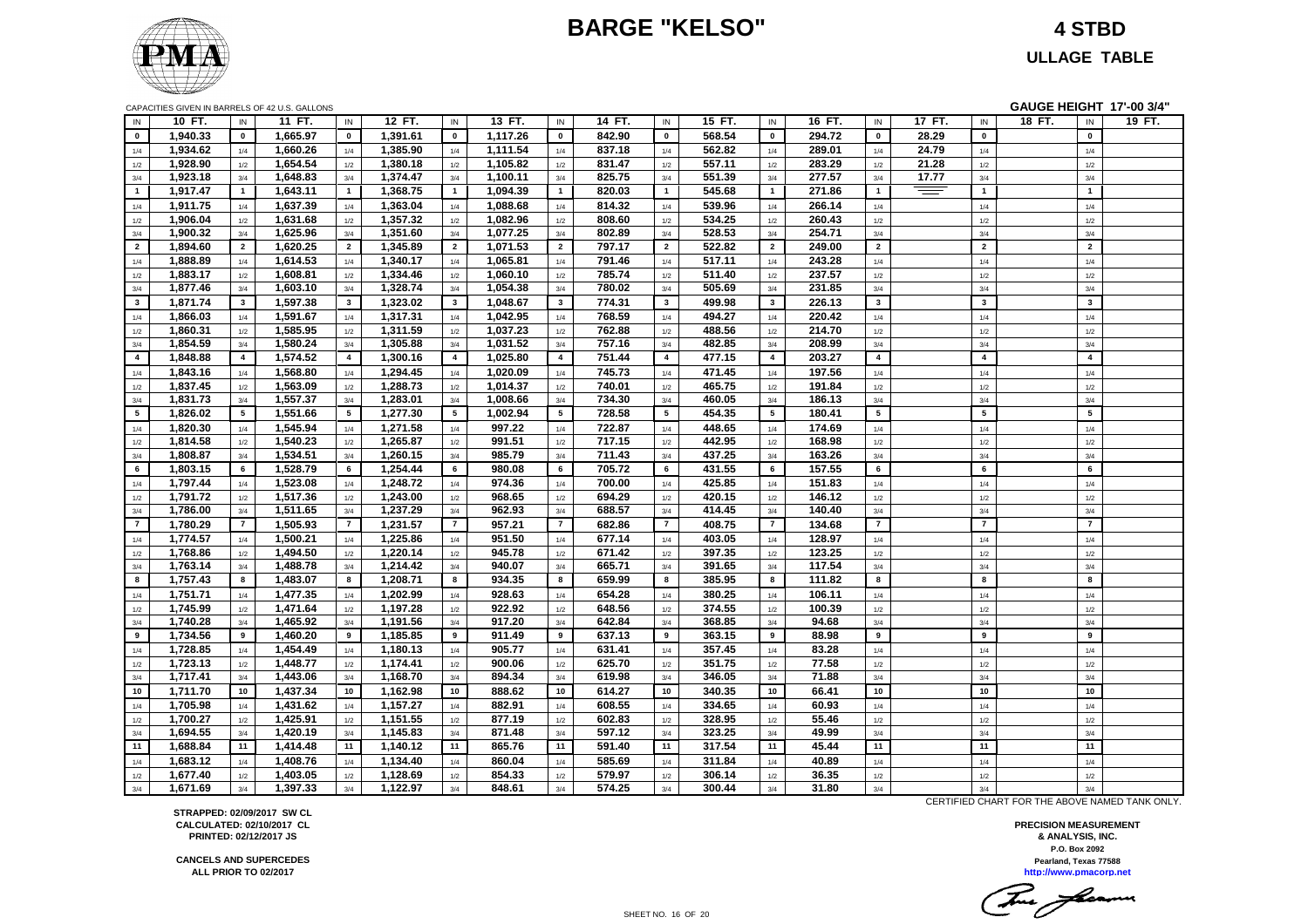# BARGE "KELSO"

## 4 STBD

## ULLAGE TABLE

CAPACITIES GIVEN IN BARRELS OF 42 U.S. GALLONS

**GAUGE HEIGHT 17'-00 3/4"**

| IN | 10 FT. | IN | 11 FT. | IN | 12 FT. | IN | 13 FT. | IN | 14 FT. | IN | 15 FT. | IN | 16 FT. | IN | 17 FT. | IN | 18 FT. | IN | 19 FT. |
|---|---|---|---|---|---|---|---|---|---|---|---|---|---|---|---|---|---|---|---|
| 0 | 1,940.33 | 0 | 1,665.97 | 0 | 1,391.61 | 0 | 1,117.26 | 0 | 842.90 | 0 | 568.54 | 0 | 294.72 | 0 | 28.29 | 0 | | 0 | |
| 1/4 | 1,934.62 | 1/4 | 1,660.26 | 1/4 | 1,385.90 | 1/4 | 1,111.54 | 1/4 | 837.18 | 1/4 | 562.82 | 1/4 | 289.01 | 1/4 | 24.79 | 1/4 | | 1/4 | |
| 1/2 | 1,928.90 | 1/2 | 1,654.54 | 1/2 | 1,380.18 | 1/2 | 1,105.82 | 1/2 | 831.47 | 1/2 | 557.11 | 1/2 | 283.29 | 1/2 | 21.28 | 1/2 | | 1/2 | |
| 3/4 | 1,923.18 | 3/4 | 1,648.83 | 3/4 | 1,374.47 | 3/4 | 1,100.11 | 3/4 | 825.75 | 3/4 | 551.39 | 3/4 | 277.57 | 3/4 | 17.77 | 3/4 | | 3/4 | |
| 1 | 1,917.47 | 1 | 1,643.11 | 1 | 1,368.75 | 1 | 1,094.39 | 1 | 820.03 | 1 | 545.68 | 1 | 271.86 | 1 | | 1 | | 1 | |
| 1/4 | 1,911.75 | 1/4 | 1,637.39 | 1/4 | 1,363.04 | 1/4 | 1,088.68 | 1/4 | 814.32 | 1/4 | 539.96 | 1/4 | 266.14 | 1/4 | | 1/4 | | 1/4 | |
| 1/2 | 1,906.04 | 1/2 | 1,631.68 | 1/2 | 1,357.32 | 1/2 | 1,082.96 | 1/2 | 808.60 | 1/2 | 534.25 | 1/2 | 260.43 | 1/2 | | 1/2 | | 1/2 | |
| 3/4 | 1,900.32 | 3/4 | 1,625.96 | 3/4 | 1,351.60 | 3/4 | 1,077.25 | 3/4 | 802.89 | 3/4 | 528.53 | 3/4 | 254.71 | 3/4 | | 3/4 | | 3/4 | |
| 2 | 1,894.60 | 2 | 1,620.25 | 2 | 1,345.89 | 2 | 1,071.53 | 2 | 797.17 | 2 | 522.82 | 2 | 249.00 | 2 | | 2 | | 2 | |
| 1/4 | 1,888.89 | 1/4 | 1,614.53 | 1/4 | 1,340.17 | 1/4 | 1,065.81 | 1/4 | 791.46 | 1/4 | 517.11 | 1/4 | 243.28 | 1/4 | | 1/4 | | 1/4 | |
| 1/2 | 1,883.17 | 1/2 | 1,608.81 | 1/2 | 1,334.46 | 1/2 | 1,060.10 | 1/2 | 785.74 | 1/2 | 511.40 | 1/2 | 237.57 | 1/2 | | 1/2 | | 1/2 | |
| 3/4 | 1,877.46 | 3/4 | 1,603.10 | 3/4 | 1,328.74 | 3/4 | 1,054.38 | 3/4 | 780.02 | 3/4 | 505.69 | 3/4 | 231.85 | 3/4 | | 3/4 | | 3/4 | |
| 3 | 1,871.74 | 3 | 1,597.38 | 3 | 1,323.02 | 3 | 1,048.67 | 3 | 774.31 | 3 | 499.98 | 3 | 226.13 | 3 | | 3 | | 3 | |
| 1/4 | 1,866.03 | 1/4 | 1,591.67 | 1/4 | 1,317.31 | 1/4 | 1,042.95 | 1/4 | 768.59 | 1/4 | 494.27 | 1/4 | 220.42 | 1/4 | | 1/4 | | 1/4 | |
| 1/2 | 1,860.31 | 1/2 | 1,585.95 | 1/2 | 1,311.59 | 1/2 | 1,037.23 | 1/2 | 762.88 | 1/2 | 488.56 | 1/2 | 214.70 | 1/2 | | 1/2 | | 1/2 | |
| 3/4 | 1,854.59 | 3/4 | 1,580.24 | 3/4 | 1,305.88 | 3/4 | 1,031.52 | 3/4 | 757.16 | 3/4 | 482.85 | 3/4 | 208.99 | 3/4 | | 3/4 | | 3/4 | |
| 4 | 1,848.88 | 4 | 1,574.52 | 4 | 1,300.16 | 4 | 1,025.80 | 4 | 751.44 | 4 | 477.15 | 4 | 203.27 | 4 | | 4 | | 4 | |
| 1/4 | 1,843.16 | 1/4 | 1,568.80 | 1/4 | 1,294.45 | 1/4 | 1,020.09 | 1/4 | 745.73 | 1/4 | 471.45 | 1/4 | 197.56 | 1/4 | | 1/4 | | 1/4 | |
| 1/2 | 1,837.45 | 1/2 | 1,563.09 | 1/2 | 1,288.73 | 1/2 | 1,014.37 | 1/2 | 740.01 | 1/2 | 465.75 | 1/2 | 191.84 | 1/2 | | 1/2 | | 1/2 | |
| 3/4 | 1,831.73 | 3/4 | 1,557.37 | 3/4 | 1,283.01 | 3/4 | 1,008.66 | 3/4 | 734.30 | 3/4 | 460.05 | 3/4 | 186.13 | 3/4 | | 3/4 | | 3/4 | |
| 5 | 1,826.02 | 5 | 1,551.66 | 5 | 1,277.30 | 5 | 1,002.94 | 5 | 728.58 | 5 | 454.35 | 5 | 180.41 | 5 | | 5 | | 5 | |
| 1/4 | 1,820.30 | 1/4 | 1,545.94 | 1/4 | 1,271.58 | 1/4 | 997.22 | 1/4 | 722.87 | 1/4 | 448.65 | 1/4 | 174.69 | 1/4 | | 1/4 | | 1/4 | |
| 1/2 | 1,814.58 | 1/2 | 1,540.23 | 1/2 | 1,265.87 | 1/2 | 991.51 | 1/2 | 717.15 | 1/2 | 442.95 | 1/2 | 168.98 | 1/2 | | 1/2 | | 1/2 | |
| 3/4 | 1,808.87 | 3/4 | 1,534.51 | 3/4 | 1,260.15 | 3/4 | 985.79 | 3/4 | 711.43 | 3/4 | 437.25 | 3/4 | 163.26 | 3/4 | | 3/4 | | 3/4 | |
| 6 | 1,803.15 | 6 | 1,528.79 | 6 | 1,254.44 | 6 | 980.08 | 6 | 705.72 | 6 | 431.55 | 6 | 157.55 | 6 | | 6 | | 6 | |
| 1/4 | 1,797.44 | 1/4 | 1,523.08 | 1/4 | 1,248.72 | 1/4 | 974.36 | 1/4 | 700.00 | 1/4 | 425.85 | 1/4 | 151.83 | 1/4 | | 1/4 | | 1/4 | |
| 1/2 | 1,791.72 | 1/2 | 1,517.36 | 1/2 | 1,243.00 | 1/2 | 968.65 | 1/2 | 694.29 | 1/2 | 420.15 | 1/2 | 146.12 | 1/2 | | 1/2 | | 1/2 | |
| 3/4 | 1,786.00 | 3/4 | 1,511.65 | 3/4 | 1,237.29 | 3/4 | 962.93 | 3/4 | 688.57 | 3/4 | 414.45 | 3/4 | 140.40 | 3/4 | | 3/4 | | 3/4 | |
| 7 | 1,780.29 | 7 | 1,505.93 | 7 | 1,231.57 | 7 | 957.21 | 7 | 682.86 | 7 | 408.75 | 7 | 134.68 | 7 | | 7 | | 7 | |
| 1/4 | 1,774.57 | 1/4 | 1,500.21 | 1/4 | 1,225.86 | 1/4 | 951.50 | 1/4 | 677.14 | 1/4 | 403.05 | 1/4 | 128.97 | 1/4 | | 1/4 | | 1/4 | |
| 1/2 | 1,768.86 | 1/2 | 1,494.50 | 1/2 | 1,220.14 | 1/2 | 945.78 | 1/2 | 671.42 | 1/2 | 397.35 | 1/2 | 123.25 | 1/2 | | 1/2 | | 1/2 | |
| 3/4 | 1,763.14 | 3/4 | 1,488.78 | 3/4 | 1,214.42 | 3/4 | 940.07 | 3/4 | 665.71 | 3/4 | 391.65 | 3/4 | 117.54 | 3/4 | | 3/4 | | 3/4 | |
| 8 | 1,757.43 | 8 | 1,483.07 | 8 | 1,208.71 | 8 | 934.35 | 8 | 659.99 | 8 | 385.95 | 8 | 111.82 | 8 | | 8 | | 8 | |
| 1/4 | 1,751.71 | 1/4 | 1,477.35 | 1/4 | 1,202.99 | 1/4 | 928.63 | 1/4 | 654.28 | 1/4 | 380.25 | 1/4 | 106.11 | 1/4 | | 1/4 | | 1/4 | |
| 1/2 | 1,745.99 | 1/2 | 1,471.64 | 1/2 | 1,197.28 | 1/2 | 922.92 | 1/2 | 648.56 | 1/2 | 374.55 | 1/2 | 100.39 | 1/2 | | 1/2 | | 1/2 | |
| 3/4 | 1,740.28 | 3/4 | 1,465.92 | 3/4 | 1,191.56 | 3/4 | 917.20 | 3/4 | 642.84 | 3/4 | 368.85 | 3/4 | 94.68 | 3/4 | | 3/4 | | 3/4 | |
| 9 | 1,734.56 | 9 | 1,460.20 | 9 | 1,185.85 | 9 | 911.49 | 9 | 637.13 | 9 | 363.15 | 9 | 88.98 | 9 | | 9 | | 9 | |
| 1/4 | 1,728.85 | 1/4 | 1,454.49 | 1/4 | 1,180.13 | 1/4 | 905.77 | 1/4 | 631.41 | 1/4 | 357.45 | 1/4 | 83.28 | 1/4 | | 1/4 | | 1/4 | |
| 1/2 | 1,723.13 | 1/2 | 1,448.77 | 1/2 | 1,174.41 | 1/2 | 900.06 | 1/2 | 625.70 | 1/2 | 351.75 | 1/2 | 77.58 | 1/2 | | 1/2 | | 1/2 | |
| 3/4 | 1,717.41 | 3/4 | 1,443.06 | 3/4 | 1,168.70 | 3/4 | 894.34 | 3/4 | 619.98 | 3/4 | 346.05 | 3/4 | 71.88 | 3/4 | | 3/4 | | 3/4 | |
| 10 | 1,711.70 | 10 | 1,437.34 | 10 | 1,162.98 | 10 | 888.62 | 10 | 614.27 | 10 | 340.35 | 10 | 66.41 | 10 | | 10 | | 10 | |
| 1/4 | 1,705.98 | 1/4 | 1,431.62 | 1/4 | 1,157.27 | 1/4 | 882.91 | 1/4 | 608.55 | 1/4 | 334.65 | 1/4 | 60.93 | 1/4 | | 1/4 | | 1/4 | |
| 1/2 | 1,700.27 | 1/2 | 1,425.91 | 1/2 | 1,151.55 | 1/2 | 877.19 | 1/2 | 602.83 | 1/2 | 328.95 | 1/2 | 55.46 | 1/2 | | 1/2 | | 1/2 | |
| 3/4 | 1,694.55 | 3/4 | 1,420.19 | 3/4 | 1,145.83 | 3/4 | 871.48 | 3/4 | 597.12 | 3/4 | 323.25 | 3/4 | 49.99 | 3/4 | | 3/4 | | 3/4 | |
| 11 | 1,688.84 | 11 | 1,414.48 | 11 | 1,140.12 | 11 | 865.76 | 11 | 591.40 | 11 | 317.54 | 11 | 45.44 | 11 | | 11 | | 11 | |
| 1/4 | 1,683.12 | 1/4 | 1,408.76 | 1/4 | 1,134.40 | 1/4 | 860.04 | 1/4 | 585.69 | 1/4 | 311.84 | 1/4 | 40.89 | 1/4 | | 1/4 | | 1/4 | |
| 1/2 | 1,677.40 | 1/2 | 1,403.05 | 1/2 | 1,128.69 | 1/2 | 854.33 | 1/2 | 579.97 | 1/2 | 306.14 | 1/2 | 36.35 | 1/2 | | 1/2 | | 1/2 | |
| 3/4 | 1,671.69 | 3/4 | 1,397.33 | 3/4 | 1,122.97 | 3/4 | 848.61 | 3/4 | 574.25 | 3/4 | 300.44 | 3/4 | 31.80 | 3/4 | | 3/4 | | 3/4 | |

CERTIFIED CHART FOR THE ABOVE NAMED TANK ONLY.

**STRAPPED: 02/09/2017 SW CL**
**CALCULATED: 02/10/2017 CL**
**PRINTED: 02/12/2017 JS**

**CANCELS AND SUPERCEDES**
**ALL PRIOR TO 02/2017**

**PRECISION MEASUREMENT & ANALYSIS, INC.**
**P.O. Box 2092**
**Pearland, Texas 77588**
**http://www.pmacorp.net**

SHEET NO. 16 OF 20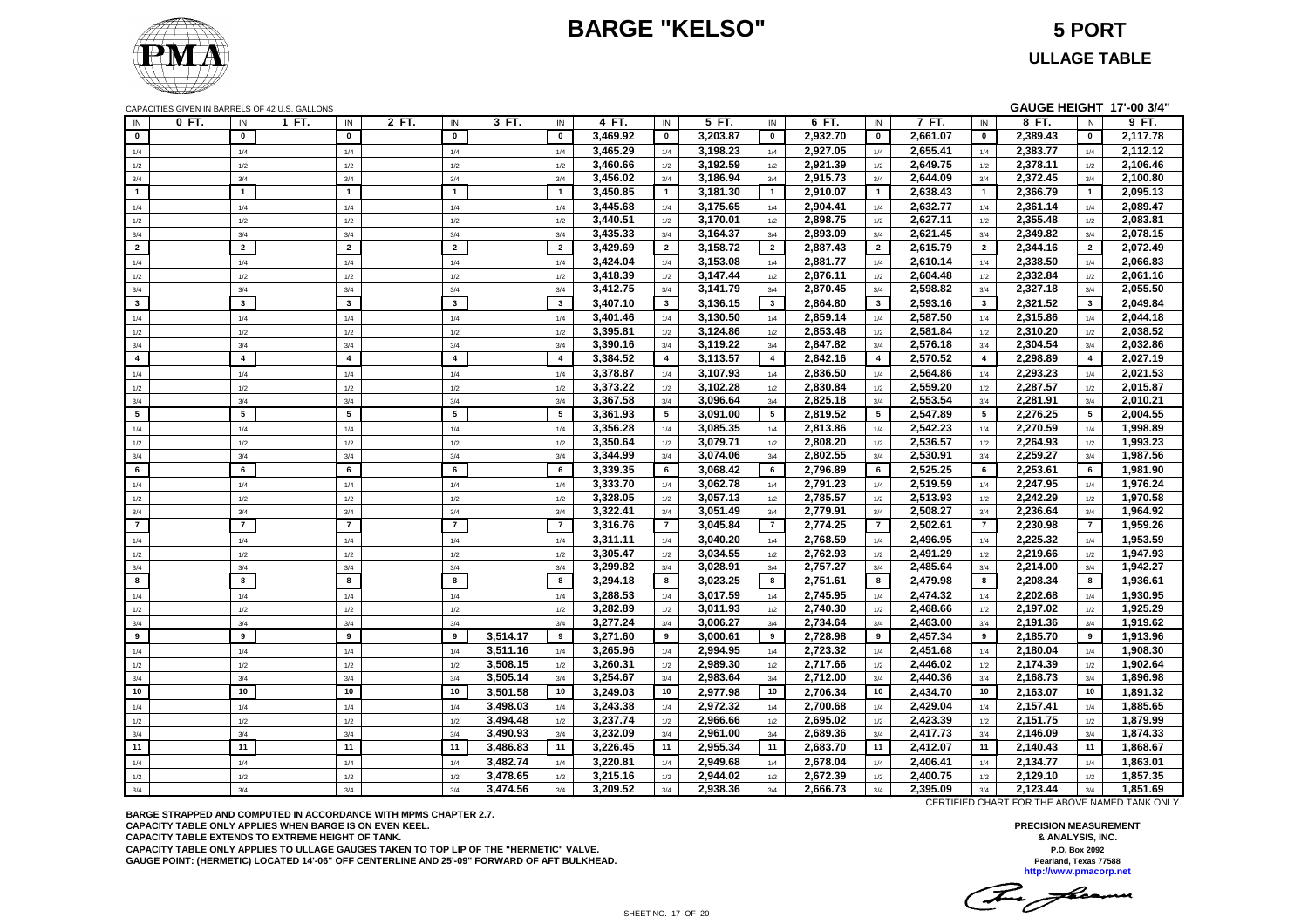# BARGE "KELSO"

## 5 PORT

## ULLAGE TABLE

CAPACITIES GIVEN IN BARRELS OF 42 U.S. GALLONS

**GAUGE HEIGHT 17'-00 3/4"**

| IN | 0 FT. | IN | 1 FT. | IN | 2 FT. | IN | 3 FT. | IN | 4 FT. | IN | 5 FT. | IN | 6 FT. | IN | 7 FT. | IN | 8 FT. | IN | 9 FT. |
|---|---|---|---|---|---|---|---|---|---|---|---|---|---|---|---|---|---|---|---|
| **0** | | **0** | | **0** | | **0** | | **0** | **3,469.92** | **0** | **3,203.87** | **0** | **2,932.70** | **0** | **2,661.07** | **0** | **2,389.43** | **0** | **2,117.78** |
| 1/4 | | 1/4 | | 1/4 | | 1/4 | | 1/4 | **3,465.29** | 1/4 | **3,198.23** | 1/4 | **2,927.05** | 1/4 | **2,655.41** | 1/4 | **2,383.77** | 1/4 | **2,112.12** |
| 1/2 | | 1/2 | | 1/2 | | 1/2 | | 1/2 | **3,460.66** | 1/2 | **3,192.59** | 1/2 | **2,921.39** | 1/2 | **2,649.75** | 1/2 | **2,378.11** | 1/2 | **2,106.46** |
| 3/4 | | 3/4 | | 3/4 | | 3/4 | | 3/4 | **3,456.02** | 3/4 | **3,186.94** | 3/4 | **2,915.73** | 3/4 | **2,644.09** | 3/4 | **2,372.45** | 3/4 | **2,100.80** |
| **1** | | **1** | | **1** | | **1** | | **1** | **3,450.85** | **1** | **3,181.30** | **1** | **2,910.07** | **1** | **2,638.43** | **1** | **2,366.79** | **1** | **2,095.13** |
| 1/4 | | 1/4 | | 1/4 | | 1/4 | | 1/4 | **3,445.68** | 1/4 | **3,175.65** | 1/4 | **2,904.41** | 1/4 | **2,632.77** | 1/4 | **2,361.14** | 1/4 | **2,089.47** |
| 1/2 | | 1/2 | | 1/2 | | 1/2 | | 1/2 | **3,440.51** | 1/2 | **3,170.01** | 1/2 | **2,898.75** | 1/2 | **2,627.11** | 1/2 | **2,355.48** | 1/2 | **2,083.81** |
| 3/4 | | 3/4 | | 3/4 | | 3/4 | | 3/4 | **3,435.33** | 3/4 | **3,164.37** | 3/4 | **2,893.09** | 3/4 | **2,621.45** | 3/4 | **2,349.82** | 3/4 | **2,078.15** |
| **2** | | **2** | | **2** | | **2** | | **2** | **3,429.69** | **2** | **3,158.72** | **2** | **2,887.43** | **2** | **2,615.79** | **2** | **2,344.16** | **2** | **2,072.49** |
| 1/4 | | 1/4 | | 1/4 | | 1/4 | | 1/4 | **3,424.04** | 1/4 | **3,153.08** | 1/4 | **2,881.77** | 1/4 | **2,610.14** | 1/4 | **2,338.50** | 1/4 | **2,066.83** |
| 1/2 | | 1/2 | | 1/2 | | 1/2 | | 1/2 | **3,418.39** | 1/2 | **3,147.44** | 1/2 | **2,876.11** | 1/2 | **2,604.48** | 1/2 | **2,332.84** | 1/2 | **2,061.16** |
| 3/4 | | 3/4 | | 3/4 | | 3/4 | | 3/4 | **3,412.75** | 3/4 | **3,141.79** | 3/4 | **2,870.45** | 3/4 | **2,598.82** | 3/4 | **2,327.18** | 3/4 | **2,055.50** |
| **3** | | **3** | | **3** | | **3** | | **3** | **3,407.10** | **3** | **3,136.15** | **3** | **2,864.80** | **3** | **2,593.16** | **3** | **2,321.52** | **3** | **2,049.84** |
| 1/4 | | 1/4 | | 1/4 | | 1/4 | | 1/4 | **3,401.46** | 1/4 | **3,130.50** | 1/4 | **2,859.14** | 1/4 | **2,587.50** | 1/4 | **2,315.86** | 1/4 | **2,044.18** |
| 1/2 | | 1/2 | | 1/2 | | 1/2 | | 1/2 | **3,395.81** | 1/2 | **3,124.86** | 1/2 | **2,853.48** | 1/2 | **2,581.84** | 1/2 | **2,310.20** | 1/2 | **2,038.52** |
| 3/4 | | 3/4 | | 3/4 | | 3/4 | | 3/4 | **3,390.16** | 3/4 | **3,119.22** | 3/4 | **2,847.82** | 3/4 | **2,576.18** | 3/4 | **2,304.54** | 3/4 | **2,032.86** |
| **4** | | **4** | | **4** | | **4** | | **4** | **3,384.52** | **4** | **3,113.57** | **4** | **2,842.16** | **4** | **2,570.52** | **4** | **2,298.89** | **4** | **2,027.19** |
| 1/4 | | 1/4 | | 1/4 | | 1/4 | | 1/4 | **3,378.87** | 1/4 | **3,107.93** | 1/4 | **2,836.50** | 1/4 | **2,564.86** | 1/4 | **2,293.23** | 1/4 | **2,021.53** |
| 1/2 | | 1/2 | | 1/2 | | 1/2 | | 1/2 | **3,373.22** | 1/2 | **3,102.28** | 1/2 | **2,830.84** | 1/2 | **2,559.20** | 1/2 | **2,287.57** | 1/2 | **2,015.87** |
| 3/4 | | 3/4 | | 3/4 | | 3/4 | | 3/4 | **3,367.58** | 3/4 | **3,096.64** | 3/4 | **2,825.18** | 3/4 | **2,553.54** | 3/4 | **2,281.91** | 3/4 | **2,010.21** |
| **5** | | **5** | | **5** | | **5** | | **5** | **3,361.93** | **5** | **3,091.00** | **5** | **2,819.52** | **5** | **2,547.89** | **5** | **2,276.25** | **5** | **2,004.55** |
| 1/4 | | 1/4 | | 1/4 | | 1/4 | | 1/4 | **3,356.28** | 1/4 | **3,085.35** | 1/4 | **2,813.86** | 1/4 | **2,542.23** | 1/4 | **2,270.59** | 1/4 | **1,998.89** |
| 1/2 | | 1/2 | | 1/2 | | 1/2 | | 1/2 | **3,350.64** | 1/2 | **3,079.71** | 1/2 | **2,808.20** | 1/2 | **2,536.57** | 1/2 | **2,264.93** | 1/2 | **1,993.23** |
| 3/4 | | 3/4 | | 3/4 | | 3/4 | | 3/4 | **3,344.99** | 3/4 | **3,074.06** | 3/4 | **2,802.55** | 3/4 | **2,530.91** | 3/4 | **2,259.27** | 3/4 | **1,987.56** |
| **6** | | **6** | | **6** | | **6** | | **6** | **3,339.35** | **6** | **3,068.42** | **6** | **2,796.89** | **6** | **2,525.25** | **6** | **2,253.61** | **6** | **1,981.90** |
| 1/4 | | 1/4 | | 1/4 | | 1/4 | | 1/4 | **3,333.70** | 1/4 | **3,062.78** | 1/4 | **2,791.23** | 1/4 | **2,519.59** | 1/4 | **2,247.95** | 1/4 | **1,976.24** |
| 1/2 | | 1/2 | | 1/2 | | 1/2 | | 1/2 | **3,328.05** | 1/2 | **3,057.13** | 1/2 | **2,785.57** | 1/2 | **2,513.93** | 1/2 | **2,242.29** | 1/2 | **1,970.58** |
| 3/4 | | 3/4 | | 3/4 | | 3/4 | | 3/4 | **3,322.41** | 3/4 | **3,051.49** | 3/4 | **2,779.91** | 3/4 | **2,508.27** | 3/4 | **2,236.64** | 3/4 | **1,964.92** |
| **7** | | **7** | | **7** | | **7** | | **7** | **3,316.76** | **7** | **3,045.84** | **7** | **2,774.25** | **7** | **2,502.61** | **7** | **2,230.98** | **7** | **1,959.26** |
| 1/4 | | 1/4 | | 1/4 | | 1/4 | | 1/4 | **3,311.11** | 1/4 | **3,040.20** | 1/4 | **2,768.59** | 1/4 | **2,496.95** | 1/4 | **2,225.32** | 1/4 | **1,953.59** |
| 1/2 | | 1/2 | | 1/2 | | 1/2 | | 1/2 | **3,305.47** | 1/2 | **3,034.55** | 1/2 | **2,762.93** | 1/2 | **2,491.29** | 1/2 | **2,219.66** | 1/2 | **1,947.93** |
| 3/4 | | 3/4 | | 3/4 | | 3/4 | | 3/4 | **3,299.82** | 3/4 | **3,028.91** | 3/4 | **2,757.27** | 3/4 | **2,485.64** | 3/4 | **2,214.00** | 3/4 | **1,942.27** |
| **8** | | **8** | | **8** | | **8** | | **8** | **3,294.18** | **8** | **3,023.25** | **8** | **2,751.61** | **8** | **2,479.98** | **8** | **2,208.34** | **8** | **1,936.61** |
| 1/4 | | 1/4 | | 1/4 | | 1/4 | | 1/4 | **3,288.53** | 1/4 | **3,017.59** | 1/4 | **2,745.95** | 1/4 | **2,474.32** | 1/4 | **2,202.68** | 1/4 | **1,930.95** |
| 1/2 | | 1/2 | | 1/2 | | 1/2 | | 1/2 | **3,282.89** | 1/2 | **3,011.93** | 1/2 | **2,740.30** | 1/2 | **2,468.66** | 1/2 | **2,197.02** | 1/2 | **1,925.29** |
| 3/4 | | 3/4 | | 3/4 | | 3/4 | | 3/4 | **3,277.24** | 3/4 | **3,006.27** | 3/4 | **2,734.64** | 3/4 | **2,463.00** | 3/4 | **2,191.36** | 3/4 | **1,919.62** |
| **9** | | **9** | | **9** | | **9** | **3,514.17** | **9** | **3,271.60** | **9** | **3,000.61** | **9** | **2,728.98** | **9** | **2,457.34** | **9** | **2,185.70** | **9** | **1,913.96** |
| 1/4 | | 1/4 | | 1/4 | | 1/4 | **3,511.16** | 1/4 | **3,265.96** | 1/4 | **2,994.95** | 1/4 | **2,723.32** | 1/4 | **2,451.68** | 1/4 | **2,180.04** | 1/4 | **1,908.30** |
| 1/2 | | 1/2 | | 1/2 | | 1/2 | **3,508.15** | 1/2 | **3,260.31** | 1/2 | **2,989.30** | 1/2 | **2,717.66** | 1/2 | **2,446.02** | 1/2 | **2,174.39** | 1/2 | **1,902.64** |
| 3/4 | | 3/4 | | 3/4 | | 3/4 | **3,505.14** | 3/4 | **3,254.67** | 3/4 | **2,983.64** | 3/4 | **2,712.00** | 3/4 | **2,440.36** | 3/4 | **2,168.73** | 3/4 | **1,896.98** |
| **10** | | **10** | | **10** | | **10** | **3,501.58** | **10** | **3,249.03** | **10** | **2,977.98** | **10** | **2,706.34** | **10** | **2,434.70** | **10** | **2,163.07** | **10** | **1,891.32** |
| 1/4 | | 1/4 | | 1/4 | | 1/4 | **3,498.03** | 1/4 | **3,243.38** | 1/4 | **2,972.32** | 1/4 | **2,700.68** | 1/4 | **2,429.04** | 1/4 | **2,157.41** | 1/4 | **1,885.65** |
| 1/2 | | 1/2 | | 1/2 | | 1/2 | **3,494.48** | 1/2 | **3,237.74** | 1/2 | **2,966.66** | 1/2 | **2,695.02** | 1/2 | **2,423.39** | 1/2 | **2,151.75** | 1/2 | **1,879.99** |
| 3/4 | | 3/4 | | 3/4 | | 3/4 | **3,490.93** | 3/4 | **3,232.09** | 3/4 | **2,961.00** | 3/4 | **2,689.36** | 3/4 | **2,417.73** | 3/4 | **2,146.09** | 3/4 | **1,874.33** |
| **11** | | **11** | | **11** | | **11** | **3,486.83** | **11** | **3,226.45** | **11** | **2,955.34** | **11** | **2,683.70** | **11** | **2,412.07** | **11** | **2,140.43** | **11** | **1,868.67** |
| 1/4 | | 1/4 | | 1/4 | | 1/4 | **3,482.74** | 1/4 | **3,220.81** | 1/4 | **2,949.68** | 1/4 | **2,678.04** | 1/4 | **2,406.41** | 1/4 | **2,134.77** | 1/4 | **1,863.01** |
| 1/2 | | 1/2 | | 1/2 | | 1/2 | **3,478.65** | 1/2 | **3,215.16** | 1/2 | **2,944.02** | 1/2 | **2,672.39** | 1/2 | **2,400.75** | 1/2 | **2,129.10** | 1/2 | **1,857.35** |
| 3/4 | | 3/4 | | 3/4 | | 3/4 | **3,474.56** | 3/4 | **3,209.52** | 3/4 | **2,938.36** | 3/4 | **2,666.73** | 3/4 | **2,395.09** | 3/4 | **2,123.44** | 3/4 | **1,851.69** |

CERTIFIED CHART FOR THE ABOVE NAMED TANK ONLY.

**BARGE STRAPPED AND COMPUTED IN ACCORDANCE WITH MPMS CHAPTER 2.7.**
**CAPACITY TABLE ONLY APPLIES WHEN BARGE IS ON EVEN KEEL.**
**CAPACITY TABLE EXTENDS TO EXTREME HEIGHT OF TANK.**
**CAPACITY TABLE ONLY APPLIES TO ULLAGE GAUGES TAKEN TO TOP LIP OF THE "HERMETIC" VALVE.**
**GAUGE POINT: (HERMETIC) LOCATED 14'-06" OFF CENTERLINE AND 25'-09" FORWARD OF AFT BULKHEAD.**

**PRECISION MEASUREMENT & ANALYSIS, INC.**
**P.O. Box 2092**
**Pearland, Texas 77588**
**http://www.pmacorp.net**

SHEET NO. 17 OF 20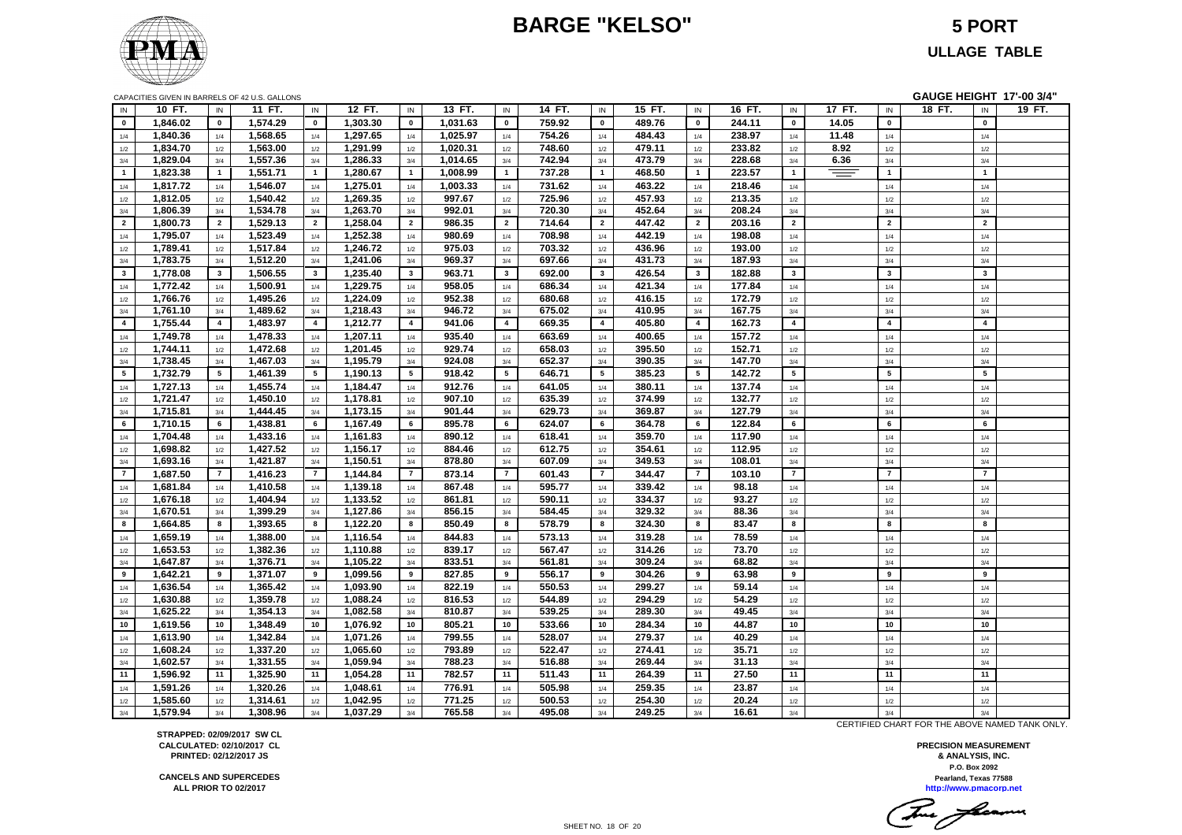# BARGE "KELSO"

**5 PORT**

**ULLAGE TABLE**

CAPACITIES GIVEN IN BARRELS OF 42 U.S. GALLONS

**GAUGE HEIGHT 17'-00 3/4"**

| IN | 10 FT. | IN | 11 FT. | IN | 12 FT. | IN | 13 FT. | IN | 14 FT. | IN | 15 FT. | IN | 16 FT. | IN | 17 FT. | IN | 18 FT. | IN | 19 FT. |
|---|---|---|---|---|---|---|---|---|---|---|---|---|---|---|---|---|---|---|---|
| 0 | 1,846.02 | 0 | 1,574.29 | 0 | 1,303.30 | 0 | 1,031.63 | 0 | 759.92 | 0 | 489.76 | 0 | 244.11 | 0 | 14.05 | 0 | | 0 | |
| 1/4 | 1,840.36 | 1/4 | 1,568.65 | 1/4 | 1,297.65 | 1/4 | 1,025.97 | 1/4 | 754.26 | 1/4 | 484.43 | 1/4 | 238.97 | 1/4 | 11.48 | 1/4 | | 1/4 | |
| 1/2 | 1,834.70 | 1/2 | 1,563.00 | 1/2 | 1,291.99 | 1/2 | 1,020.31 | 1/2 | 748.60 | 1/2 | 479.11 | 1/2 | 233.82 | 1/2 | 8.92 | 1/2 | | 1/2 | |
| 3/4 | 1,829.04 | 3/4 | 1,557.36 | 3/4 | 1,286.33 | 3/4 | 1,014.65 | 3/4 | 742.94 | 3/4 | 473.79 | 3/4 | 228.68 | 3/4 | 6.36 | 3/4 | | 3/4 | |
| 1 | 1,823.38 | 1 | 1,551.71 | 1 | 1,280.67 | 1 | 1,008.99 | 1 | 737.28 | 1 | 468.50 | 1 | 223.57 | 1 | | 1 | | 1 | |
| 1/4 | 1,817.72 | 1/4 | 1,546.07 | 1/4 | 1,275.01 | 1/4 | 1,003.33 | 1/4 | 731.62 | 1/4 | 463.22 | 1/4 | 218.46 | 1/4 | | 1/4 | | 1/4 | |
| 1/2 | 1,812.05 | 1/2 | 1,540.42 | 1/2 | 1,269.35 | 1/2 | 997.67 | 1/2 | 725.96 | 1/2 | 457.93 | 1/2 | 213.35 | 1/2 | | 1/2 | | 1/2 | |
| 3/4 | 1,806.39 | 3/4 | 1,534.78 | 3/4 | 1,263.70 | 3/4 | 992.01 | 3/4 | 720.30 | 3/4 | 452.64 | 3/4 | 208.24 | 3/4 | | 3/4 | | 3/4 | |
| 2 | 1,800.73 | 2 | 1,529.13 | 2 | 1,258.04 | 2 | 986.35 | 2 | 714.64 | 2 | 447.42 | 2 | 203.16 | 2 | | 2 | | 2 | |
| 1/4 | 1,795.07 | 1/4 | 1,523.49 | 1/4 | 1,252.38 | 1/4 | 980.69 | 1/4 | 708.98 | 1/4 | 442.19 | 1/4 | 198.08 | 1/4 | | 1/4 | | 1/4 | |
| 1/2 | 1,789.41 | 1/2 | 1,517.84 | 1/2 | 1,246.72 | 1/2 | 975.03 | 1/2 | 703.32 | 1/2 | 436.96 | 1/2 | 193.00 | 1/2 | | 1/2 | | 1/2 | |
| 3/4 | 1,783.75 | 3/4 | 1,512.20 | 3/4 | 1,241.06 | 3/4 | 969.37 | 3/4 | 697.66 | 3/4 | 431.73 | 3/4 | 187.93 | 3/4 | | 3/4 | | 3/4 | |
| 3 | 1,778.08 | 3 | 1,506.55 | 3 | 1,235.40 | 3 | 963.71 | 3 | 692.00 | 3 | 426.54 | 3 | 182.88 | 3 | | 3 | | 3 | |
| 1/4 | 1,772.42 | 1/4 | 1,500.91 | 1/4 | 1,229.75 | 1/4 | 958.05 | 1/4 | 686.34 | 1/4 | 421.34 | 1/4 | 177.84 | 1/4 | | 1/4 | | 1/4 | |
| 1/2 | 1,766.76 | 1/2 | 1,495.26 | 1/2 | 1,224.09 | 1/2 | 952.38 | 1/2 | 680.68 | 1/2 | 416.15 | 1/2 | 172.79 | 1/2 | | 1/2 | | 1/2 | |
| 3/4 | 1,761.10 | 3/4 | 1,489.62 | 3/4 | 1,218.43 | 3/4 | 946.72 | 3/4 | 675.02 | 3/4 | 410.95 | 3/4 | 167.75 | 3/4 | | 3/4 | | 3/4 | |
| 4 | 1,755.44 | 4 | 1,483.97 | 4 | 1,212.77 | 4 | 941.06 | 4 | 669.35 | 4 | 405.80 | 4 | 162.73 | 4 | | 4 | | 4 | |
| 1/4 | 1,749.78 | 1/4 | 1,478.33 | 1/4 | 1,207.11 | 1/4 | 935.40 | 1/4 | 663.69 | 1/4 | 400.65 | 1/4 | 157.72 | 1/4 | | 1/4 | | 1/4 | |
| 1/2 | 1,744.11 | 1/2 | 1,472.68 | 1/2 | 1,201.45 | 1/2 | 929.74 | 1/2 | 658.03 | 1/2 | 395.50 | 1/2 | 152.71 | 1/2 | | 1/2 | | 1/2 | |
| 3/4 | 1,738.45 | 3/4 | 1,467.03 | 3/4 | 1,195.79 | 3/4 | 924.08 | 3/4 | 652.37 | 3/4 | 390.35 | 3/4 | 147.70 | 3/4 | | 3/4 | | 3/4 | |
| 5 | 1,732.79 | 5 | 1,461.39 | 5 | 1,190.13 | 5 | 918.42 | 5 | 646.71 | 5 | 385.23 | 5 | 142.72 | 5 | | 5 | | 5 | |
| 1/4 | 1,727.13 | 1/4 | 1,455.74 | 1/4 | 1,184.47 | 1/4 | 912.76 | 1/4 | 641.05 | 1/4 | 380.11 | 1/4 | 137.74 | 1/4 | | 1/4 | | 1/4 | |
| 1/2 | 1,721.47 | 1/2 | 1,450.10 | 1/2 | 1,178.81 | 1/2 | 907.10 | 1/2 | 635.39 | 1/2 | 374.99 | 1/2 | 132.77 | 1/2 | | 1/2 | | 1/2 | |
| 3/4 | 1,715.81 | 3/4 | 1,444.45 | 3/4 | 1,173.15 | 3/4 | 901.44 | 3/4 | 629.73 | 3/4 | 369.87 | 3/4 | 127.79 | 3/4 | | 3/4 | | 3/4 | |
| 6 | 1,710.15 | 6 | 1,438.81 | 6 | 1,167.49 | 6 | 895.78 | 6 | 624.07 | 6 | 364.78 | 6 | 122.84 | 6 | | 6 | | 6 | |
| 1/4 | 1,704.48 | 1/4 | 1,433.16 | 1/4 | 1,161.83 | 1/4 | 890.12 | 1/4 | 618.41 | 1/4 | 359.70 | 1/4 | 117.90 | 1/4 | | 1/4 | | 1/4 | |
| 1/2 | 1,698.82 | 1/2 | 1,427.52 | 1/2 | 1,156.17 | 1/2 | 884.46 | 1/2 | 612.75 | 1/2 | 354.61 | 1/2 | 112.95 | 1/2 | | 1/2 | | 1/2 | |
| 3/4 | 1,693.16 | 3/4 | 1,421.87 | 3/4 | 1,150.51 | 3/4 | 878.80 | 3/4 | 607.09 | 3/4 | 349.53 | 3/4 | 108.01 | 3/4 | | 3/4 | | 3/4 | |
| 7 | 1,687.50 | 7 | 1,416.23 | 7 | 1,144.84 | 7 | 873.14 | 7 | 601.43 | 7 | 344.47 | 7 | 103.10 | 7 | | 7 | | 7 | |
| 1/4 | 1,681.84 | 1/4 | 1,410.58 | 1/4 | 1,139.18 | 1/4 | 867.48 | 1/4 | 595.77 | 1/4 | 339.42 | 1/4 | 98.18 | 1/4 | | 1/4 | | 1/4 | |
| 1/2 | 1,676.18 | 1/2 | 1,404.94 | 1/2 | 1,133.52 | 1/2 | 861.81 | 1/2 | 590.11 | 1/2 | 334.37 | 1/2 | 93.27 | 1/2 | | 1/2 | | 1/2 | |
| 3/4 | 1,670.51 | 3/4 | 1,399.29 | 3/4 | 1,127.86 | 3/4 | 856.15 | 3/4 | 584.45 | 3/4 | 329.32 | 3/4 | 88.36 | 3/4 | | 3/4 | | 3/4 | |
| 8 | 1,664.85 | 8 | 1,393.65 | 8 | 1,122.20 | 8 | 850.49 | 8 | 578.79 | 8 | 324.30 | 8 | 83.47 | 8 | | 8 | | 8 | |
| 1/4 | 1,659.19 | 1/4 | 1,388.00 | 1/4 | 1,116.54 | 1/4 | 844.83 | 1/4 | 573.13 | 1/4 | 319.28 | 1/4 | 78.59 | 1/4 | | 1/4 | | 1/4 | |
| 1/2 | 1,653.53 | 1/2 | 1,382.36 | 1/2 | 1,110.88 | 1/2 | 839.17 | 1/2 | 567.47 | 1/2 | 314.26 | 1/2 | 73.70 | 1/2 | | 1/2 | | 1/2 | |
| 3/4 | 1,647.87 | 3/4 | 1,376.71 | 3/4 | 1,105.22 | 3/4 | 833.51 | 3/4 | 561.81 | 3/4 | 309.24 | 3/4 | 68.82 | 3/4 | | 3/4 | | 3/4 | |
| 9 | 1,642.21 | 9 | 1,371.07 | 9 | 1,099.56 | 9 | 827.85 | 9 | 556.17 | 9 | 304.26 | 9 | 63.98 | 9 | | 9 | | 9 | |
| 1/4 | 1,636.54 | 1/4 | 1,365.42 | 1/4 | 1,093.90 | 1/4 | 822.19 | 1/4 | 550.53 | 1/4 | 299.27 | 1/4 | 59.14 | 1/4 | | 1/4 | | 1/4 | |
| 1/2 | 1,630.88 | 1/2 | 1,359.78 | 1/2 | 1,088.24 | 1/2 | 816.53 | 1/2 | 544.89 | 1/2 | 294.29 | 1/2 | 54.29 | 1/2 | | 1/2 | | 1/2 | |
| 3/4 | 1,625.22 | 3/4 | 1,354.13 | 3/4 | 1,082.58 | 3/4 | 810.87 | 3/4 | 539.25 | 3/4 | 289.30 | 3/4 | 49.45 | 3/4 | | 3/4 | | 3/4 | |
| 10 | 1,619.56 | 10 | 1,348.49 | 10 | 1,076.92 | 10 | 805.21 | 10 | 533.66 | 10 | 284.34 | 10 | 44.87 | 10 | | 10 | | 10 | |
| 1/4 | 1,613.90 | 1/4 | 1,342.84 | 1/4 | 1,071.26 | 1/4 | 799.55 | 1/4 | 528.07 | 1/4 | 279.37 | 1/4 | 40.29 | 1/4 | | 1/4 | | 1/4 | |
| 1/2 | 1,608.24 | 1/2 | 1,337.20 | 1/2 | 1,065.60 | 1/2 | 793.89 | 1/2 | 522.47 | 1/2 | 274.41 | 1/2 | 35.71 | 1/2 | | 1/2 | | 1/2 | |
| 3/4 | 1,602.57 | 3/4 | 1,331.55 | 3/4 | 1,059.94 | 3/4 | 788.23 | 3/4 | 516.88 | 3/4 | 269.44 | 3/4 | 31.13 | 3/4 | | 3/4 | | 3/4 | |
| 11 | 1,596.92 | 11 | 1,325.90 | 11 | 1,054.28 | 11 | 782.57 | 11 | 511.43 | 11 | 264.39 | 11 | 27.50 | 11 | | 11 | | 11 | |
| 1/4 | 1,591.26 | 1/4 | 1,320.26 | 1/4 | 1,048.61 | 1/4 | 776.91 | 1/4 | 505.98 | 1/4 | 259.35 | 1/4 | 23.87 | 1/4 | | 1/4 | | 1/4 | |
| 1/2 | 1,585.60 | 1/2 | 1,314.61 | 1/2 | 1,042.95 | 1/2 | 771.25 | 1/2 | 500.53 | 1/2 | 254.30 | 1/2 | 20.24 | 1/2 | | 1/2 | | 1/2 | |
| 3/4 | 1,579.94 | 3/4 | 1,308.96 | 3/4 | 1,037.29 | 3/4 | 765.58 | 3/4 | 495.08 | 3/4 | 249.25 | 3/4 | 16.61 | 3/4 | | 3/4 | | 3/4 | |

CERTIFIED CHART FOR THE ABOVE NAMED TANK ONLY.

**STRAPPED: 02/09/2017 SW CL**
**CALCULATED: 02/10/2017 CL**
**PRINTED: 02/12/2017 JS**

**CANCELS AND SUPERCEDES**
**ALL PRIOR TO 02/2017**

**PRECISION MEASUREMENT**
**& ANALYSIS, INC.**
**P.O. Box 2092**
**Pearland, Texas 77588**
**http://www.pmacorp.net**

SHEET NO. 18 OF 20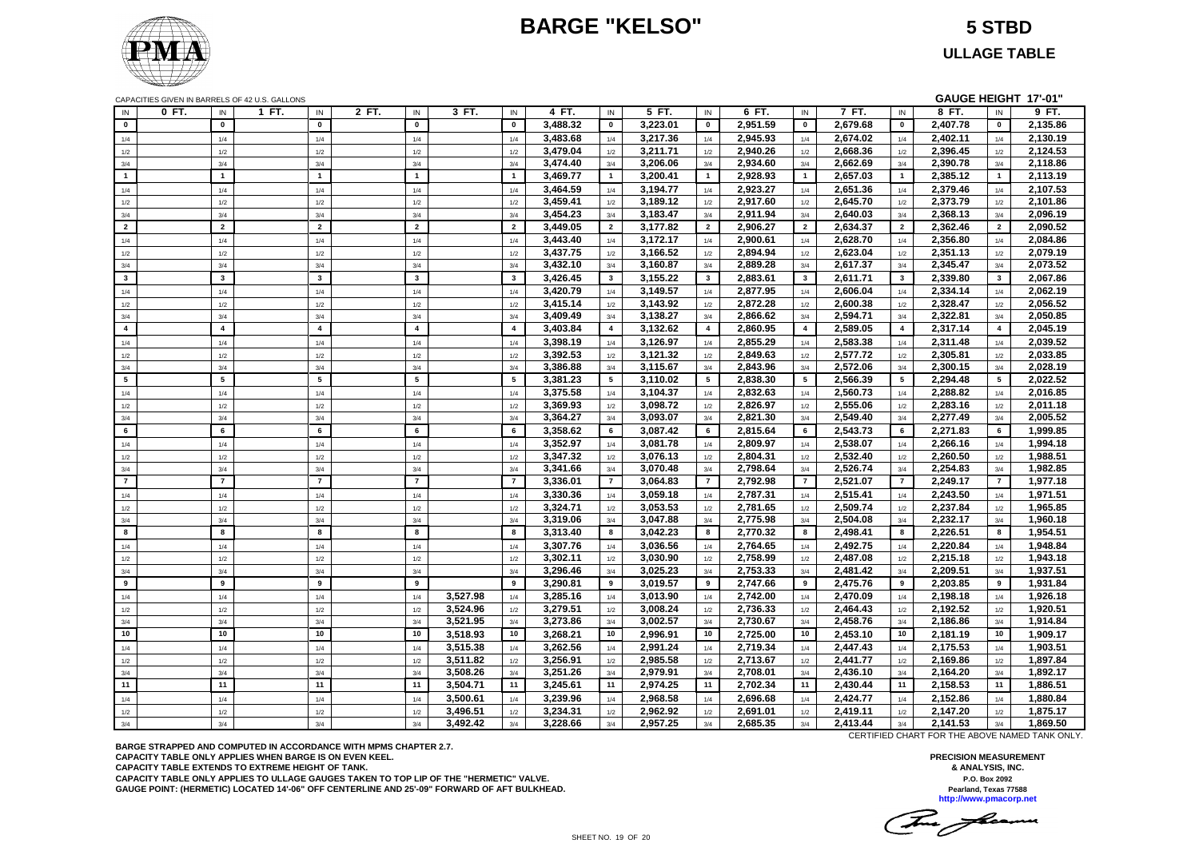# BARGE "KELSO"

## 5 STBD

## ULLAGE TABLE

CAPACITIES GIVEN IN BARRELS OF 42 U.S. GALLONS

**GAUGE HEIGHT 17'-01"**

| IN | 0 FT. | IN | 1 FT. | IN | 2 FT. | IN | 3 FT. | IN | 4 FT. | IN | 5 FT. | IN | 6 FT. | IN | 7 FT. | IN | 8 FT. | IN | 9 FT. |
|---|---|---|---|---|---|---|---|---|---|---|---|---|---|---|---|---|---|---|---|
| **0** | | **0** | | **0** | | **0** | | **0** | 3,488.32 | **0** | 3,223.01 | **0** | 2,951.59 | **0** | 2,679.68 | **0** | 2,407.78 | **0** | 2,135.86 |
| 1/4 | | 1/4 | | 1/4 | | 1/4 | | 1/4 | 3,483.68 | 1/4 | 3,217.36 | 1/4 | 2,945.93 | 1/4 | 2,674.02 | 1/4 | 2,402.11 | 1/4 | 2,130.19 |
| 1/2 | | 1/2 | | 1/2 | | 1/2 | | 1/2 | 3,479.04 | 1/2 | 3,211.71 | 1/2 | 2,940.26 | 1/2 | 2,668.36 | 1/2 | 2,396.45 | 1/2 | 2,124.53 |
| 3/4 | | 3/4 | | 3/4 | | 3/4 | | 3/4 | 3,474.40 | 3/4 | 3,206.06 | 3/4 | 2,934.60 | 3/4 | 2,662.69 | 3/4 | 2,390.78 | 3/4 | 2,118.86 |
| **1** | | **1** | | **1** | | **1** | | **1** | 3,469.77 | **1** | 3,200.41 | **1** | 2,928.93 | **1** | 2,657.03 | **1** | 2,385.12 | **1** | 2,113.19 |
| 1/4 | | 1/4 | | 1/4 | | 1/4 | | 1/4 | 3,464.59 | 1/4 | 3,194.77 | 1/4 | 2,923.27 | 1/4 | 2,651.36 | 1/4 | 2,379.46 | 1/4 | 2,107.53 |
| 1/2 | | 1/2 | | 1/2 | | 1/2 | | 1/2 | 3,459.41 | 1/2 | 3,189.12 | 1/2 | 2,917.60 | 1/2 | 2,645.70 | 1/2 | 2,373.79 | 1/2 | 2,101.86 |
| 3/4 | | 3/4 | | 3/4 | | 3/4 | | 3/4 | 3,454.23 | 3/4 | 3,183.47 | 3/4 | 2,911.94 | 3/4 | 2,640.03 | 3/4 | 2,368.13 | 3/4 | 2,096.19 |
| **2** | | **2** | | **2** | | **2** | | **2** | 3,449.05 | **2** | 3,177.82 | **2** | 2,906.27 | **2** | 2,634.37 | **2** | 2,362.46 | **2** | 2,090.52 |
| 1/4 | | 1/4 | | 1/4 | | 1/4 | | 1/4 | 3,443.40 | 1/4 | 3,172.17 | 1/4 | 2,900.61 | 1/4 | 2,628.70 | 1/4 | 2,356.80 | 1/4 | 2,084.86 |
| 1/2 | | 1/2 | | 1/2 | | 1/2 | | 1/2 | 3,437.75 | 1/2 | 3,166.52 | 1/2 | 2,894.94 | 1/2 | 2,623.04 | 1/2 | 2,351.13 | 1/2 | 2,079.19 |
| 3/4 | | 3/4 | | 3/4 | | 3/4 | | 3/4 | 3,432.10 | 3/4 | 3,160.87 | 3/4 | 2,889.28 | 3/4 | 2,617.37 | 3/4 | 2,345.47 | 3/4 | 2,073.52 |
| **3** | | **3** | | **3** | | **3** | | **3** | 3,426.45 | **3** | 3,155.22 | **3** | 2,883.61 | **3** | 2,611.71 | **3** | 2,339.80 | **3** | 2,067.86 |
| 1/4 | | 1/4 | | 1/4 | | 1/4 | | 1/4 | 3,420.79 | 1/4 | 3,149.57 | 1/4 | 2,877.95 | 1/4 | 2,606.04 | 1/4 | 2,334.14 | 1/4 | 2,062.19 |
| 1/2 | | 1/2 | | 1/2 | | 1/2 | | 1/2 | 3,415.14 | 1/2 | 3,143.92 | 1/2 | 2,872.28 | 1/2 | 2,600.38 | 1/2 | 2,328.47 | 1/2 | 2,056.52 |
| 3/4 | | 3/4 | | 3/4 | | 3/4 | | 3/4 | 3,409.49 | 3/4 | 3,138.27 | 3/4 | 2,866.62 | 3/4 | 2,594.71 | 3/4 | 2,322.81 | 3/4 | 2,050.85 |
| **4** | | **4** | | **4** | | **4** | | **4** | 3,403.84 | **4** | 3,132.62 | **4** | 2,860.95 | **4** | 2,589.05 | **4** | 2,317.14 | **4** | 2,045.19 |
| 1/4 | | 1/4 | | 1/4 | | 1/4 | | 1/4 | 3,398.19 | 1/4 | 3,126.97 | 1/4 | 2,855.29 | 1/4 | 2,583.38 | 1/4 | 2,311.48 | 1/4 | 2,039.52 |
| 1/2 | | 1/2 | | 1/2 | | 1/2 | | 1/2 | 3,392.53 | 1/2 | 3,121.32 | 1/2 | 2,849.63 | 1/2 | 2,577.72 | 1/2 | 2,305.81 | 1/2 | 2,033.85 |
| 3/4 | | 3/4 | | 3/4 | | 3/4 | | 3/4 | 3,386.88 | 3/4 | 3,115.67 | 3/4 | 2,843.96 | 3/4 | 2,572.06 | 3/4 | 2,300.15 | 3/4 | 2,028.19 |
| **5** | | **5** | | **5** | | **5** | | **5** | 3,381.23 | **5** | 3,110.02 | **5** | 2,838.30 | **5** | 2,566.39 | **5** | 2,294.48 | **5** | 2,022.52 |
| 1/4 | | 1/4 | | 1/4 | | 1/4 | | 1/4 | 3,375.58 | 1/4 | 3,104.37 | 1/4 | 2,832.63 | 1/4 | 2,560.73 | 1/4 | 2,288.82 | 1/4 | 2,016.85 |
| 1/2 | | 1/2 | | 1/2 | | 1/2 | | 1/2 | 3,369.93 | 1/2 | 3,098.72 | 1/2 | 2,826.97 | 1/2 | 2,555.06 | 1/2 | 2,283.16 | 1/2 | 2,011.18 |
| 3/4 | | 3/4 | | 3/4 | | 3/4 | | 3/4 | 3,364.27 | 3/4 | 3,093.07 | 3/4 | 2,821.30 | 3/4 | 2,549.40 | 3/4 | 2,277.49 | 3/4 | 2,005.52 |
| **6** | | **6** | | **6** | | **6** | | **6** | 3,358.62 | **6** | 3,087.42 | **6** | 2,815.64 | **6** | 2,543.73 | **6** | 2,271.83 | **6** | 1,999.85 |
| 1/4 | | 1/4 | | 1/4 | | 1/4 | | 1/4 | 3,352.97 | 1/4 | 3,081.78 | 1/4 | 2,809.97 | 1/4 | 2,538.07 | 1/4 | 2,266.16 | 1/4 | 1,994.18 |
| 1/2 | | 1/2 | | 1/2 | | 1/2 | | 1/2 | 3,347.32 | 1/2 | 3,076.13 | 1/2 | 2,804.31 | 1/2 | 2,532.40 | 1/2 | 2,260.50 | 1/2 | 1,988.51 |
| 3/4 | | 3/4 | | 3/4 | | 3/4 | | 3/4 | 3,341.66 | 3/4 | 3,070.48 | 3/4 | 2,798.64 | 3/4 | 2,526.74 | 3/4 | 2,254.83 | 3/4 | 1,982.85 |
| **7** | | **7** | | **7** | | **7** | | **7** | 3,336.01 | **7** | 3,064.83 | **7** | 2,792.98 | **7** | 2,521.07 | **7** | 2,249.17 | **7** | 1,977.18 |
| 1/4 | | 1/4 | | 1/4 | | 1/4 | | 1/4 | 3,330.36 | 1/4 | 3,059.18 | 1/4 | 2,787.31 | 1/4 | 2,515.41 | 1/4 | 2,243.50 | 1/4 | 1,971.51 |
| 1/2 | | 1/2 | | 1/2 | | 1/2 | | 1/2 | 3,324.71 | 1/2 | 3,053.53 | 1/2 | 2,781.65 | 1/2 | 2,509.74 | 1/2 | 2,237.84 | 1/2 | 1,965.85 |
| 3/4 | | 3/4 | | 3/4 | | 3/4 | | 3/4 | 3,319.06 | 3/4 | 3,047.88 | 3/4 | 2,775.98 | 3/4 | 2,504.08 | 3/4 | 2,232.17 | 3/4 | 1,960.18 |
| **8** | | **8** | | **8** | | **8** | | **8** | 3,313.40 | **8** | 3,042.23 | **8** | 2,770.32 | **8** | 2,498.41 | **8** | 2,226.51 | **8** | 1,954.51 |
| 1/4 | | 1/4 | | 1/4 | | 1/4 | | 1/4 | 3,307.76 | 1/4 | 3,036.56 | 1/4 | 2,764.65 | 1/4 | 2,492.75 | 1/4 | 2,220.84 | 1/4 | 1,948.84 |
| 1/2 | | 1/2 | | 1/2 | | 1/2 | | 1/2 | 3,302.11 | 1/2 | 3,030.90 | 1/2 | 2,758.99 | 1/2 | 2,487.08 | 1/2 | 2,215.18 | 1/2 | 1,943.18 |
| 3/4 | | 3/4 | | 3/4 | | 3/4 | | 3/4 | 3,296.46 | 3/4 | 3,025.23 | 3/4 | 2,753.33 | 3/4 | 2,481.42 | 3/4 | 2,209.51 | 3/4 | 1,937.51 |
| **9** | | **9** | | **9** | | **9** | | **9** | 3,290.81 | **9** | 3,019.57 | **9** | 2,747.66 | **9** | 2,475.76 | **9** | 2,203.85 | **9** | 1,931.84 |
| 1/4 | | 1/4 | | 1/4 | | 1/4 | 3,527.98 | 1/4 | 3,285.16 | 1/4 | 3,013.90 | 1/4 | 2,742.00 | 1/4 | 2,470.09 | 1/4 | 2,198.18 | 1/4 | 1,926.18 |
| 1/2 | | 1/2 | | 1/2 | | 1/2 | 3,524.96 | 1/2 | 3,279.51 | 1/2 | 3,008.24 | 1/2 | 2,736.33 | 1/2 | 2,464.43 | 1/2 | 2,192.52 | 1/2 | 1,920.51 |
| 3/4 | | 3/4 | | 3/4 | | 3/4 | 3,521.95 | 3/4 | 3,273.86 | 3/4 | 3,002.57 | 3/4 | 2,730.67 | 3/4 | 2,458.76 | 3/4 | 2,186.86 | 3/4 | 1,914.84 |
| **10** | | **10** | | **10** | | **10** | 3,518.93 | **10** | 3,268.21 | **10** | 2,996.91 | **10** | 2,725.00 | **10** | 2,453.10 | **10** | 2,181.19 | **10** | 1,909.17 |
| 1/4 | | 1/4 | | 1/4 | | 1/4 | 3,515.38 | 1/4 | 3,262.56 | 1/4 | 2,991.24 | 1/4 | 2,719.34 | 1/4 | 2,447.43 | 1/4 | 2,175.53 | 1/4 | 1,903.51 |
| 1/2 | | 1/2 | | 1/2 | | 1/2 | 3,511.82 | 1/2 | 3,256.91 | 1/2 | 2,985.58 | 1/2 | 2,713.67 | 1/2 | 2,441.77 | 1/2 | 2,169.86 | 1/2 | 1,897.84 |
| 3/4 | | 3/4 | | 3/4 | | 3/4 | 3,508.26 | 3/4 | 3,251.26 | 3/4 | 2,979.91 | 3/4 | 2,708.01 | 3/4 | 2,436.10 | 3/4 | 2,164.20 | 3/4 | 1,892.17 |
| **11** | | **11** | | **11** | | **11** | 3,504.71 | **11** | 3,245.61 | **11** | 2,974.25 | **11** | 2,702.34 | **11** | 2,430.44 | **11** | 2,158.53 | **11** | 1,886.51 |
| 1/4 | | 1/4 | | 1/4 | | 1/4 | 3,500.61 | 1/4 | 3,239.96 | 1/4 | 2,968.58 | 1/4 | 2,696.68 | 1/4 | 2,424.77 | 1/4 | 2,152.86 | 1/4 | 1,880.84 |
| 1/2 | | 1/2 | | 1/2 | | 1/2 | 3,496.51 | 1/2 | 3,234.31 | 1/2 | 2,962.92 | 1/2 | 2,691.01 | 1/2 | 2,419.11 | 1/2 | 2,147.20 | 1/2 | 1,875.17 |
| 3/4 | | 3/4 | | 3/4 | | 3/4 | 3,492.42 | 3/4 | 3,228.66 | 3/4 | 2,957.25 | 3/4 | 2,685.35 | 3/4 | 2,413.44 | 3/4 | 2,141.53 | 3/4 | 1,869.50 |

CERTIFIED CHART FOR THE ABOVE NAMED TANK ONLY.

**BARGE STRAPPED AND COMPUTED IN ACCORDANCE WITH MPMS CHAPTER 2.7.**
**CAPACITY TABLE ONLY APPLIES WHEN BARGE IS ON EVEN KEEL.**
**CAPACITY TABLE EXTENDS TO EXTREME HEIGHT OF TANK.**
**CAPACITY TABLE ONLY APPLIES TO ULLAGE GAUGES TAKEN TO TOP LIP OF THE "HERMETIC" VALVE.**
**GAUGE POINT: (HERMETIC) LOCATED 14'-06" OFF CENTERLINE AND 25'-09" FORWARD OF AFT BULKHEAD.**

**PRECISION MEASUREMENT & ANALYSIS, INC.**
P.O. Box 2092
Pearland, Texas 77588
http://www.pmacorp.net

SHEET NO. 19 OF 20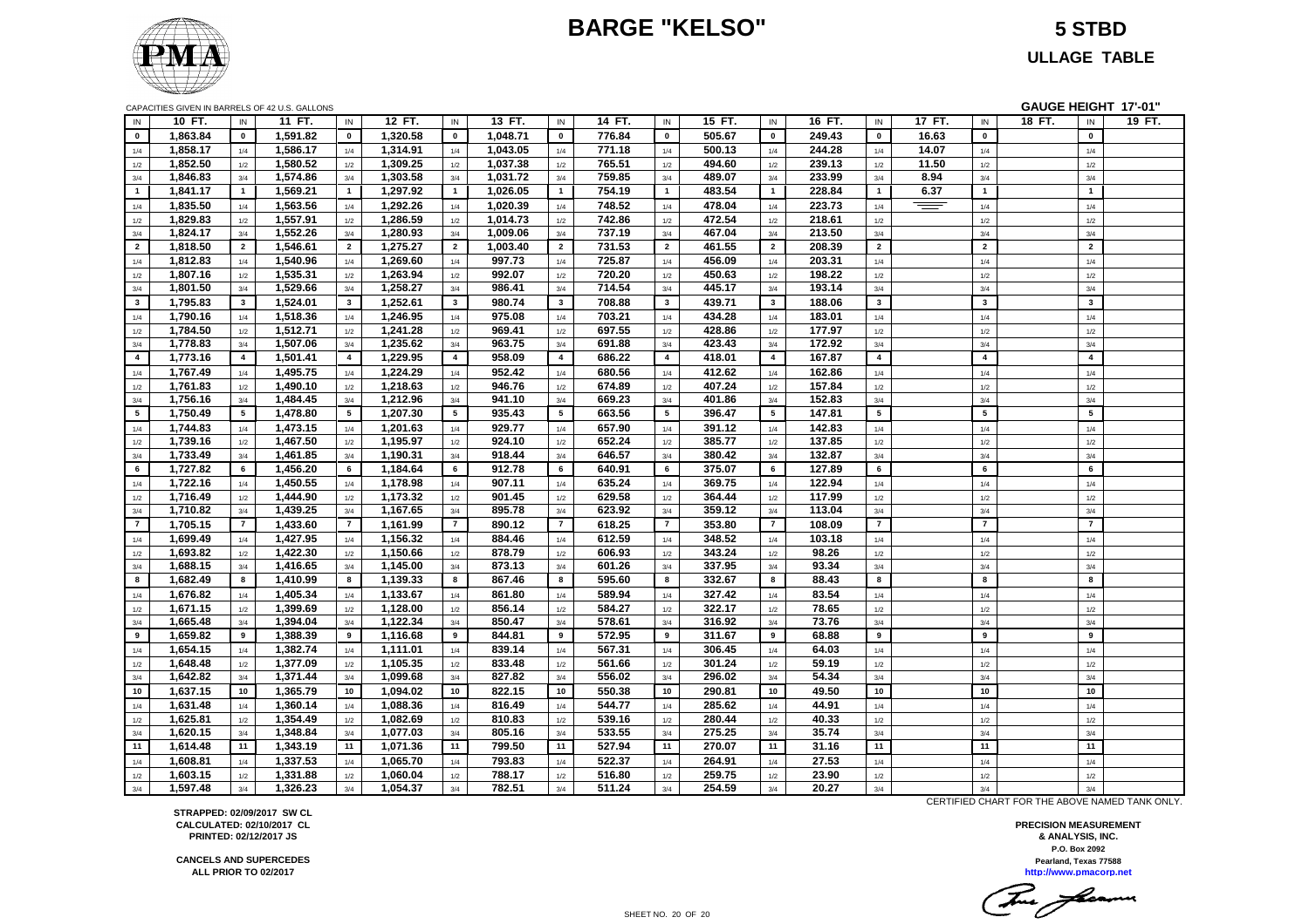# BARGE "KELSO"

## 5 STBD

## ULLAGE TABLE

CAPACITIES GIVEN IN BARRELS OF 42 U.S. GALLONS

**GAUGE HEIGHT 17'-01"**

| IN | 10 FT. | IN | 11 FT. | IN | 12 FT. | IN | 13 FT. | IN | 14 FT. | IN | 15 FT. | IN | 16 FT. | IN | 17 FT. | IN | 18 FT. | IN | 19 FT. |
|---|---|---|---|---|---|---|---|---|---|---|---|---|---|---|---|---|---|---|---|
| 0 | 1,863.84 | 0 | 1,591.82 | 0 | 1,320.58 | 0 | 1,048.71 | 0 | 776.84 | 0 | 505.67 | 0 | 249.43 | 0 | 16.63 | 0 | | 0 | |
| 1/4 | 1,858.17 | 1/4 | 1,586.17 | 1/4 | 1,314.91 | 1/4 | 1,043.05 | 1/4 | 771.18 | 1/4 | 500.13 | 1/4 | 244.28 | 1/4 | 14.07 | 1/4 | | 1/4 | |
| 1/2 | 1,852.50 | 1/2 | 1,580.52 | 1/2 | 1,309.25 | 1/2 | 1,037.38 | 1/2 | 765.51 | 1/2 | 494.60 | 1/2 | 239.13 | 1/2 | 11.50 | 1/2 | | 1/2 | |
| 3/4 | 1,846.83 | 3/4 | 1,574.86 | 3/4 | 1,303.58 | 3/4 | 1,031.72 | 3/4 | 759.85 | 3/4 | 489.07 | 3/4 | 233.99 | 3/4 | 8.94 | 3/4 | | 3/4 | |
| 1 | 1,841.17 | 1 | 1,569.21 | 1 | 1,297.92 | 1 | 1,026.05 | 1 | 754.19 | 1 | 483.54 | 1 | 228.84 | 1 | 6.37 | 1 | | 1 | |
| 1/4 | 1,835.50 | 1/4 | 1,563.56 | 1/4 | 1,292.26 | 1/4 | 1,020.39 | 1/4 | 748.52 | 1/4 | 478.04 | 1/4 | 223.73 | 1/4 | | 1/4 | | 1/4 | |
| 1/2 | 1,829.83 | 1/2 | 1,557.91 | 1/2 | 1,286.59 | 1/2 | 1,014.73 | 1/2 | 742.86 | 1/2 | 472.54 | 1/2 | 218.61 | 1/2 | | 1/2 | | 1/2 | |
| 3/4 | 1,824.17 | 3/4 | 1,552.26 | 3/4 | 1,280.93 | 3/4 | 1,009.06 | 3/4 | 737.19 | 3/4 | 467.04 | 3/4 | 213.50 | 3/4 | | 3/4 | | 3/4 | |
| 2 | 1,818.50 | 2 | 1,546.61 | 2 | 1,275.27 | 2 | 1,003.40 | 2 | 731.53 | 2 | 461.55 | 2 | 208.39 | 2 | | 2 | | 2 | |
| 1/4 | 1,812.83 | 1/4 | 1,540.96 | 1/4 | 1,269.60 | 1/4 | 997.73 | 1/4 | 725.87 | 1/4 | 456.09 | 1/4 | 203.31 | 1/4 | | 1/4 | | 1/4 | |
| 1/2 | 1,807.16 | 1/2 | 1,535.31 | 1/2 | 1,263.94 | 1/2 | 992.07 | 1/2 | 720.20 | 1/2 | 450.63 | 1/2 | 198.22 | 1/2 | | 1/2 | | 1/2 | |
| 3/4 | 1,801.50 | 3/4 | 1,529.66 | 3/4 | 1,258.27 | 3/4 | 986.41 | 3/4 | 714.54 | 3/4 | 445.17 | 3/4 | 193.14 | 3/4 | | 3/4 | | 3/4 | |
| 3 | 1,795.83 | 3 | 1,524.01 | 3 | 1,252.61 | 3 | 980.74 | 3 | 708.88 | 3 | 439.71 | 3 | 188.06 | 3 | | 3 | | 3 | |
| 1/4 | 1,790.16 | 1/4 | 1,518.36 | 1/4 | 1,246.95 | 1/4 | 975.08 | 1/4 | 703.21 | 1/4 | 434.28 | 1/4 | 183.01 | 1/4 | | 1/4 | | 1/4 | |
| 1/2 | 1,784.50 | 1/2 | 1,512.71 | 1/2 | 1,241.28 | 1/2 | 969.41 | 1/2 | 697.55 | 1/2 | 428.86 | 1/2 | 177.97 | 1/2 | | 1/2 | | 1/2 | |
| 3/4 | 1,778.83 | 3/4 | 1,507.06 | 3/4 | 1,235.62 | 3/4 | 963.75 | 3/4 | 691.88 | 3/4 | 423.43 | 3/4 | 172.92 | 3/4 | | 3/4 | | 3/4 | |
| 4 | 1,773.16 | 4 | 1,501.41 | 4 | 1,229.95 | 4 | 958.09 | 4 | 686.22 | 4 | 418.01 | 4 | 167.87 | 4 | | 4 | | 4 | |
| 1/4 | 1,767.49 | 1/4 | 1,495.75 | 1/4 | 1,224.29 | 1/4 | 952.42 | 1/4 | 680.56 | 1/4 | 412.62 | 1/4 | 162.86 | 1/4 | | 1/4 | | 1/4 | |
| 1/2 | 1,761.83 | 1/2 | 1,490.10 | 1/2 | 1,218.63 | 1/2 | 946.76 | 1/2 | 674.89 | 1/2 | 407.24 | 1/2 | 157.84 | 1/2 | | 1/2 | | 1/2 | |
| 3/4 | 1,756.16 | 3/4 | 1,484.45 | 3/4 | 1,212.96 | 3/4 | 941.10 | 3/4 | 669.23 | 3/4 | 401.86 | 3/4 | 152.83 | 3/4 | | 3/4 | | 3/4 | |
| 5 | 1,750.49 | 5 | 1,478.80 | 5 | 1,207.30 | 5 | 935.43 | 5 | 663.56 | 5 | 396.47 | 5 | 147.81 | 5 | | 5 | | 5 | |
| 1/4 | 1,744.83 | 1/4 | 1,473.15 | 1/4 | 1,201.63 | 1/4 | 929.77 | 1/4 | 657.90 | 1/4 | 391.12 | 1/4 | 142.83 | 1/4 | | 1/4 | | 1/4 | |
| 1/2 | 1,739.16 | 1/2 | 1,467.50 | 1/2 | 1,195.97 | 1/2 | 924.10 | 1/2 | 652.24 | 1/2 | 385.77 | 1/2 | 137.85 | 1/2 | | 1/2 | | 1/2 | |
| 3/4 | 1,733.49 | 3/4 | 1,461.85 | 3/4 | 1,190.31 | 3/4 | 918.44 | 3/4 | 646.57 | 3/4 | 380.42 | 3/4 | 132.87 | 3/4 | | 3/4 | | 3/4 | |
| 6 | 1,727.82 | 6 | 1,456.20 | 6 | 1,184.64 | 6 | 912.78 | 6 | 640.91 | 6 | 375.07 | 6 | 127.89 | 6 | | 6 | | 6 | |
| 1/4 | 1,722.16 | 1/4 | 1,450.55 | 1/4 | 1,178.98 | 1/4 | 907.11 | 1/4 | 635.24 | 1/4 | 369.75 | 1/4 | 122.94 | 1/4 | | 1/4 | | 1/4 | |
| 1/2 | 1,716.49 | 1/2 | 1,444.90 | 1/2 | 1,173.32 | 1/2 | 901.45 | 1/2 | 629.58 | 1/2 | 364.44 | 1/2 | 117.99 | 1/2 | | 1/2 | | 1/2 | |
| 3/4 | 1,710.82 | 3/4 | 1,439.25 | 3/4 | 1,167.65 | 3/4 | 895.78 | 3/4 | 623.92 | 3/4 | 359.12 | 3/4 | 113.04 | 3/4 | | 3/4 | | 3/4 | |
| 7 | 1,705.15 | 7 | 1,433.60 | 7 | 1,161.99 | 7 | 890.12 | 7 | 618.25 | 7 | 353.80 | 7 | 108.09 | 7 | | 7 | | 7 | |
| 1/4 | 1,699.49 | 1/4 | 1,427.95 | 1/4 | 1,156.32 | 1/4 | 884.46 | 1/4 | 612.59 | 1/4 | 348.52 | 1/4 | 103.18 | 1/4 | | 1/4 | | 1/4 | |
| 1/2 | 1,693.82 | 1/2 | 1,422.30 | 1/2 | 1,150.66 | 1/2 | 878.79 | 1/2 | 606.93 | 1/2 | 343.24 | 1/2 | 98.26 | 1/2 | | 1/2 | | 1/2 | |
| 3/4 | 1,688.15 | 3/4 | 1,416.65 | 3/4 | 1,145.00 | 3/4 | 873.13 | 3/4 | 601.26 | 3/4 | 337.95 | 3/4 | 93.34 | 3/4 | | 3/4 | | 3/4 | |
| 8 | 1,682.49 | 8 | 1,410.99 | 8 | 1,139.33 | 8 | 867.46 | 8 | 595.60 | 8 | 332.67 | 8 | 88.43 | 8 | | 8 | | 8 | |
| 1/4 | 1,676.82 | 1/4 | 1,405.34 | 1/4 | 1,133.67 | 1/4 | 861.80 | 1/4 | 589.94 | 1/4 | 327.42 | 1/4 | 83.54 | 1/4 | | 1/4 | | 1/4 | |
| 1/2 | 1,671.15 | 1/2 | 1,399.69 | 1/2 | 1,128.00 | 1/2 | 856.14 | 1/2 | 584.27 | 1/2 | 322.17 | 1/2 | 78.65 | 1/2 | | 1/2 | | 1/2 | |
| 3/4 | 1,665.48 | 3/4 | 1,394.04 | 3/4 | 1,122.34 | 3/4 | 850.47 | 3/4 | 578.61 | 3/4 | 316.92 | 3/4 | 73.76 | 3/4 | | 3/4 | | 3/4 | |
| 9 | 1,659.82 | 9 | 1,388.39 | 9 | 1,116.68 | 9 | 844.81 | 9 | 572.95 | 9 | 311.67 | 9 | 68.88 | 9 | | 9 | | 9 | |
| 1/4 | 1,654.15 | 1/4 | 1,382.74 | 1/4 | 1,111.01 | 1/4 | 839.14 | 1/4 | 567.31 | 1/4 | 306.45 | 1/4 | 64.03 | 1/4 | | 1/4 | | 1/4 | |
| 1/2 | 1,648.48 | 1/2 | 1,377.09 | 1/2 | 1,105.35 | 1/2 | 833.48 | 1/2 | 561.66 | 1/2 | 301.24 | 1/2 | 59.19 | 1/2 | | 1/2 | | 1/2 | |
| 3/4 | 1,642.82 | 3/4 | 1,371.44 | 3/4 | 1,099.68 | 3/4 | 827.82 | 3/4 | 556.02 | 3/4 | 296.02 | 3/4 | 54.34 | 3/4 | | 3/4 | | 3/4 | |
| 10 | 1,637.15 | 10 | 1,365.79 | 10 | 1,094.02 | 10 | 822.15 | 10 | 550.38 | 10 | 290.81 | 10 | 49.50 | 10 | | 10 | | 10 | |
| 1/4 | 1,631.48 | 1/4 | 1,360.14 | 1/4 | 1,088.36 | 1/4 | 816.49 | 1/4 | 544.77 | 1/4 | 285.62 | 1/4 | 44.91 | 1/4 | | 1/4 | | 1/4 | |
| 1/2 | 1,625.81 | 1/2 | 1,354.49 | 1/2 | 1,082.69 | 1/2 | 810.83 | 1/2 | 539.16 | 1/2 | 280.44 | 1/2 | 40.33 | 1/2 | | 1/2 | | 1/2 | |
| 3/4 | 1,620.15 | 3/4 | 1,348.84 | 3/4 | 1,077.03 | 3/4 | 805.16 | 3/4 | 533.55 | 3/4 | 275.25 | 3/4 | 35.74 | 3/4 | | 3/4 | | 3/4 | |
| 11 | 1,614.48 | 11 | 1,343.19 | 11 | 1,071.36 | 11 | 799.50 | 11 | 527.94 | 11 | 270.07 | 11 | 31.16 | 11 | | 11 | | 11 | |
| 1/4 | 1,608.81 | 1/4 | 1,337.53 | 1/4 | 1,065.70 | 1/4 | 793.83 | 1/4 | 522.37 | 1/4 | 264.91 | 1/4 | 27.53 | 1/4 | | 1/4 | | 1/4 | |
| 1/2 | 1,603.15 | 1/2 | 1,331.88 | 1/2 | 1,060.04 | 1/2 | 788.17 | 1/2 | 516.80 | 1/2 | 259.75 | 1/2 | 23.90 | 1/2 | | 1/2 | | 1/2 | |
| 3/4 | 1,597.48 | 3/4 | 1,326.23 | 3/4 | 1,054.37 | 3/4 | 782.51 | 3/4 | 511.24 | 3/4 | 254.59 | 3/4 | 20.27 | 3/4 | | 3/4 | | 3/4 | |

CERTIFIED CHART FOR THE ABOVE NAMED TANK ONLY.

**STRAPPED: 02/09/2017 SW CL**
**CALCULATED: 02/10/2017 CL**
**PRINTED: 02/12/2017 JS**

**CANCELS AND SUPERCEDES**
**ALL PRIOR TO 02/2017**

**PRECISION MEASUREMENT**
**& ANALYSIS, INC.**
**P.O. Box 2092**
**Pearland, Texas 77588**
**http://www.pmacorp.net**

SHEET NO. 20 OF 20